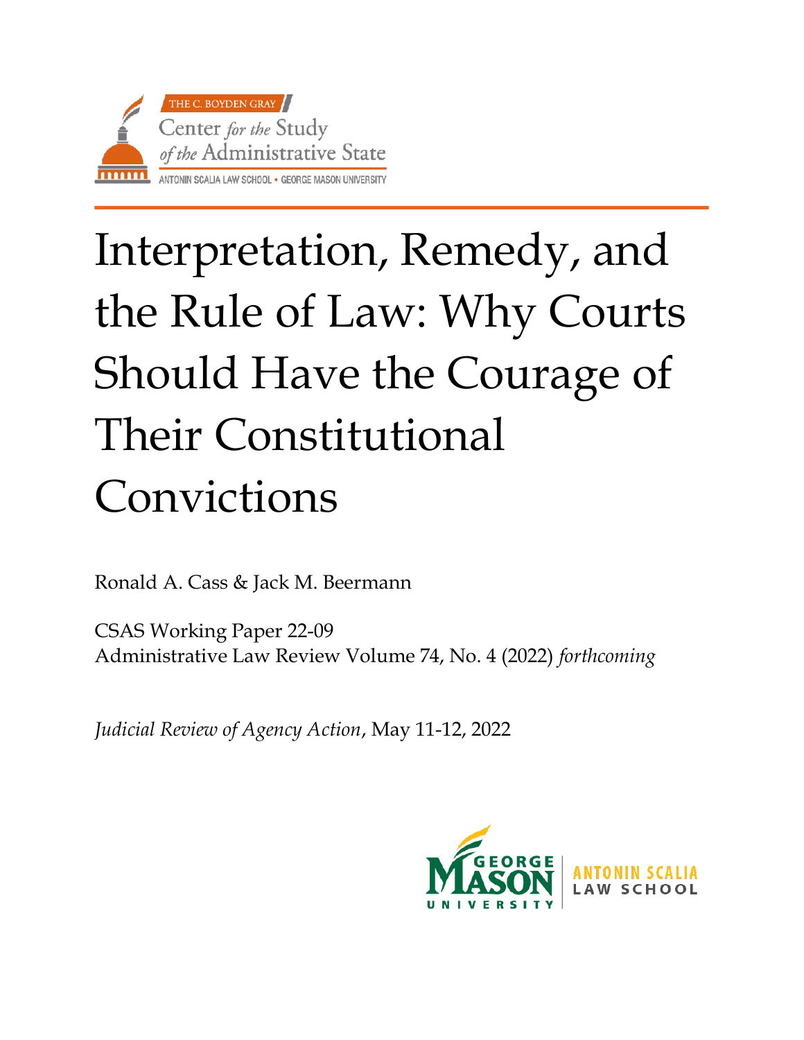THE C. BOYDEN GRAY

Center *for the* Study *of the* Administrative State

ANTONIN SCALIA LAW SCHOOL • GEORGE MASON UNIVERSITY

# Interpretation, Remedy, and the Rule of Law: Why Courts Should Have the Courage of Their Constitutional Convictions

Ronald A. Cass & Jack M. Beermann

CSAS Working Paper 22-09
Administrative Law Review Volume 74, No. 4 (2022) *forthcoming*

*Judicial Review of Agency Action*, May 11-12, 2022

GEORGE MASON UNIVERSITY | ANTONIN SCALIA LAW SCHOOL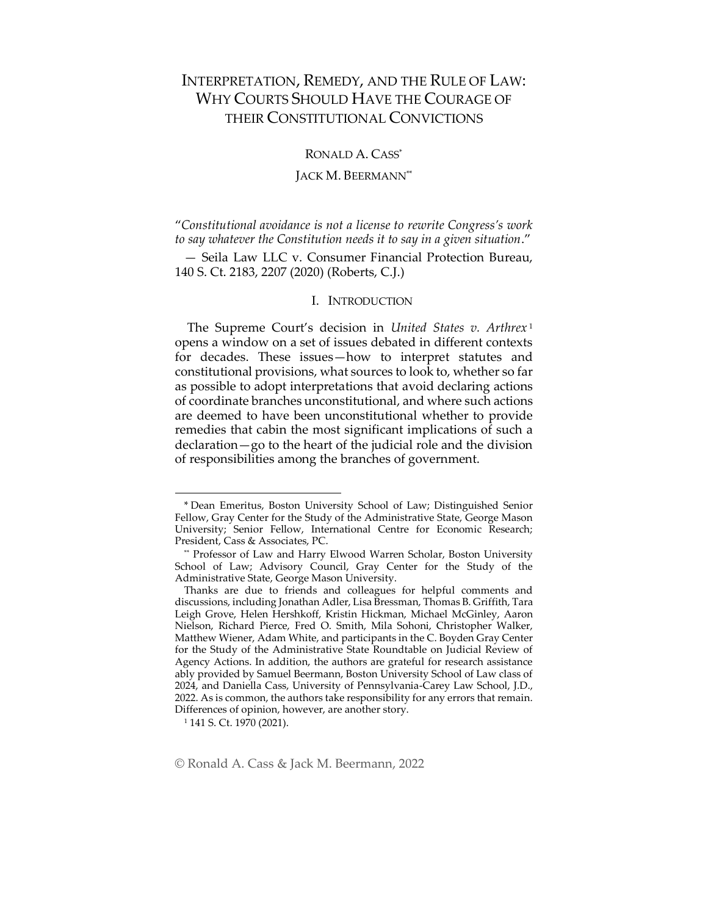# INTERPRETATION, REMEDY, AND THE RULE OF LAW: WHY COURTS SHOULD HAVE THE COURAGE OF THEIR CONSTITUTIONAL CONVICTIONS

RONALD A. CASS[*]

JACK M. BEERMANN[**]

"*Constitutional avoidance is not a license to rewrite Congress's work to say whatever the Constitution needs it to say in a given situation*."

— Seila Law LLC v. Consumer Financial Protection Bureau, 140 S. Ct. 2183, 2207 (2020) (Roberts, C.J.)

## I. INTRODUCTION

The Supreme Court's decision in *United States v. Arthrex*[1] opens a window on a set of issues debated in different contexts for decades. These issues—how to interpret statutes and constitutional provisions, what sources to look to, whether so far as possible to adopt interpretations that avoid declaring actions of coordinate branches unconstitutional, and where such actions are deemed to have been unconstitutional whether to provide remedies that cabin the most significant implications of such a declaration—go to the heart of the judicial role and the division of responsibilities among the branches of government.

---

[*] Dean Emeritus, Boston University School of Law; Distinguished Senior Fellow, Gray Center for the Study of the Administrative State, George Mason University; Senior Fellow, International Centre for Economic Research; President, Cass & Associates, PC.

[**] Professor of Law and Harry Elwood Warren Scholar, Boston University School of Law; Advisory Council, Gray Center for the Study of the Administrative State, George Mason University.

Thanks are due to friends and colleagues for helpful comments and discussions, including Jonathan Adler, Lisa Bressman, Thomas B. Griffith, Tara Leigh Grove, Helen Hershkoff, Kristin Hickman, Michael McGinley, Aaron Nielson, Richard Pierce, Fred O. Smith, Mila Sohoni, Christopher Walker, Matthew Wiener, Adam White, and participants in the C. Boyden Gray Center for the Study of the Administrative State Roundtable on Judicial Review of Agency Actions. In addition, the authors are grateful for research assistance ably provided by Samuel Beermann, Boston University School of Law class of 2024, and Daniella Cass, University of Pennsylvania-Carey Law School, J.D., 2022. As is common, the authors take responsibility for any errors that remain. Differences of opinion, however, are another story.

[1] 141 S. Ct. 1970 (2021).

© Ronald A. Cass & Jack M. Beermann, 2022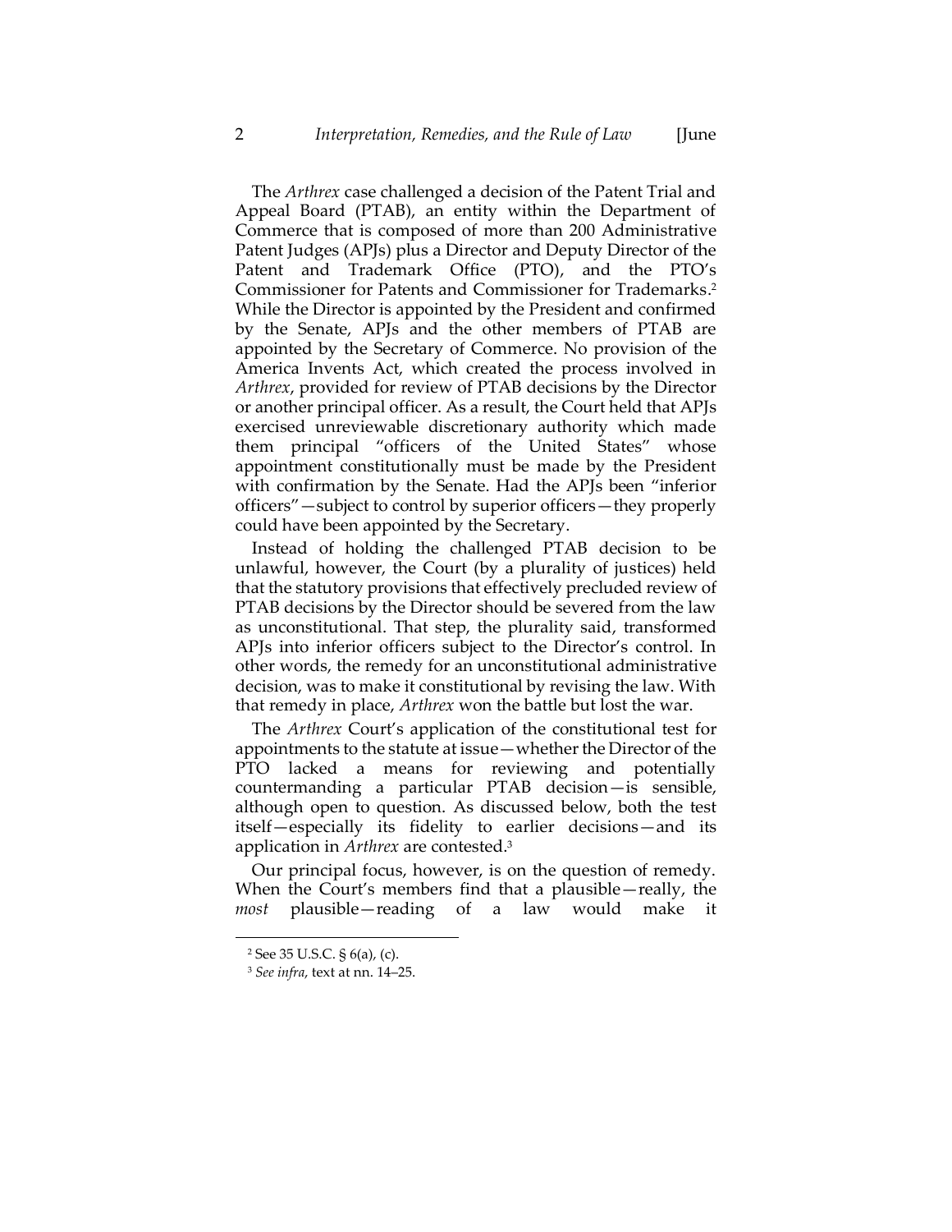The *Arthrex* case challenged a decision of the Patent Trial and Appeal Board (PTAB), an entity within the Department of Commerce that is composed of more than 200 Administrative Patent Judges (APJs) plus a Director and Deputy Director of the Patent and Trademark Office (PTO), and the PTO's Commissioner for Patents and Commissioner for Trademarks.[2] While the Director is appointed by the President and confirmed by the Senate, APJs and the other members of PTAB are appointed by the Secretary of Commerce. No provision of the America Invents Act, which created the process involved in *Arthrex*, provided for review of PTAB decisions by the Director or another principal officer. As a result, the Court held that APJs exercised unreviewable discretionary authority which made them principal "officers of the United States" whose appointment constitutionally must be made by the President with confirmation by the Senate. Had the APJs been "inferior officers"—subject to control by superior officers—they properly could have been appointed by the Secretary.

Instead of holding the challenged PTAB decision to be unlawful, however, the Court (by a plurality of justices) held that the statutory provisions that effectively precluded review of PTAB decisions by the Director should be severed from the law as unconstitutional. That step, the plurality said, transformed APJs into inferior officers subject to the Director's control. In other words, the remedy for an unconstitutional administrative decision, was to make it constitutional by revising the law. With that remedy in place, *Arthrex* won the battle but lost the war.

The *Arthrex* Court's application of the constitutional test for appointments to the statute at issue—whether the Director of the PTO lacked a means for reviewing and potentially countermanding a particular PTAB decision—is sensible, although open to question. As discussed below, both the test itself—especially its fidelity to earlier decisions—and its application in *Arthrex* are contested.[3]

Our principal focus, however, is on the question of remedy. When the Court's members find that a plausible—really, the *most* plausible—reading of a law would make it

[2] See 35 U.S.C. § 6(a), (c).

[3] *See infra*, text at nn. 14–25.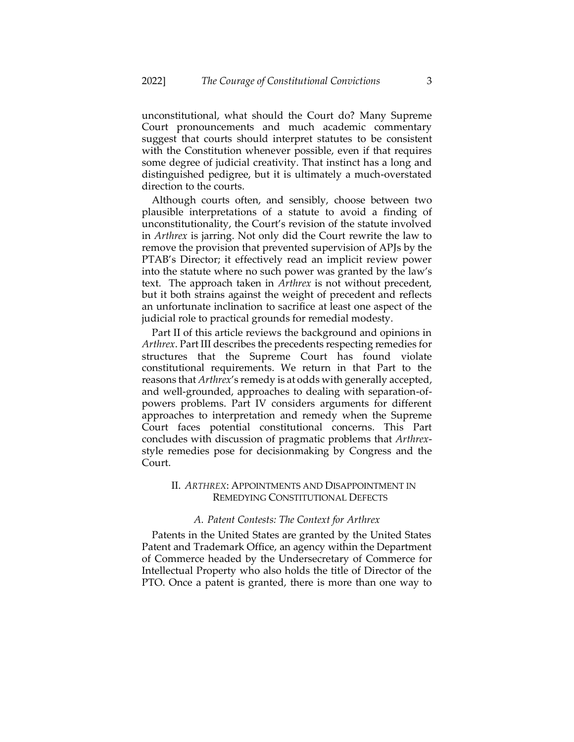unconstitutional, what should the Court do? Many Supreme Court pronouncements and much academic commentary suggest that courts should interpret statutes to be consistent with the Constitution whenever possible, even if that requires some degree of judicial creativity. That instinct has a long and distinguished pedigree, but it is ultimately a much-overstated direction to the courts.

Although courts often, and sensibly, choose between two plausible interpretations of a statute to avoid a finding of unconstitutionality, the Court's revision of the statute involved in *Arthrex* is jarring. Not only did the Court rewrite the law to remove the provision that prevented supervision of APJs by the PTAB's Director; it effectively read an implicit review power into the statute where no such power was granted by the law's text. The approach taken in *Arthrex* is not without precedent, but it both strains against the weight of precedent and reflects an unfortunate inclination to sacrifice at least one aspect of the judicial role to practical grounds for remedial modesty.

Part II of this article reviews the background and opinions in *Arthrex*. Part III describes the precedents respecting remedies for structures that the Supreme Court has found violate constitutional requirements. We return in that Part to the reasons that *Arthrex*'s remedy is at odds with generally accepted, and well-grounded, approaches to dealing with separation-of-powers problems. Part IV considers arguments for different approaches to interpretation and remedy when the Supreme Court faces potential constitutional concerns. This Part concludes with discussion of pragmatic problems that *Arthrex*-style remedies pose for decisionmaking by Congress and the Court.

## II. *ARTHREX*: APPOINTMENTS AND DISAPPOINTMENT IN REMEDYING CONSTITUTIONAL DEFECTS

### *A. Patent Contests: The Context for Arthrex*

Patents in the United States are granted by the United States Patent and Trademark Office, an agency within the Department of Commerce headed by the Undersecretary of Commerce for Intellectual Property who also holds the title of Director of the PTO. Once a patent is granted, there is more than one way to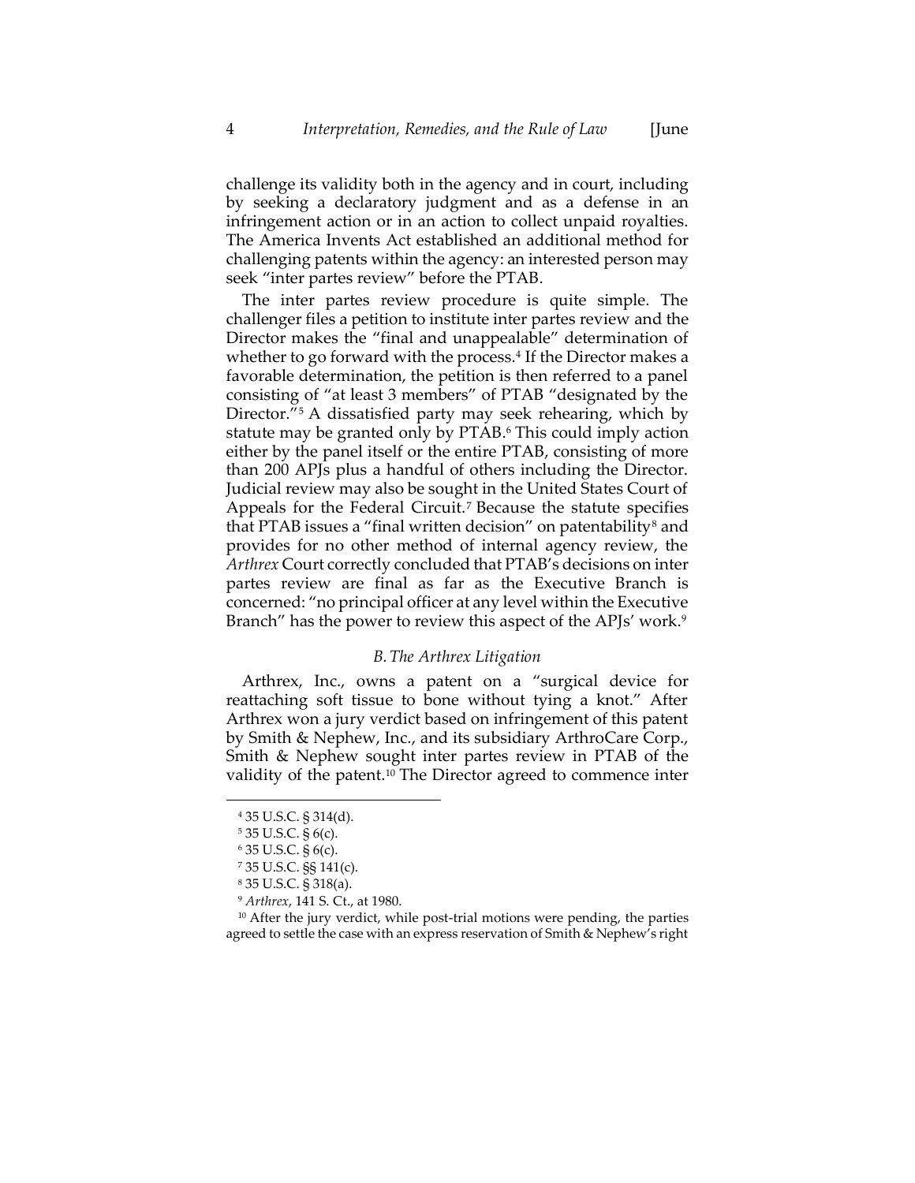challenge its validity both in the agency and in court, including by seeking a declaratory judgment and as a defense in an infringement action or in an action to collect unpaid royalties. The America Invents Act established an additional method for challenging patents within the agency: an interested person may seek "inter partes review" before the PTAB.

The inter partes review procedure is quite simple. The challenger files a petition to institute inter partes review and the Director makes the "final and unappealable" determination of whether to go forward with the process.[4] If the Director makes a favorable determination, the petition is then referred to a panel consisting of "at least 3 members" of PTAB "designated by the Director."[5] A dissatisfied party may seek rehearing, which by statute may be granted only by PTAB.[6] This could imply action either by the panel itself or the entire PTAB, consisting of more than 200 APJs plus a handful of others including the Director. Judicial review may also be sought in the United States Court of Appeals for the Federal Circuit.[7] Because the statute specifies that PTAB issues a "final written decision" on patentability[8] and provides for no other method of internal agency review, the *Arthrex* Court correctly concluded that PTAB's decisions on inter partes review are final as far as the Executive Branch is concerned: "no principal officer at any level within the Executive Branch" has the power to review this aspect of the APJs' work.[9]

### *B. The Arthrex Litigation*

Arthrex, Inc., owns a patent on a "surgical device for reattaching soft tissue to bone without tying a knot." After Arthrex won a jury verdict based on infringement of this patent by Smith & Nephew, Inc., and its subsidiary ArthroCare Corp., Smith & Nephew sought inter partes review in PTAB of the validity of the patent.[10] The Director agreed to commence inter

---

[4] 35 U.S.C. § 314(d).

[5] 35 U.S.C. § 6(c).

[6] 35 U.S.C. § 6(c).

[7] 35 U.S.C. §§ 141(c).

[8] 35 U.S.C. § 318(a).

[9] *Arthrex*, 141 S. Ct., at 1980.

[10] After the jury verdict, while post-trial motions were pending, the parties agreed to settle the case with an express reservation of Smith & Nephew's right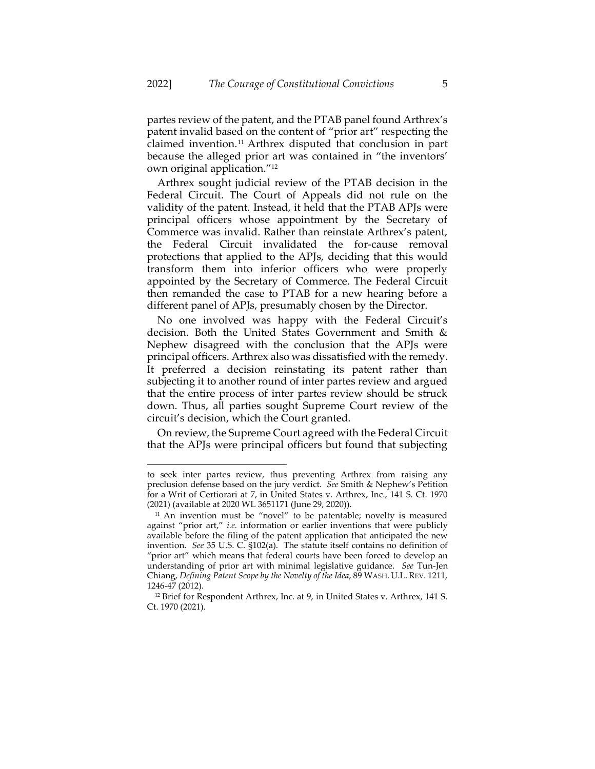partes review of the patent, and the PTAB panel found Arthrex's patent invalid based on the content of "prior art" respecting the claimed invention.[11] Arthrex disputed that conclusion in part because the alleged prior art was contained in "the inventors' own original application."[12]

Arthrex sought judicial review of the PTAB decision in the Federal Circuit. The Court of Appeals did not rule on the validity of the patent. Instead, it held that the PTAB APJs were principal officers whose appointment by the Secretary of Commerce was invalid. Rather than reinstate Arthrex's patent, the Federal Circuit invalidated the for-cause removal protections that applied to the APJs, deciding that this would transform them into inferior officers who were properly appointed by the Secretary of Commerce. The Federal Circuit then remanded the case to PTAB for a new hearing before a different panel of APJs, presumably chosen by the Director.

No one involved was happy with the Federal Circuit's decision. Both the United States Government and Smith & Nephew disagreed with the conclusion that the APJs were principal officers. Arthrex also was dissatisfied with the remedy. It preferred a decision reinstating its patent rather than subjecting it to another round of inter partes review and argued that the entire process of inter partes review should be struck down. Thus, all parties sought Supreme Court review of the circuit's decision, which the Court granted.

On review, the Supreme Court agreed with the Federal Circuit that the APJs were principal officers but found that subjecting

---

to seek inter partes review, thus preventing Arthrex from raising any preclusion defense based on the jury verdict. *See* Smith & Nephew's Petition for a Writ of Certiorari at 7, in United States v. Arthrex, Inc., 141 S. Ct. 1970 (2021) (available at 2020 WL 3651171 (June 29, 2020)).

[11] An invention must be "novel" to be patentable; novelty is measured against "prior art," *i.e.* information or earlier inventions that were publicly available before the filing of the patent application that anticipated the new invention. *See* 35 U.S. C. §102(a). The statute itself contains no definition of "prior art" which means that federal courts have been forced to develop an understanding of prior art with minimal legislative guidance. *See* Tun-Jen Chiang, *Defining Patent Scope by the Novelty of the Idea*, 89 WASH. U.L. REV. 1211, 1246-47 (2012).

[12] Brief for Respondent Arthrex, Inc. at 9, in United States v. Arthrex, 141 S. Ct. 1970 (2021).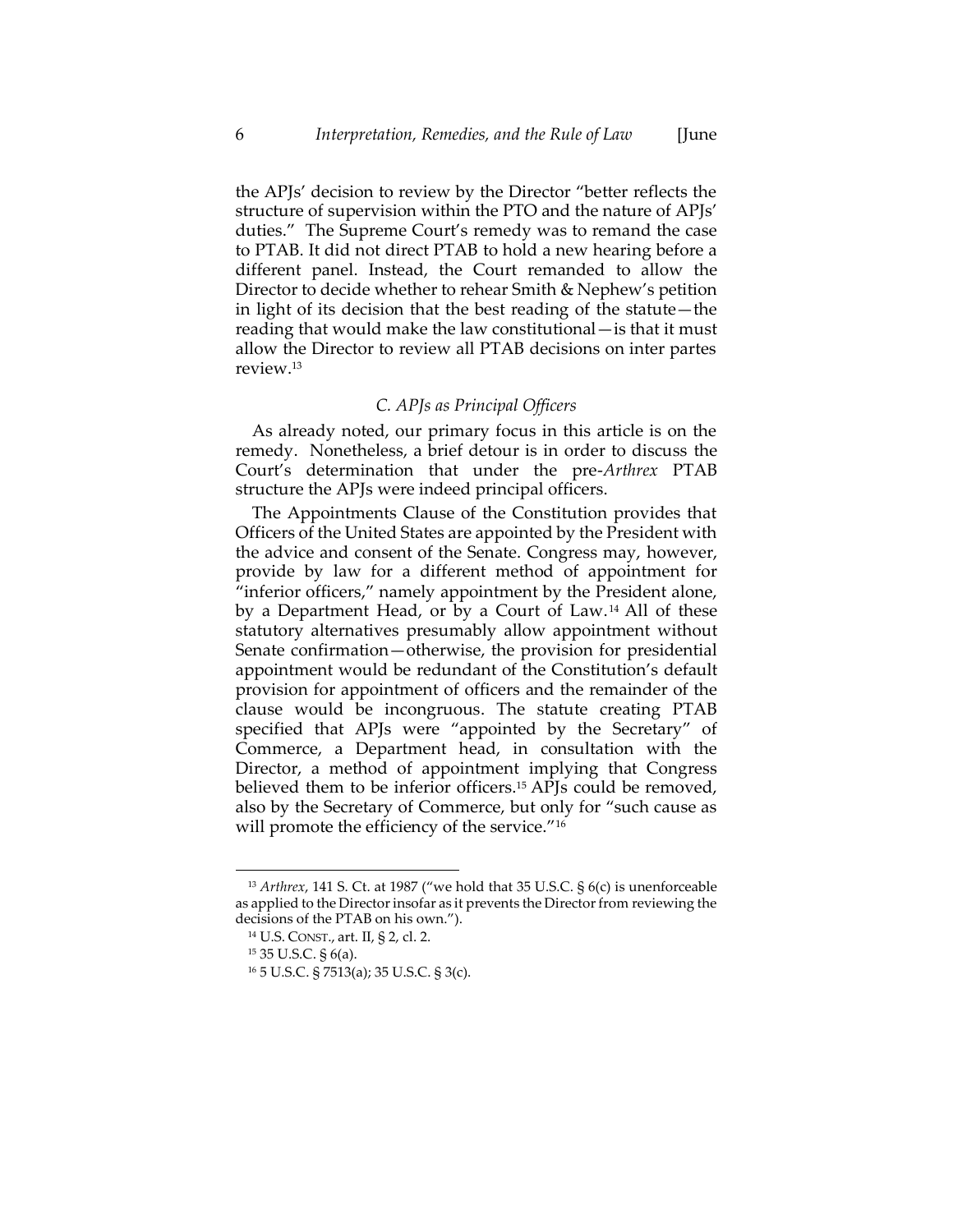the APJs' decision to review by the Director "better reflects the structure of supervision within the PTO and the nature of APJs' duties." The Supreme Court's remedy was to remand the case to PTAB. It did not direct PTAB to hold a new hearing before a different panel. Instead, the Court remanded to allow the Director to decide whether to rehear Smith & Nephew's petition in light of its decision that the best reading of the statute—the reading that would make the law constitutional—is that it must allow the Director to review all PTAB decisions on inter partes review.[13]

### *C. APJs as Principal Officers*

As already noted, our primary focus in this article is on the remedy. Nonetheless, a brief detour is in order to discuss the Court's determination that under the pre-*Arthrex* PTAB structure the APJs were indeed principal officers.

The Appointments Clause of the Constitution provides that Officers of the United States are appointed by the President with the advice and consent of the Senate. Congress may, however, provide by law for a different method of appointment for "inferior officers," namely appointment by the President alone, by a Department Head, or by a Court of Law.[14] All of these statutory alternatives presumably allow appointment without Senate confirmation—otherwise, the provision for presidential appointment would be redundant of the Constitution's default provision for appointment of officers and the remainder of the clause would be incongruous. The statute creating PTAB specified that APJs were "appointed by the Secretary" of Commerce, a Department head, in consultation with the Director, a method of appointment implying that Congress believed them to be inferior officers.[15] APJs could be removed, also by the Secretary of Commerce, but only for "such cause as will promote the efficiency of the service."[16]

---

[13] *Arthrex*, 141 S. Ct. at 1987 ("we hold that 35 U.S.C. § 6(c) is unenforceable as applied to the Director insofar as it prevents the Director from reviewing the decisions of the PTAB on his own.").

[14] U.S. CONST., art. II, § 2, cl. 2.

[15] 35 U.S.C. § 6(a).

[16] 5 U.S.C. § 7513(a); 35 U.S.C. § 3(c).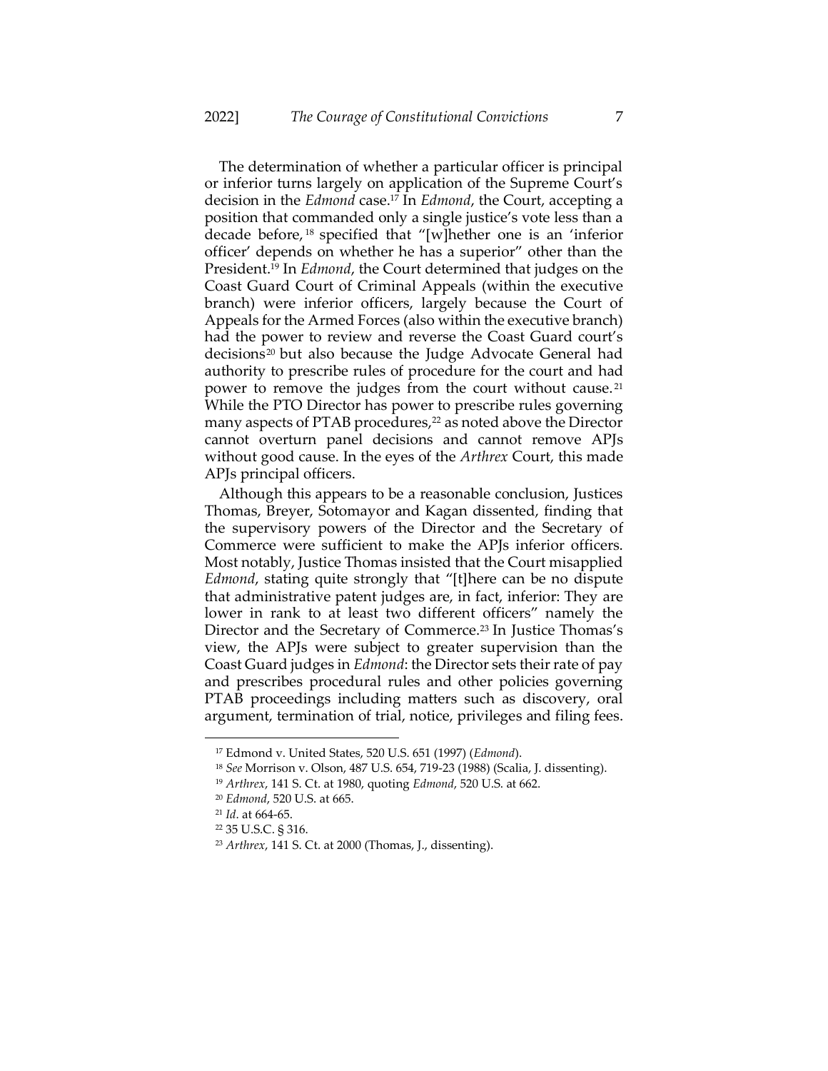The determination of whether a particular officer is principal or inferior turns largely on application of the Supreme Court's decision in the *Edmond* case.[17] In *Edmond*, the Court, accepting a position that commanded only a single justice's vote less than a decade before,[18] specified that "[w]hether one is an 'inferior officer' depends on whether he has a superior" other than the President.[19] In *Edmond*, the Court determined that judges on the Coast Guard Court of Criminal Appeals (within the executive branch) were inferior officers, largely because the Court of Appeals for the Armed Forces (also within the executive branch) had the power to review and reverse the Coast Guard court's decisions[20] but also because the Judge Advocate General had authority to prescribe rules of procedure for the court and had power to remove the judges from the court without cause.[21] While the PTO Director has power to prescribe rules governing many aspects of PTAB procedures,[22] as noted above the Director cannot overturn panel decisions and cannot remove APJs without good cause. In the eyes of the *Arthrex* Court, this made APJs principal officers.

Although this appears to be a reasonable conclusion, Justices Thomas, Breyer, Sotomayor and Kagan dissented, finding that the supervisory powers of the Director and the Secretary of Commerce were sufficient to make the APJs inferior officers. Most notably, Justice Thomas insisted that the Court misapplied *Edmond*, stating quite strongly that "[t]here can be no dispute that administrative patent judges are, in fact, inferior: They are lower in rank to at least two different officers" namely the Director and the Secretary of Commerce.[23] In Justice Thomas's view, the APJs were subject to greater supervision than the Coast Guard judges in *Edmond*: the Director sets their rate of pay and prescribes procedural rules and other policies governing PTAB proceedings including matters such as discovery, oral argument, termination of trial, notice, privileges and filing fees.

---

[17] Edmond v. United States, 520 U.S. 651 (1997) (*Edmond*).

[18] *See* Morrison v. Olson, 487 U.S. 654, 719-23 (1988) (Scalia, J. dissenting).

[19] *Arthrex*, 141 S. Ct. at 1980, quoting *Edmond*, 520 U.S. at 662.

[20] *Edmond*, 520 U.S. at 665.

[21] *Id*. at 664-65.

[22] 35 U.S.C. § 316.

[23] *Arthrex*, 141 S. Ct. at 2000 (Thomas, J., dissenting).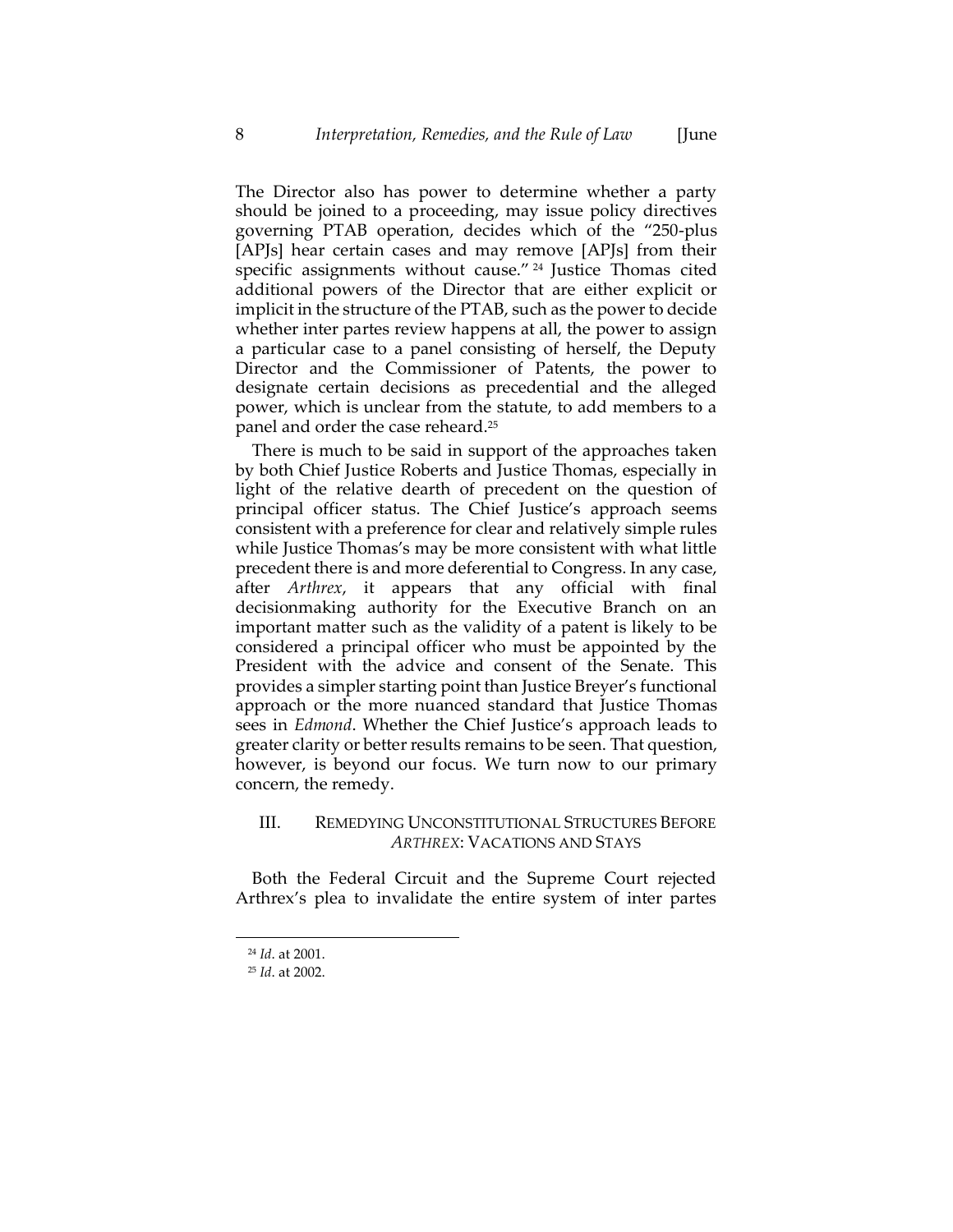The Director also has power to determine whether a party should be joined to a proceeding, may issue policy directives governing PTAB operation, decides which of the "250-plus [APJs] hear certain cases and may remove [APJs] from their specific assignments without cause."[24] Justice Thomas cited additional powers of the Director that are either explicit or implicit in the structure of the PTAB, such as the power to decide whether inter partes review happens at all, the power to assign a particular case to a panel consisting of herself, the Deputy Director and the Commissioner of Patents, the power to designate certain decisions as precedential and the alleged power, which is unclear from the statute, to add members to a panel and order the case reheard.[25]

There is much to be said in support of the approaches taken by both Chief Justice Roberts and Justice Thomas, especially in light of the relative dearth of precedent on the question of principal officer status. The Chief Justice's approach seems consistent with a preference for clear and relatively simple rules while Justice Thomas's may be more consistent with what little precedent there is and more deferential to Congress. In any case, after *Arthrex*, it appears that any official with final decisionmaking authority for the Executive Branch on an important matter such as the validity of a patent is likely to be considered a principal officer who must be appointed by the President with the advice and consent of the Senate. This provides a simpler starting point than Justice Breyer's functional approach or the more nuanced standard that Justice Thomas sees in *Edmond*. Whether the Chief Justice's approach leads to greater clarity or better results remains to be seen. That question, however, is beyond our focus. We turn now to our primary concern, the remedy.

## III. REMEDYING UNCONSTITUTIONAL STRUCTURES BEFORE *ARTHREX*: VACATIONS AND STAYS

Both the Federal Circuit and the Supreme Court rejected Arthrex's plea to invalidate the entire system of inter partes

[24] *Id*. at 2001.

[25] *Id*. at 2002.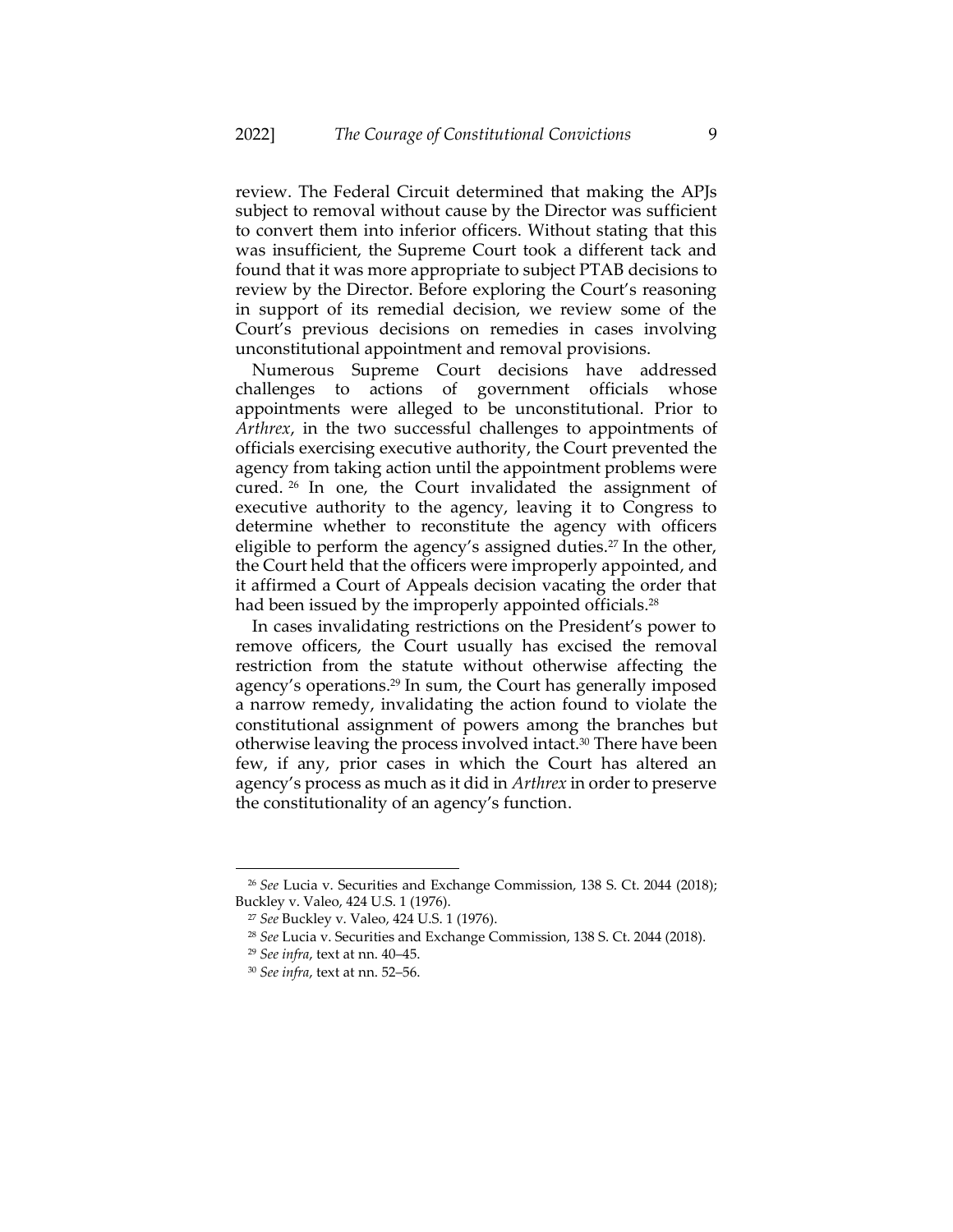review. The Federal Circuit determined that making the APJs subject to removal without cause by the Director was sufficient to convert them into inferior officers. Without stating that this was insufficient, the Supreme Court took a different tack and found that it was more appropriate to subject PTAB decisions to review by the Director. Before exploring the Court's reasoning in support of its remedial decision, we review some of the Court's previous decisions on remedies in cases involving unconstitutional appointment and removal provisions.

Numerous Supreme Court decisions have addressed challenges to actions of government officials whose appointments were alleged to be unconstitutional. Prior to *Arthrex*, in the two successful challenges to appointments of officials exercising executive authority, the Court prevented the agency from taking action until the appointment problems were cured.[26] In one, the Court invalidated the assignment of executive authority to the agency, leaving it to Congress to determine whether to reconstitute the agency with officers eligible to perform the agency's assigned duties.[27] In the other, the Court held that the officers were improperly appointed, and it affirmed a Court of Appeals decision vacating the order that had been issued by the improperly appointed officials.[28]

In cases invalidating restrictions on the President's power to remove officers, the Court usually has excised the removal restriction from the statute without otherwise affecting the agency's operations.[29] In sum, the Court has generally imposed a narrow remedy, invalidating the action found to violate the constitutional assignment of powers among the branches but otherwise leaving the process involved intact.[30] There have been few, if any, prior cases in which the Court has altered an agency's process as much as it did in *Arthrex* in order to preserve the constitutionality of an agency's function.

---

[26] *See* Lucia v. Securities and Exchange Commission, 138 S. Ct. 2044 (2018); Buckley v. Valeo, 424 U.S. 1 (1976).

[27] *See* Buckley v. Valeo, 424 U.S. 1 (1976).

[28] *See* Lucia v. Securities and Exchange Commission, 138 S. Ct. 2044 (2018).

[29] *See infra*, text at nn. 40–45.

[30] *See infra*, text at nn. 52–56.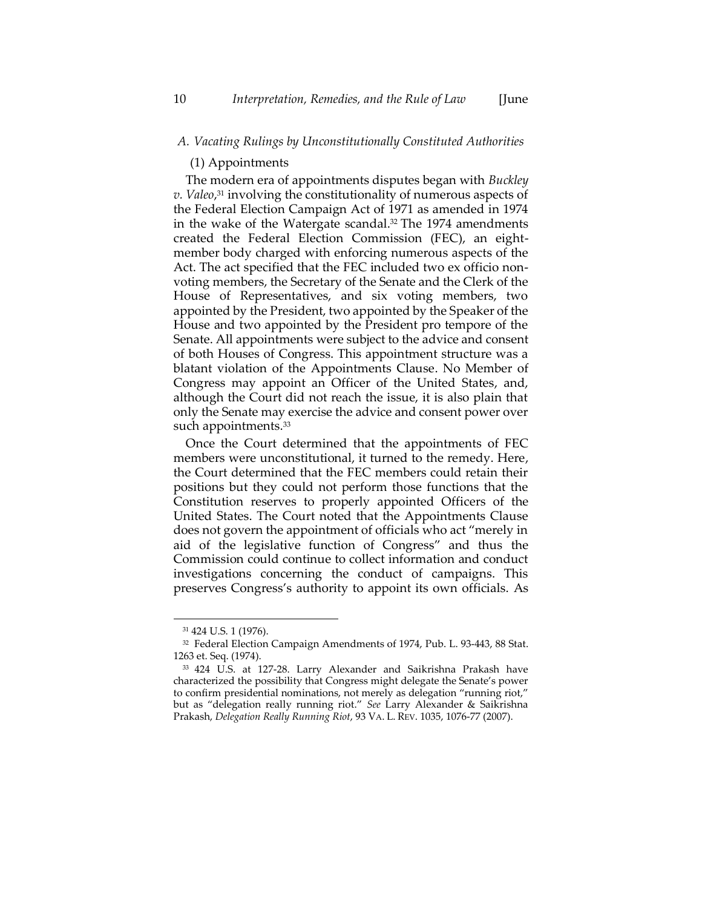### A. Vacating Rulings by Unconstitutionally Constituted Authorities

(1) Appointments

The modern era of appointments disputes began with *Buckley v. Valeo*,[31] involving the constitutionality of numerous aspects of the Federal Election Campaign Act of 1971 as amended in 1974 in the wake of the Watergate scandal.[32] The 1974 amendments created the Federal Election Commission (FEC), an eight-member body charged with enforcing numerous aspects of the Act. The act specified that the FEC included two ex officio non-voting members, the Secretary of the Senate and the Clerk of the House of Representatives, and six voting members, two appointed by the President, two appointed by the Speaker of the House and two appointed by the President pro tempore of the Senate. All appointments were subject to the advice and consent of both Houses of Congress. This appointment structure was a blatant violation of the Appointments Clause. No Member of Congress may appoint an Officer of the United States, and, although the Court did not reach the issue, it is also plain that only the Senate may exercise the advice and consent power over such appointments.[33]

Once the Court determined that the appointments of FEC members were unconstitutional, it turned to the remedy. Here, the Court determined that the FEC members could retain their positions but they could not perform those functions that the Constitution reserves to properly appointed Officers of the United States. The Court noted that the Appointments Clause does not govern the appointment of officials who act "merely in aid of the legislative function of Congress" and thus the Commission could continue to collect information and conduct investigations concerning the conduct of campaigns. This preserves Congress's authority to appoint its own officials. As

---

[31] 424 U.S. 1 (1976).

[32] Federal Election Campaign Amendments of 1974, Pub. L. 93-443, 88 Stat. 1263 et. Seq. (1974).

[33] 424 U.S. at 127-28. Larry Alexander and Saikrishna Prakash have characterized the possibility that Congress might delegate the Senate's power to confirm presidential nominations, not merely as delegation "running riot," but as "delegation really running riot." *See* Larry Alexander & Saikrishna Prakash, *Delegation Really Running Riot*, 93 VA. L. REV. 1035, 1076-77 (2007).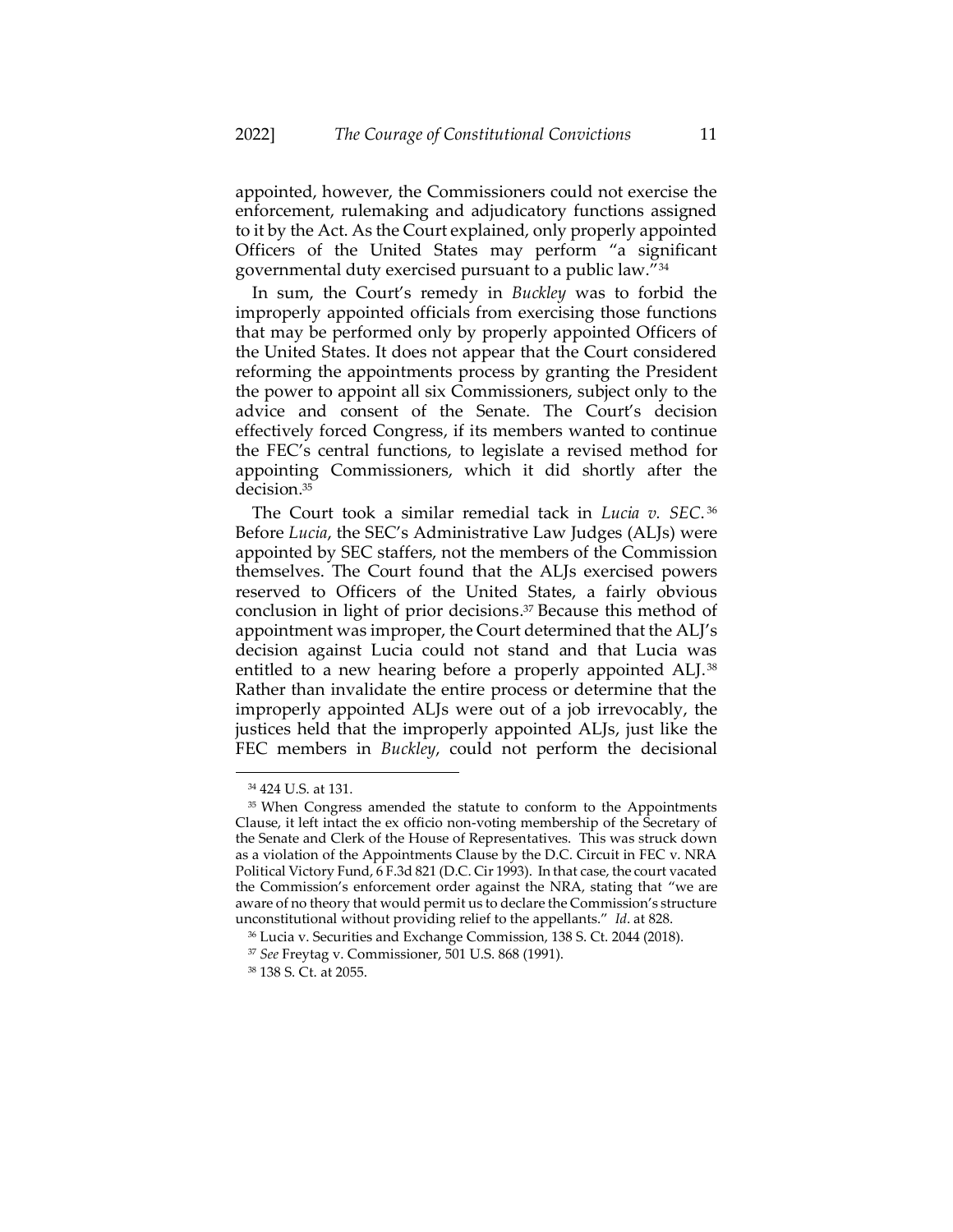appointed, however, the Commissioners could not exercise the enforcement, rulemaking and adjudicatory functions assigned to it by the Act. As the Court explained, only properly appointed Officers of the United States may perform "a significant governmental duty exercised pursuant to a public law."[34]

In sum, the Court's remedy in *Buckley* was to forbid the improperly appointed officials from exercising those functions that may be performed only by properly appointed Officers of the United States. It does not appear that the Court considered reforming the appointments process by granting the President the power to appoint all six Commissioners, subject only to the advice and consent of the Senate. The Court's decision effectively forced Congress, if its members wanted to continue the FEC's central functions, to legislate a revised method for appointing Commissioners, which it did shortly after the decision.[35]

The Court took a similar remedial tack in *Lucia v. SEC*.[36] Before *Lucia*, the SEC's Administrative Law Judges (ALJs) were appointed by SEC staffers, not the members of the Commission themselves. The Court found that the ALJs exercised powers reserved to Officers of the United States, a fairly obvious conclusion in light of prior decisions.[37] Because this method of appointment was improper, the Court determined that the ALJ's decision against Lucia could not stand and that Lucia was entitled to a new hearing before a properly appointed ALJ.[38] Rather than invalidate the entire process or determine that the improperly appointed ALJs were out of a job irrevocably, the justices held that the improperly appointed ALJs, just like the FEC members in *Buckley*, could not perform the decisional

---

[34] 424 U.S. at 131.

[35] When Congress amended the statute to conform to the Appointments Clause, it left intact the ex officio non-voting membership of the Secretary of the Senate and Clerk of the House of Representatives. This was struck down as a violation of the Appointments Clause by the D.C. Circuit in FEC v. NRA Political Victory Fund, 6 F.3d 821 (D.C. Cir 1993). In that case, the court vacated the Commission's enforcement order against the NRA, stating that "we are aware of no theory that would permit us to declare the Commission's structure unconstitutional without providing relief to the appellants." *Id*. at 828.

[36] Lucia v. Securities and Exchange Commission, 138 S. Ct. 2044 (2018).

[37] *See* Freytag v. Commissioner, 501 U.S. 868 (1991).

[38] 138 S. Ct. at 2055.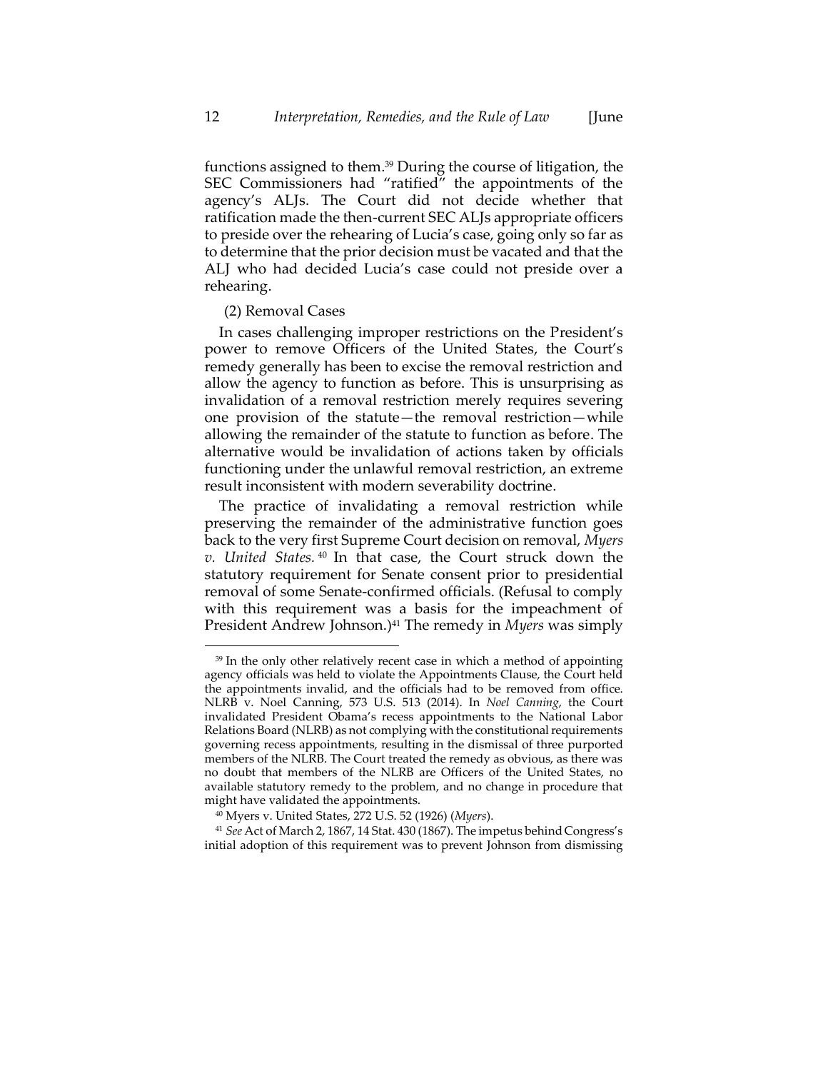functions assigned to them.[39] During the course of litigation, the SEC Commissioners had "ratified" the appointments of the agency's ALJs. The Court did not decide whether that ratification made the then-current SEC ALJs appropriate officers to preside over the rehearing of Lucia's case, going only so far as to determine that the prior decision must be vacated and that the ALJ who had decided Lucia's case could not preside over a rehearing.

(2) Removal Cases

In cases challenging improper restrictions on the President's power to remove Officers of the United States, the Court's remedy generally has been to excise the removal restriction and allow the agency to function as before. This is unsurprising as invalidation of a removal restriction merely requires severing one provision of the statute—the removal restriction—while allowing the remainder of the statute to function as before. The alternative would be invalidation of actions taken by officials functioning under the unlawful removal restriction, an extreme result inconsistent with modern severability doctrine.

The practice of invalidating a removal restriction while preserving the remainder of the administrative function goes back to the very first Supreme Court decision on removal, *Myers v. United States.*[40] In that case, the Court struck down the statutory requirement for Senate consent prior to presidential removal of some Senate-confirmed officials. (Refusal to comply with this requirement was a basis for the impeachment of President Andrew Johnson.)[41] The remedy in *Myers* was simply

---

[39] In the only other relatively recent case in which a method of appointing agency officials was held to violate the Appointments Clause, the Court held the appointments invalid, and the officials had to be removed from office. NLRB v. Noel Canning, 573 U.S. 513 (2014). In *Noel Canning*, the Court invalidated President Obama's recess appointments to the National Labor Relations Board (NLRB) as not complying with the constitutional requirements governing recess appointments, resulting in the dismissal of three purported members of the NLRB. The Court treated the remedy as obvious, as there was no doubt that members of the NLRB are Officers of the United States, no available statutory remedy to the problem, and no change in procedure that might have validated the appointments.

[40] Myers v. United States, 272 U.S. 52 (1926) (*Myers*).

[41] *See* Act of March 2, 1867, 14 Stat. 430 (1867). The impetus behind Congress's initial adoption of this requirement was to prevent Johnson from dismissing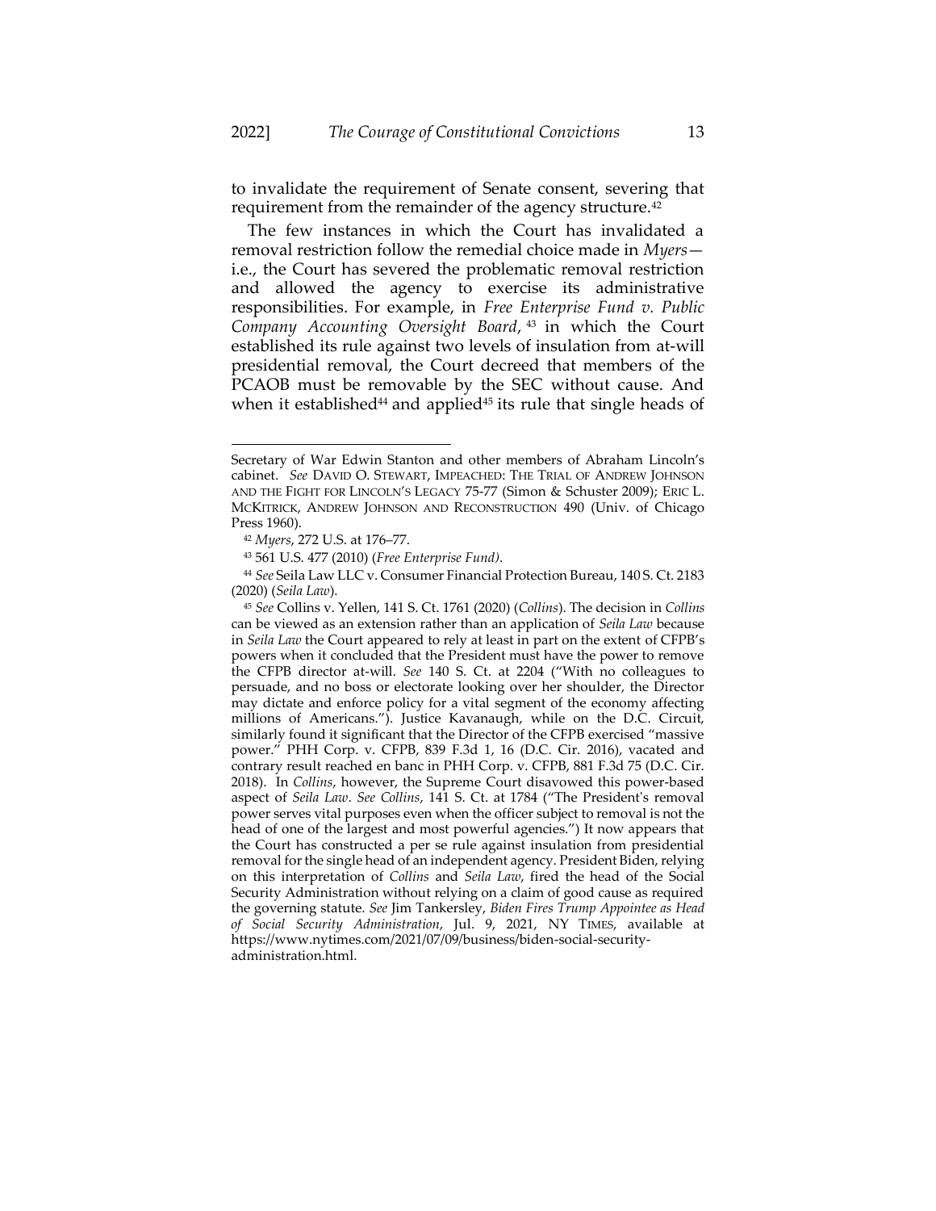to invalidate the requirement of Senate consent, severing that requirement from the remainder of the agency structure.[42]

The few instances in which the Court has invalidated a removal restriction follow the remedial choice made in *Myers*—i.e., the Court has severed the problematic removal restriction and allowed the agency to exercise its administrative responsibilities. For example, in *Free Enterprise Fund v. Public Company Accounting Oversight Board*,[43] in which the Court established its rule against two levels of insulation from at-will presidential removal, the Court decreed that members of the PCAOB must be removable by the SEC without cause. And when it established[44] and applied[45] its rule that single heads of

---

Secretary of War Edwin Stanton and other members of Abraham Lincoln's cabinet. *See* DAVID O. STEWART, IMPEACHED: THE TRIAL OF ANDREW JOHNSON AND THE FIGHT FOR LINCOLN'S LEGACY 75-77 (Simon & Schuster 2009); ERIC L. MCKITRICK, ANDREW JOHNSON AND RECONSTRUCTION 490 (Univ. of Chicago Press 1960).

[42] *Myers*, 272 U.S. at 176–77.

[43] 561 U.S. 477 (2010) (*Free Enterprise Fund*).

[44] *See* Seila Law LLC v. Consumer Financial Protection Bureau, 140 S. Ct. 2183 (2020) (*Seila Law*).

[45] *See* Collins v. Yellen, 141 S. Ct. 1761 (2020) (*Collins*). The decision in *Collins* can be viewed as an extension rather than an application of *Seila Law* because in *Seila Law* the Court appeared to rely at least in part on the extent of CFPB's powers when it concluded that the President must have the power to remove the CFPB director at-will. *See* 140 S. Ct. at 2204 ("With no colleagues to persuade, and no boss or electorate looking over her shoulder, the Director may dictate and enforce policy for a vital segment of the economy affecting millions of Americans."). Justice Kavanaugh, while on the D.C. Circuit, similarly found it significant that the Director of the CFPB exercised "massive power." PHH Corp. v. CFPB, 839 F.3d 1, 16 (D.C. Cir. 2016), vacated and contrary result reached en banc in PHH Corp. v. CFPB, 881 F.3d 75 (D.C. Cir. 2018). In *Collins*, however, the Supreme Court disavowed this power-based aspect of *Seila Law*. *See Collins*, 141 S. Ct. at 1784 ("The President's removal power serves vital purposes even when the officer subject to removal is not the head of one of the largest and most powerful agencies.") It now appears that the Court has constructed a per se rule against insulation from presidential removal for the single head of an independent agency. President Biden, relying on this interpretation of *Collins* and *Seila Law*, fired the head of the Social Security Administration without relying on a claim of good cause as required the governing statute. *See* Jim Tankersley, *Biden Fires Trump Appointee as Head of Social Security Administration*, Jul. 9, 2021, NY TIMES, available at https://www.nytimes.com/2021/07/09/business/biden-social-security-administration.html.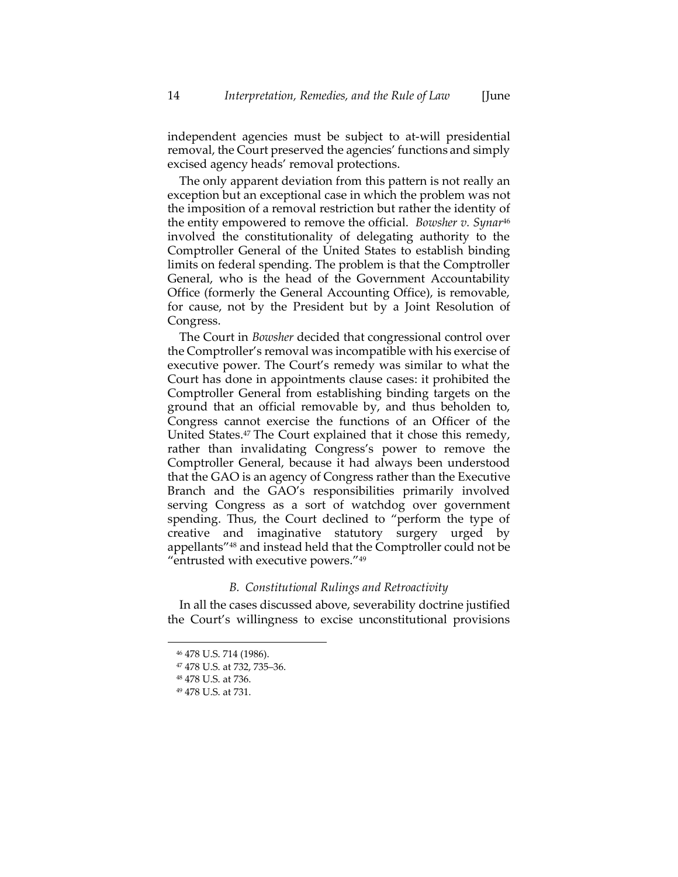independent agencies must be subject to at-will presidential removal, the Court preserved the agencies' functions and simply excised agency heads' removal protections.

The only apparent deviation from this pattern is not really an exception but an exceptional case in which the problem was not the imposition of a removal restriction but rather the identity of the entity empowered to remove the official. *Bowsher v. Synar*[46] involved the constitutionality of delegating authority to the Comptroller General of the United States to establish binding limits on federal spending. The problem is that the Comptroller General, who is the head of the Government Accountability Office (formerly the General Accounting Office), is removable, for cause, not by the President but by a Joint Resolution of Congress.

The Court in *Bowsher* decided that congressional control over the Comptroller's removal was incompatible with his exercise of executive power. The Court's remedy was similar to what the Court has done in appointments clause cases: it prohibited the Comptroller General from establishing binding targets on the ground that an official removable by, and thus beholden to, Congress cannot exercise the functions of an Officer of the United States.[47] The Court explained that it chose this remedy, rather than invalidating Congress's power to remove the Comptroller General, because it had always been understood that the GAO is an agency of Congress rather than the Executive Branch and the GAO's responsibilities primarily involved serving Congress as a sort of watchdog over government spending. Thus, the Court declined to "perform the type of creative and imaginative statutory surgery urged by appellants"[48] and instead held that the Comptroller could not be "entrusted with executive powers."[49]

### *B. Constitutional Rulings and Retroactivity*

In all the cases discussed above, severability doctrine justified the Court's willingness to excise unconstitutional provisions

[46] 478 U.S. 714 (1986).

[47] 478 U.S. at 732, 735–36.

[48] 478 U.S. at 736.

[49] 478 U.S. at 731.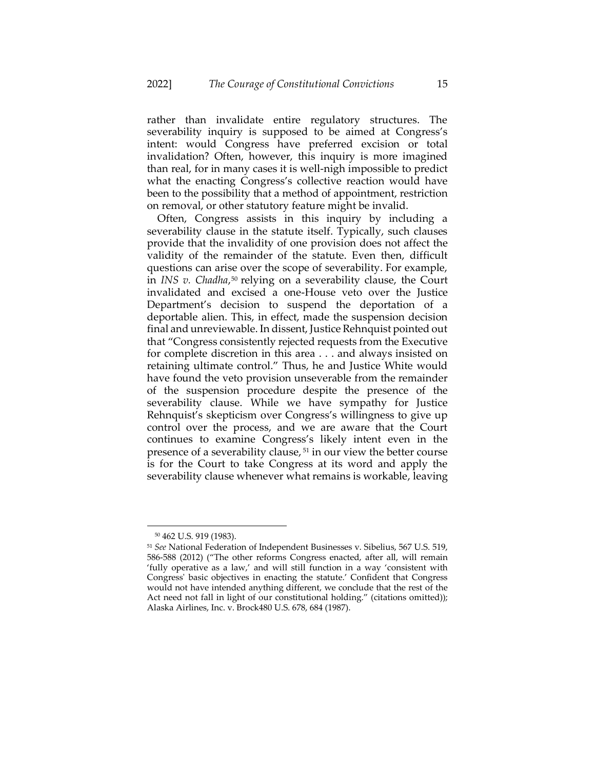rather than invalidate entire regulatory structures. The severability inquiry is supposed to be aimed at Congress's intent: would Congress have preferred excision or total invalidation? Often, however, this inquiry is more imagined than real, for in many cases it is well-nigh impossible to predict what the enacting Congress's collective reaction would have been to the possibility that a method of appointment, restriction on removal, or other statutory feature might be invalid.

Often, Congress assists in this inquiry by including a severability clause in the statute itself. Typically, such clauses provide that the invalidity of one provision does not affect the validity of the remainder of the statute. Even then, difficult questions can arise over the scope of severability. For example, in *INS v. Chadha*,[50] relying on a severability clause, the Court invalidated and excised a one-House veto over the Justice Department's decision to suspend the deportation of a deportable alien. This, in effect, made the suspension decision final and unreviewable. In dissent, Justice Rehnquist pointed out that "Congress consistently rejected requests from the Executive for complete discretion in this area . . . and always insisted on retaining ultimate control." Thus, he and Justice White would have found the veto provision unseverable from the remainder of the suspension procedure despite the presence of the severability clause. While we have sympathy for Justice Rehnquist's skepticism over Congress's willingness to give up control over the process, and we are aware that the Court continues to examine Congress's likely intent even in the presence of a severability clause,[51] in our view the better course is for the Court to take Congress at its word and apply the severability clause whenever what remains is workable, leaving

[50] 462 U.S. 919 (1983).

[51] *See* National Federation of Independent Businesses v. Sibelius, 567 U.S. 519, 586-588 (2012) ("The other reforms Congress enacted, after all, will remain 'fully operative as a law,' and will still function in a way 'consistent with Congress' basic objectives in enacting the statute.' Confident that Congress would not have intended anything different, we conclude that the rest of the Act need not fall in light of our constitutional holding." (citations omitted)); Alaska Airlines, Inc. v. Brock480 U.S. 678, 684 (1987).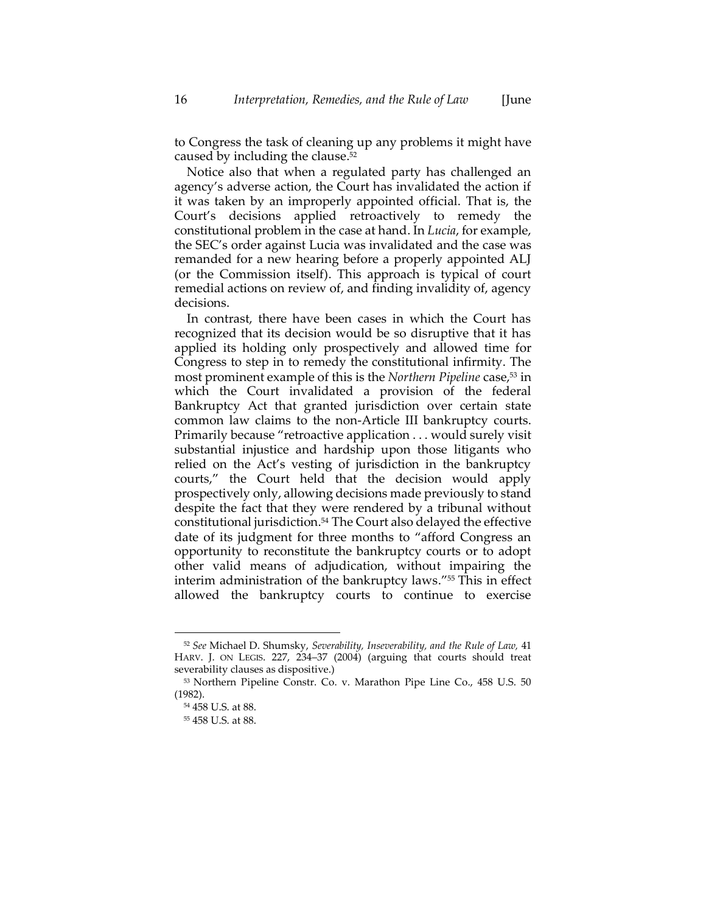to Congress the task of cleaning up any problems it might have caused by including the clause.[52]

Notice also that when a regulated party has challenged an agency's adverse action, the Court has invalidated the action if it was taken by an improperly appointed official. That is, the Court's decisions applied retroactively to remedy the constitutional problem in the case at hand. In *Lucia*, for example, the SEC's order against Lucia was invalidated and the case was remanded for a new hearing before a properly appointed ALJ (or the Commission itself). This approach is typical of court remedial actions on review of, and finding invalidity of, agency decisions.

In contrast, there have been cases in which the Court has recognized that its decision would be so disruptive that it has applied its holding only prospectively and allowed time for Congress to step in to remedy the constitutional infirmity. The most prominent example of this is the *Northern Pipeline* case,[53] in which the Court invalidated a provision of the federal Bankruptcy Act that granted jurisdiction over certain state common law claims to the non-Article III bankruptcy courts. Primarily because "retroactive application . . . would surely visit substantial injustice and hardship upon those litigants who relied on the Act's vesting of jurisdiction in the bankruptcy courts," the Court held that the decision would apply prospectively only, allowing decisions made previously to stand despite the fact that they were rendered by a tribunal without constitutional jurisdiction.[54] The Court also delayed the effective date of its judgment for three months to "afford Congress an opportunity to reconstitute the bankruptcy courts or to adopt other valid means of adjudication, without impairing the interim administration of the bankruptcy laws."[55] This in effect allowed the bankruptcy courts to continue to exercise

---

[52] *See* Michael D. Shumsky, *Severability, Inseverability, and the Rule of Law*, 41 HARV. J. ON LEGIS. 227, 234–37 (2004) (arguing that courts should treat severability clauses as dispositive.)

[53] Northern Pipeline Constr. Co. v. Marathon Pipe Line Co., 458 U.S. 50 (1982).

[54] 458 U.S. at 88.

[55] 458 U.S. at 88.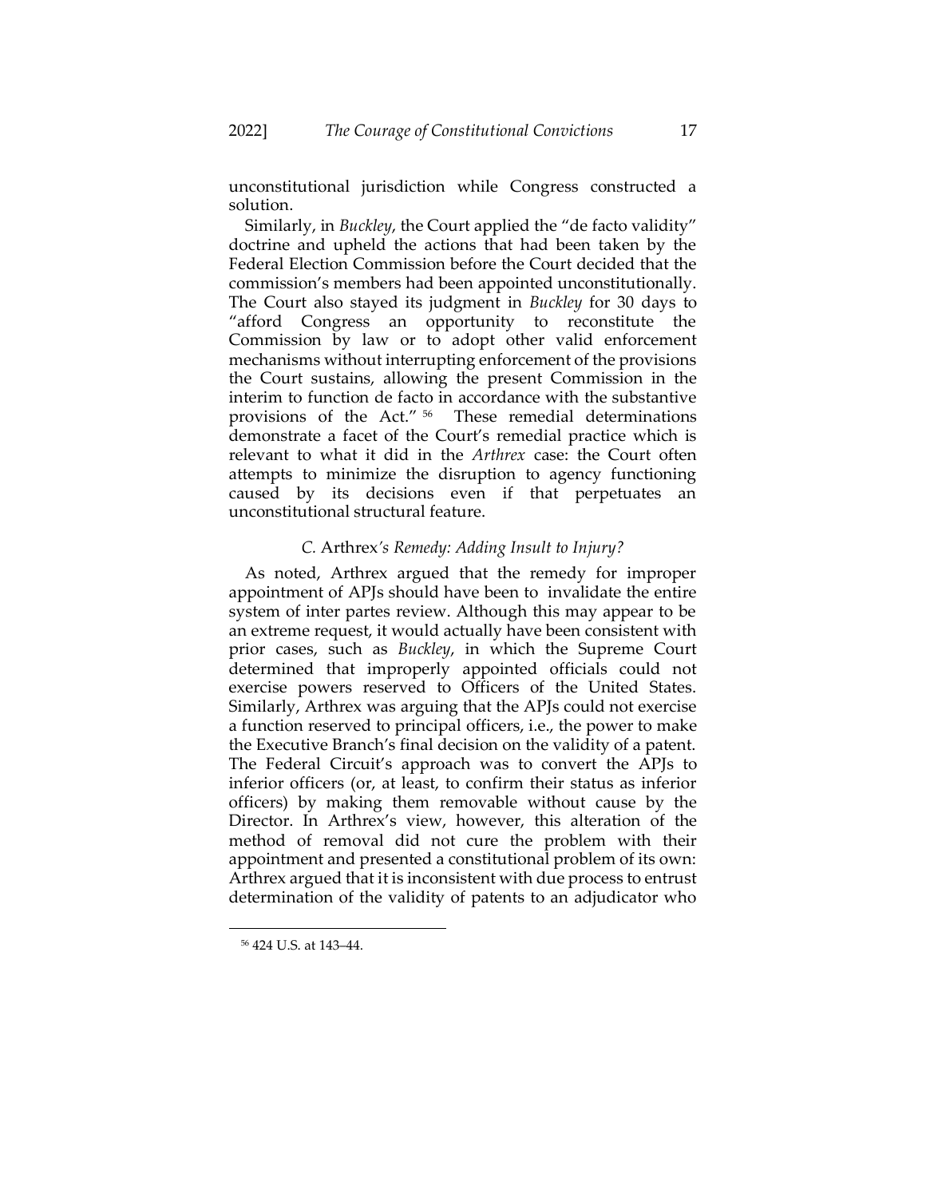unconstitutional jurisdiction while Congress constructed a solution.

Similarly, in *Buckley*, the Court applied the "de facto validity" doctrine and upheld the actions that had been taken by the Federal Election Commission before the Court decided that the commission's members had been appointed unconstitutionally. The Court also stayed its judgment in *Buckley* for 30 days to "afford Congress an opportunity to reconstitute the Commission by law or to adopt other valid enforcement mechanisms without interrupting enforcement of the provisions the Court sustains, allowing the present Commission in the interim to function de facto in accordance with the substantive provisions of the Act."[56] These remedial determinations demonstrate a facet of the Court's remedial practice which is relevant to what it did in the *Arthrex* case: the Court often attempts to minimize the disruption to agency functioning caused by its decisions even if that perpetuates an unconstitutional structural feature.

### *C.* Arthrex*'s Remedy: Adding Insult to Injury?*

As noted, Arthrex argued that the remedy for improper appointment of APJs should have been to invalidate the entire system of inter partes review. Although this may appear to be an extreme request, it would actually have been consistent with prior cases, such as *Buckley*, in which the Supreme Court determined that improperly appointed officials could not exercise powers reserved to Officers of the United States. Similarly, Arthrex was arguing that the APJs could not exercise a function reserved to principal officers, i.e., the power to make the Executive Branch's final decision on the validity of a patent. The Federal Circuit's approach was to convert the APJs to inferior officers (or, at least, to confirm their status as inferior officers) by making them removable without cause by the Director. In Arthrex's view, however, this alteration of the method of removal did not cure the problem with their appointment and presented a constitutional problem of its own: Arthrex argued that it is inconsistent with due process to entrust determination of the validity of patents to an adjudicator who

[56] 424 U.S. at 143–44.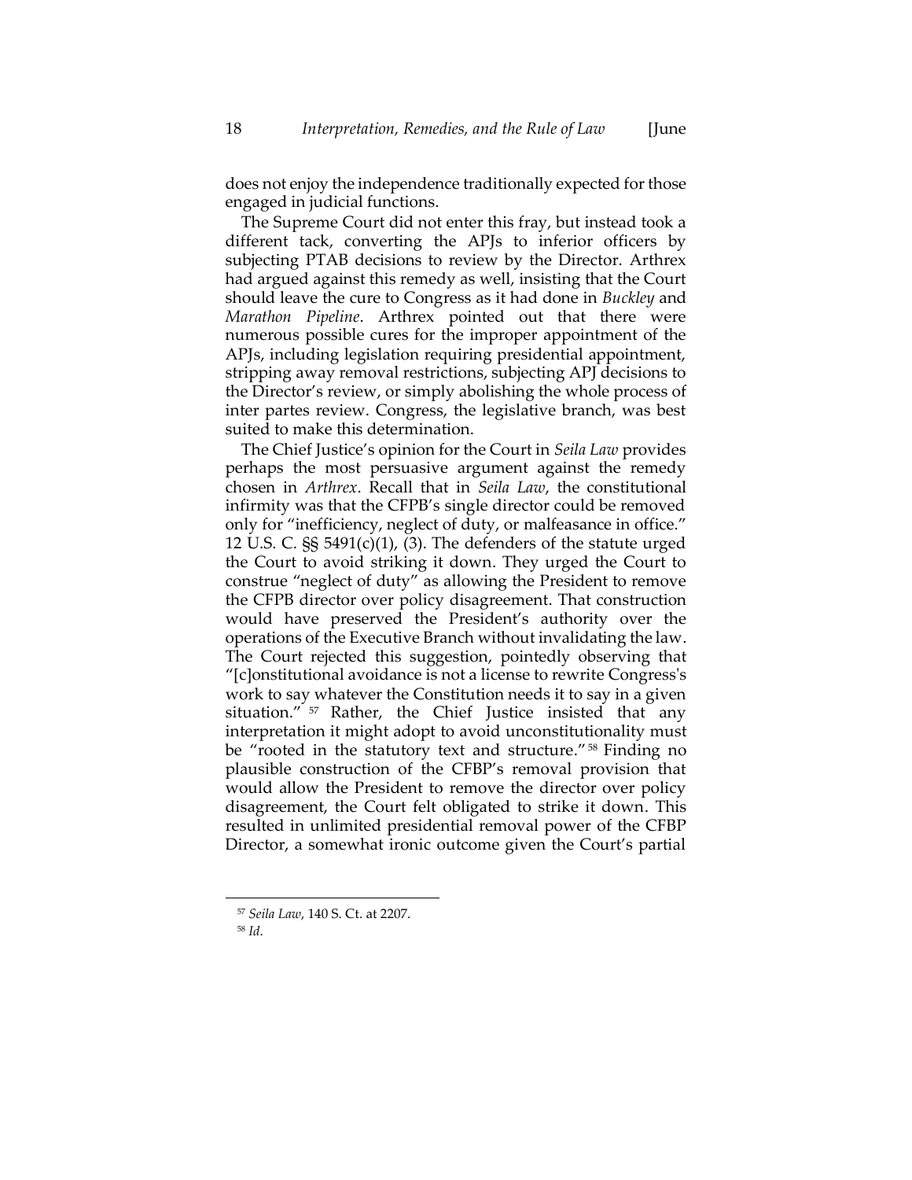does not enjoy the independence traditionally expected for those engaged in judicial functions.

The Supreme Court did not enter this fray, but instead took a different tack, converting the APJs to inferior officers by subjecting PTAB decisions to review by the Director. Arthrex had argued against this remedy as well, insisting that the Court should leave the cure to Congress as it had done in *Buckley* and *Marathon Pipeline*. Arthrex pointed out that there were numerous possible cures for the improper appointment of the APJs, including legislation requiring presidential appointment, stripping away removal restrictions, subjecting APJ decisions to the Director's review, or simply abolishing the whole process of inter partes review. Congress, the legislative branch, was best suited to make this determination.

The Chief Justice's opinion for the Court in *Seila Law* provides perhaps the most persuasive argument against the remedy chosen in *Arthrex*. Recall that in *Seila Law*, the constitutional infirmity was that the CFPB's single director could be removed only for "inefficiency, neglect of duty, or malfeasance in office." 12 U.S. C. §§ 5491(c)(1), (3). The defenders of the statute urged the Court to avoid striking it down. They urged the Court to construe "neglect of duty" as allowing the President to remove the CFPB director over policy disagreement. That construction would have preserved the President's authority over the operations of the Executive Branch without invalidating the law. The Court rejected this suggestion, pointedly observing that "[c]onstitutional avoidance is not a license to rewrite Congress's work to say whatever the Constitution needs it to say in a given situation." [57] Rather, the Chief Justice insisted that any interpretation it might adopt to avoid unconstitutionality must be "rooted in the statutory text and structure." [58] Finding no plausible construction of the CFBP's removal provision that would allow the President to remove the director over policy disagreement, the Court felt obligated to strike it down. This resulted in unlimited presidential removal power of the CFBP Director, a somewhat ironic outcome given the Court's partial

[57] *Seila Law*, 140 S. Ct. at 2207.

[58] *Id*.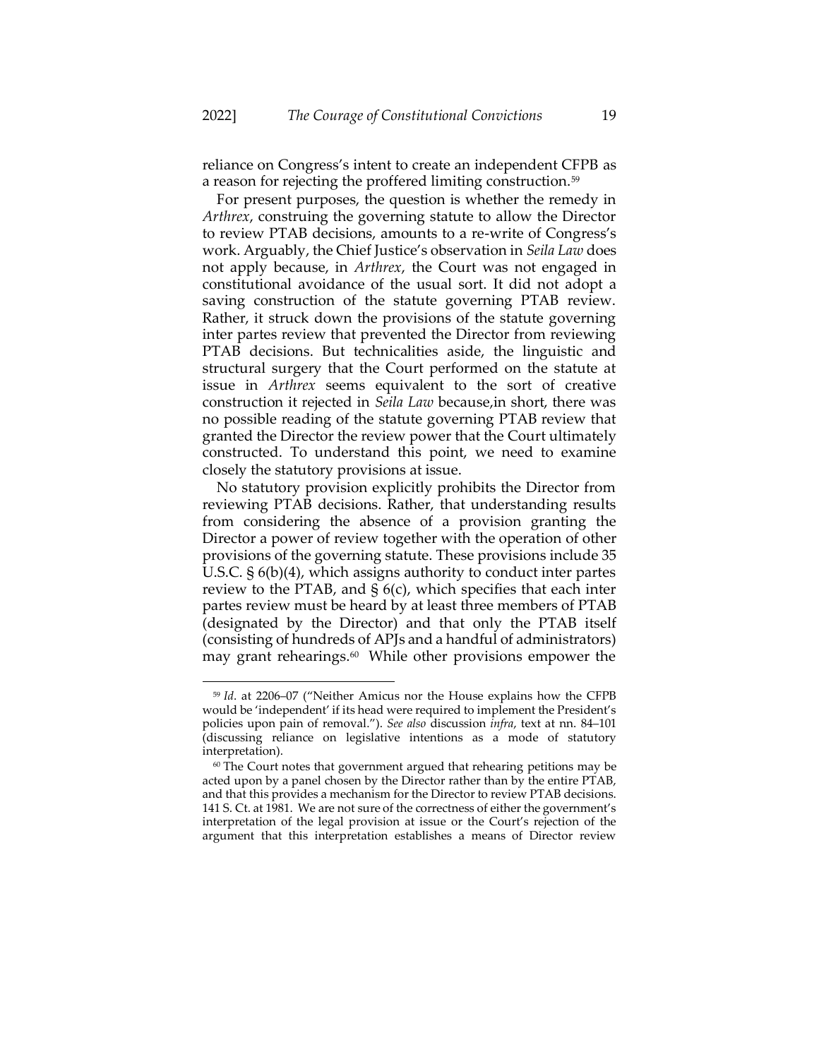reliance on Congress's intent to create an independent CFPB as a reason for rejecting the proffered limiting construction.[59]

For present purposes, the question is whether the remedy in *Arthrex*, construing the governing statute to allow the Director to review PTAB decisions, amounts to a re-write of Congress's work. Arguably, the Chief Justice's observation in *Seila Law* does not apply because, in *Arthrex*, the Court was not engaged in constitutional avoidance of the usual sort. It did not adopt a saving construction of the statute governing PTAB review. Rather, it struck down the provisions of the statute governing inter partes review that prevented the Director from reviewing PTAB decisions. But technicalities aside, the linguistic and structural surgery that the Court performed on the statute at issue in *Arthrex* seems equivalent to the sort of creative construction it rejected in *Seila Law* because,in short, there was no possible reading of the statute governing PTAB review that granted the Director the review power that the Court ultimately constructed. To understand this point, we need to examine closely the statutory provisions at issue.

No statutory provision explicitly prohibits the Director from reviewing PTAB decisions. Rather, that understanding results from considering the absence of a provision granting the Director a power of review together with the operation of other provisions of the governing statute. These provisions include 35 U.S.C. § 6(b)(4), which assigns authority to conduct inter partes review to the PTAB, and § 6(c), which specifies that each inter partes review must be heard by at least three members of PTAB (designated by the Director) and that only the PTAB itself (consisting of hundreds of APJs and a handful of administrators) may grant rehearings.[60] While other provisions empower the

---

[59] *Id.* at 2206–07 ("Neither Amicus nor the House explains how the CFPB would be 'independent' if its head were required to implement the President's policies upon pain of removal."). *See also* discussion *infra*, text at nn. 84–101 (discussing reliance on legislative intentions as a mode of statutory interpretation).

[60] The Court notes that government argued that rehearing petitions may be acted upon by a panel chosen by the Director rather than by the entire PTAB, and that this provides a mechanism for the Director to review PTAB decisions. 141 S. Ct. at 1981. We are not sure of the correctness of either the government's interpretation of the legal provision at issue or the Court's rejection of the argument that this interpretation establishes a means of Director review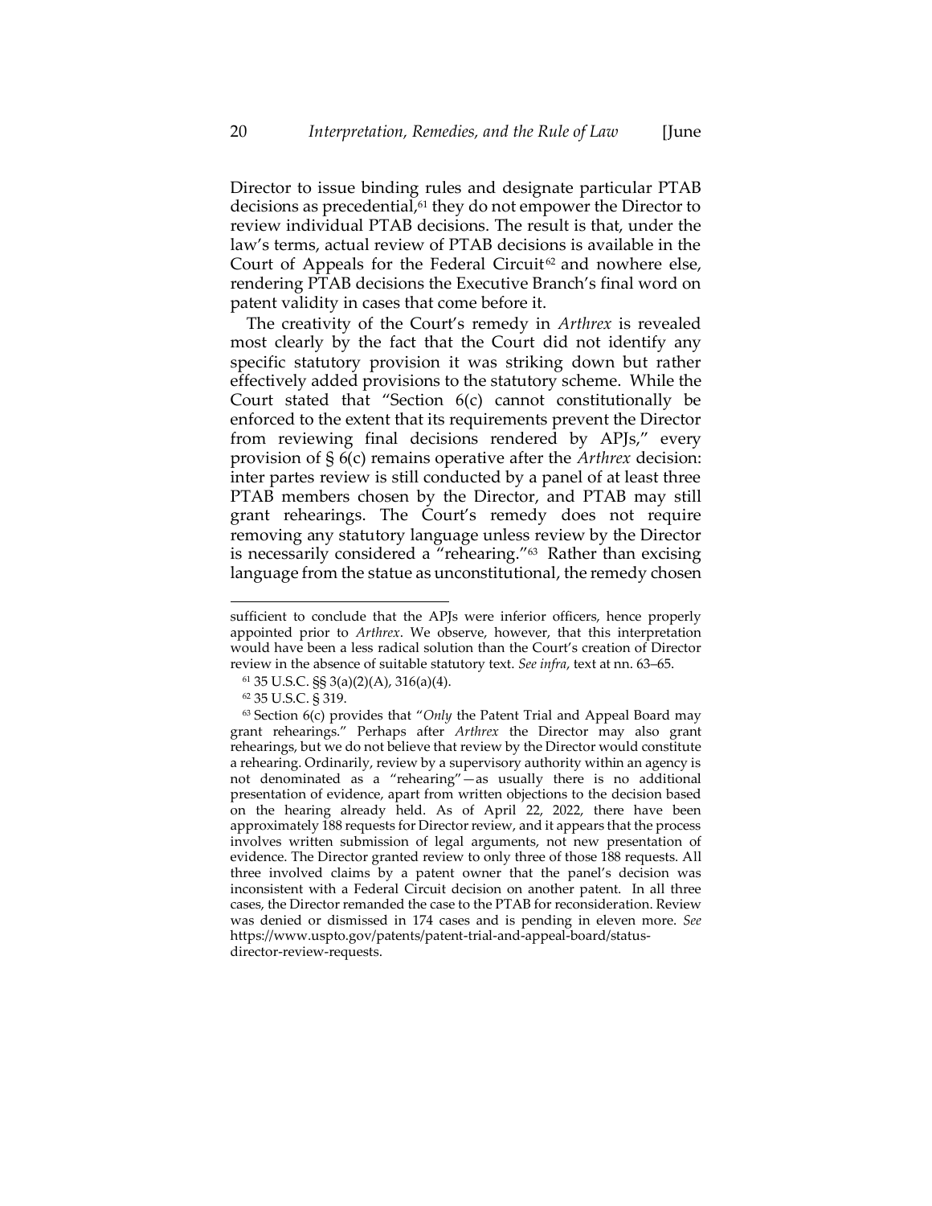Director to issue binding rules and designate particular PTAB decisions as precedential,[61] they do not empower the Director to review individual PTAB decisions. The result is that, under the law's terms, actual review of PTAB decisions is available in the Court of Appeals for the Federal Circuit[62] and nowhere else, rendering PTAB decisions the Executive Branch's final word on patent validity in cases that come before it.

The creativity of the Court's remedy in *Arthrex* is revealed most clearly by the fact that the Court did not identify any specific statutory provision it was striking down but rather effectively added provisions to the statutory scheme. While the Court stated that "Section 6(c) cannot constitutionally be enforced to the extent that its requirements prevent the Director from reviewing final decisions rendered by APJs," every provision of § 6(c) remains operative after the *Arthrex* decision: inter partes review is still conducted by a panel of at least three PTAB members chosen by the Director, and PTAB may still grant rehearings. The Court's remedy does not require removing any statutory language unless review by the Director is necessarily considered a "rehearing."[63] Rather than excising language from the statue as unconstitutional, the remedy chosen

---

sufficient to conclude that the APJs were inferior officers, hence properly appointed prior to *Arthrex*. We observe, however, that this interpretation would have been a less radical solution than the Court's creation of Director review in the absence of suitable statutory text. *See infra*, text at nn. 63–65.

[61] 35 U.S.C. §§ 3(a)(2)(A), 316(a)(4).

[62] 35 U.S.C. § 319.

[63] Section 6(c) provides that "*Only* the Patent Trial and Appeal Board may grant rehearings." Perhaps after *Arthrex* the Director may also grant rehearings, but we do not believe that review by the Director would constitute a rehearing. Ordinarily, review by a supervisory authority within an agency is not denominated as a "rehearing"—as usually there is no additional presentation of evidence, apart from written objections to the decision based on the hearing already held. As of April 22, 2022, there have been approximately 188 requests for Director review, and it appears that the process involves written submission of legal arguments, not new presentation of evidence. The Director granted review to only three of those 188 requests. All three involved claims by a patent owner that the panel's decision was inconsistent with a Federal Circuit decision on another patent. In all three cases, the Director remanded the case to the PTAB for reconsideration. Review was denied or dismissed in 174 cases and is pending in eleven more. *See* https://www.uspto.gov/patents/patent-trial-and-appeal-board/status-director-review-requests.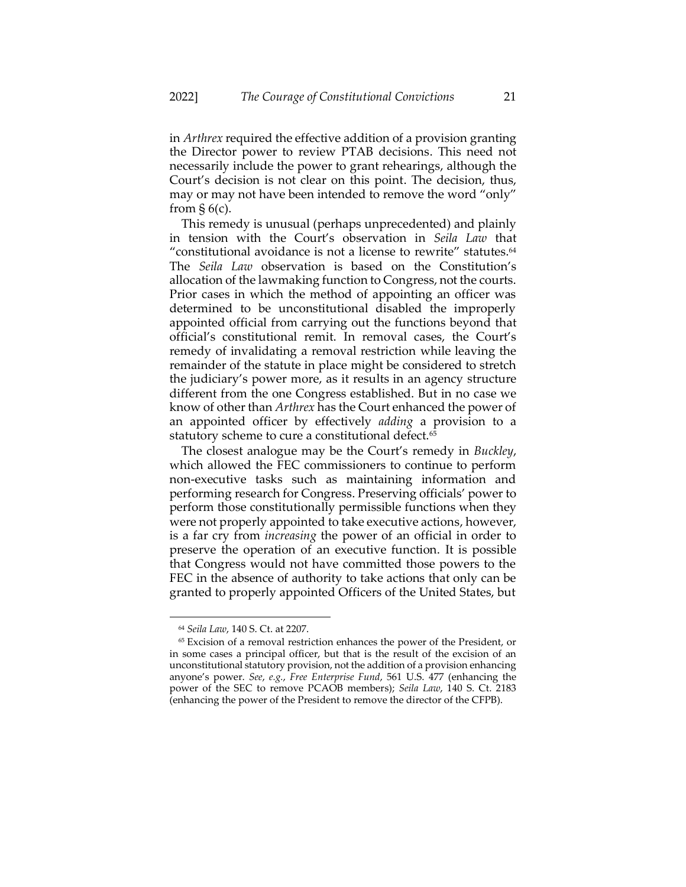in *Arthrex* required the effective addition of a provision granting the Director power to review PTAB decisions. This need not necessarily include the power to grant rehearings, although the Court's decision is not clear on this point. The decision, thus, may or may not have been intended to remove the word "only" from § 6(c).

This remedy is unusual (perhaps unprecedented) and plainly in tension with the Court's observation in *Seila Law* that "constitutional avoidance is not a license to rewrite" statutes.[64] The *Seila Law* observation is based on the Constitution's allocation of the lawmaking function to Congress, not the courts. Prior cases in which the method of appointing an officer was determined to be unconstitutional disabled the improperly appointed official from carrying out the functions beyond that official's constitutional remit. In removal cases, the Court's remedy of invalidating a removal restriction while leaving the remainder of the statute in place might be considered to stretch the judiciary's power more, as it results in an agency structure different from the one Congress established. But in no case we know of other than *Arthrex* has the Court enhanced the power of an appointed officer by effectively *adding* a provision to a statutory scheme to cure a constitutional defect.[65]

The closest analogue may be the Court's remedy in *Buckley*, which allowed the FEC commissioners to continue to perform non-executive tasks such as maintaining information and performing research for Congress. Preserving officials' power to perform those constitutionally permissible functions when they were not properly appointed to take executive actions, however, is a far cry from *increasing* the power of an official in order to preserve the operation of an executive function. It is possible that Congress would not have committed those powers to the FEC in the absence of authority to take actions that only can be granted to properly appointed Officers of the United States, but

---

[64] *Seila Law*, 140 S. Ct. at 2207.

[65] Excision of a removal restriction enhances the power of the President, or in some cases a principal officer, but that is the result of the excision of an unconstitutional statutory provision, not the addition of a provision enhancing anyone's power. *See, e.g.*, *Free Enterprise Fund*, 561 U.S. 477 (enhancing the power of the SEC to remove PCAOB members); *Seila Law*, 140 S. Ct. 2183 (enhancing the power of the President to remove the director of the CFPB).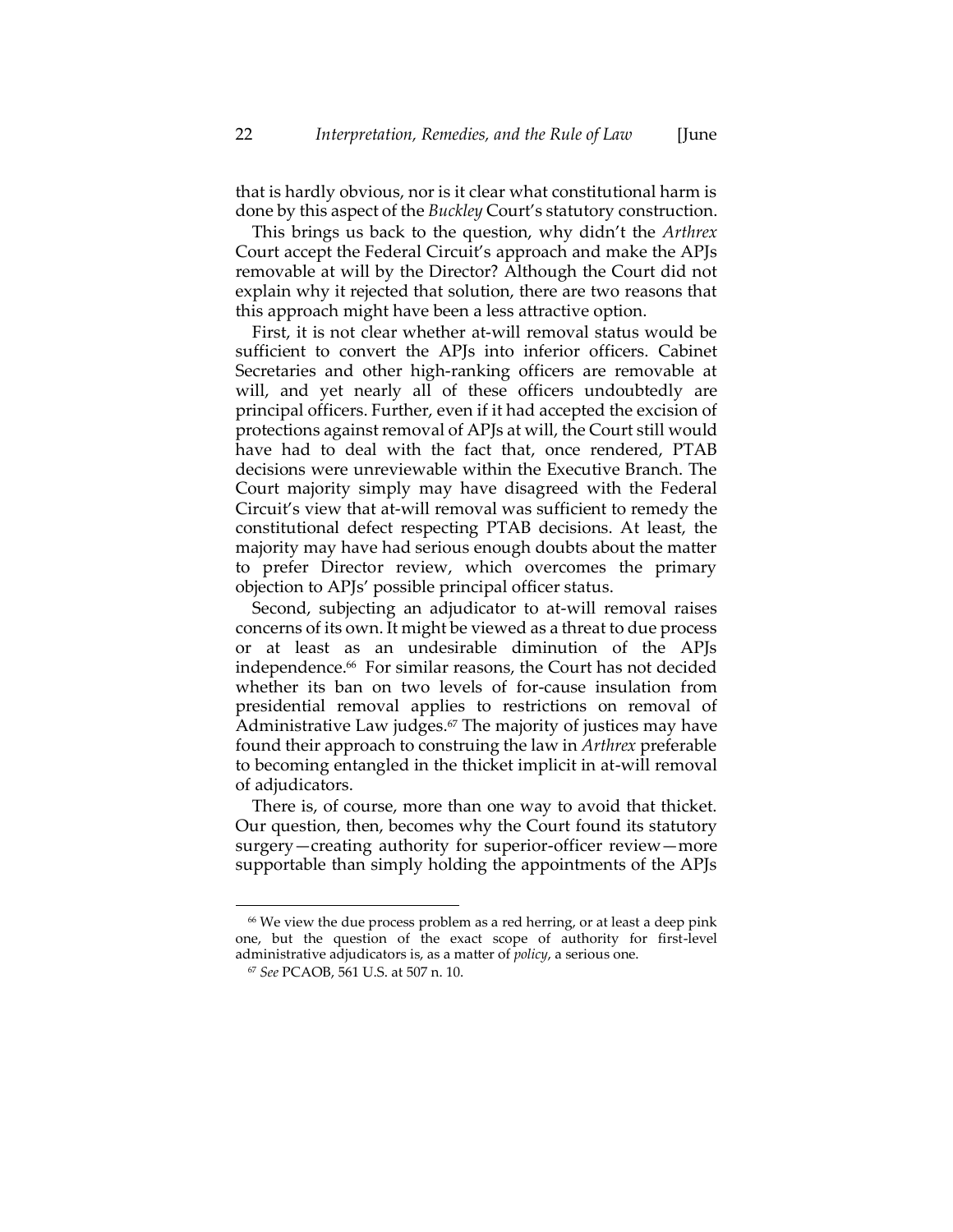that is hardly obvious, nor is it clear what constitutional harm is done by this aspect of the *Buckley* Court's statutory construction.

This brings us back to the question, why didn't the *Arthrex* Court accept the Federal Circuit's approach and make the APJs removable at will by the Director? Although the Court did not explain why it rejected that solution, there are two reasons that this approach might have been a less attractive option.

First, it is not clear whether at-will removal status would be sufficient to convert the APJs into inferior officers. Cabinet Secretaries and other high-ranking officers are removable at will, and yet nearly all of these officers undoubtedly are principal officers. Further, even if it had accepted the excision of protections against removal of APJs at will, the Court still would have had to deal with the fact that, once rendered, PTAB decisions were unreviewable within the Executive Branch. The Court majority simply may have disagreed with the Federal Circuit's view that at-will removal was sufficient to remedy the constitutional defect respecting PTAB decisions. At least, the majority may have had serious enough doubts about the matter to prefer Director review, which overcomes the primary objection to APJs' possible principal officer status.

Second, subjecting an adjudicator to at-will removal raises concerns of its own. It might be viewed as a threat to due process or at least as an undesirable diminution of the APJs independence.[66] For similar reasons, the Court has not decided whether its ban on two levels of for-cause insulation from presidential removal applies to restrictions on removal of Administrative Law judges.[67] The majority of justices may have found their approach to construing the law in *Arthrex* preferable to becoming entangled in the thicket implicit in at-will removal of adjudicators.

There is, of course, more than one way to avoid that thicket. Our question, then, becomes why the Court found its statutory surgery—creating authority for superior-officer review—more supportable than simply holding the appointments of the APJs

---

[66] We view the due process problem as a red herring, or at least a deep pink one, but the question of the exact scope of authority for first-level administrative adjudicators is, as a matter of *policy*, a serious one.

[67] *See* PCAOB, 561 U.S. at 507 n. 10.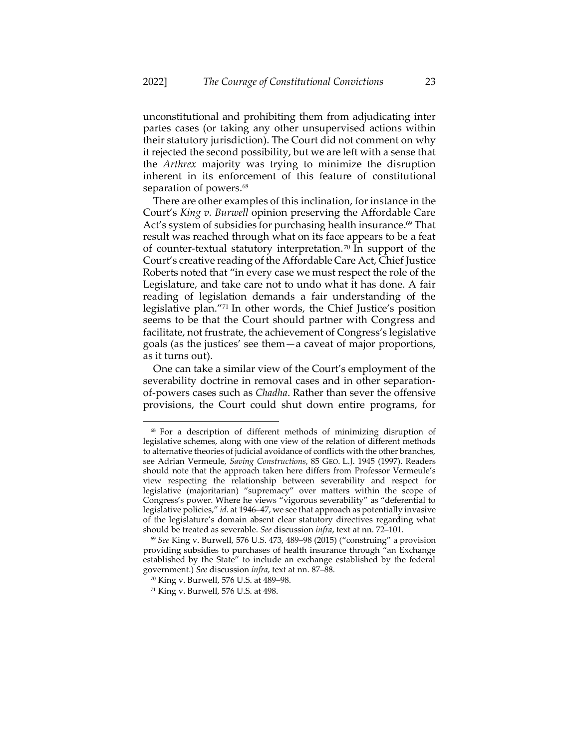unconstitutional and prohibiting them from adjudicating inter partes cases (or taking any other unsupervised actions within their statutory jurisdiction). The Court did not comment on why it rejected the second possibility, but we are left with a sense that the *Arthrex* majority was trying to minimize the disruption inherent in its enforcement of this feature of constitutional separation of powers.[68]

There are other examples of this inclination, for instance in the Court's *King v. Burwell* opinion preserving the Affordable Care Act's system of subsidies for purchasing health insurance.[69] That result was reached through what on its face appears to be a feat of counter-textual statutory interpretation.[70] In support of the Court's creative reading of the Affordable Care Act, Chief Justice Roberts noted that "in every case we must respect the role of the Legislature, and take care not to undo what it has done. A fair reading of legislation demands a fair understanding of the legislative plan."[71] In other words, the Chief Justice's position seems to be that the Court should partner with Congress and facilitate, not frustrate, the achievement of Congress's legislative goals (as the justices' see them—a caveat of major proportions, as it turns out).

One can take a similar view of the Court's employment of the severability doctrine in removal cases and in other separation-of-powers cases such as *Chadha*. Rather than sever the offensive provisions, the Court could shut down entire programs, for

---

[68] For a description of different methods of minimizing disruption of legislative schemes, along with one view of the relation of different methods to alternative theories of judicial avoidance of conflicts with the other branches, see Adrian Vermeule, *Saving Constructions*, 85 GEO. L.J. 1945 (1997). Readers should note that the approach taken here differs from Professor Vermeule's view respecting the relationship between severability and respect for legislative (majoritarian) "supremacy" over matters within the scope of Congress's power. Where he views "vigorous severability" as "deferential to legislative policies," *id*. at 1946–47, we see that approach as potentially invasive of the legislature's domain absent clear statutory directives regarding what should be treated as severable. *See* discussion *infra*, text at nn. 72–101.

[69] *See* King v. Burwell, 576 U.S. 473, 489–98 (2015) ("construing" a provision providing subsidies to purchases of health insurance through "an Exchange established by the State" to include an exchange established by the federal government.) *See* discussion *infra*, text at nn. 87–88.

[70] King v. Burwell, 576 U.S. at 489–98.

[71] King v. Burwell, 576 U.S. at 498.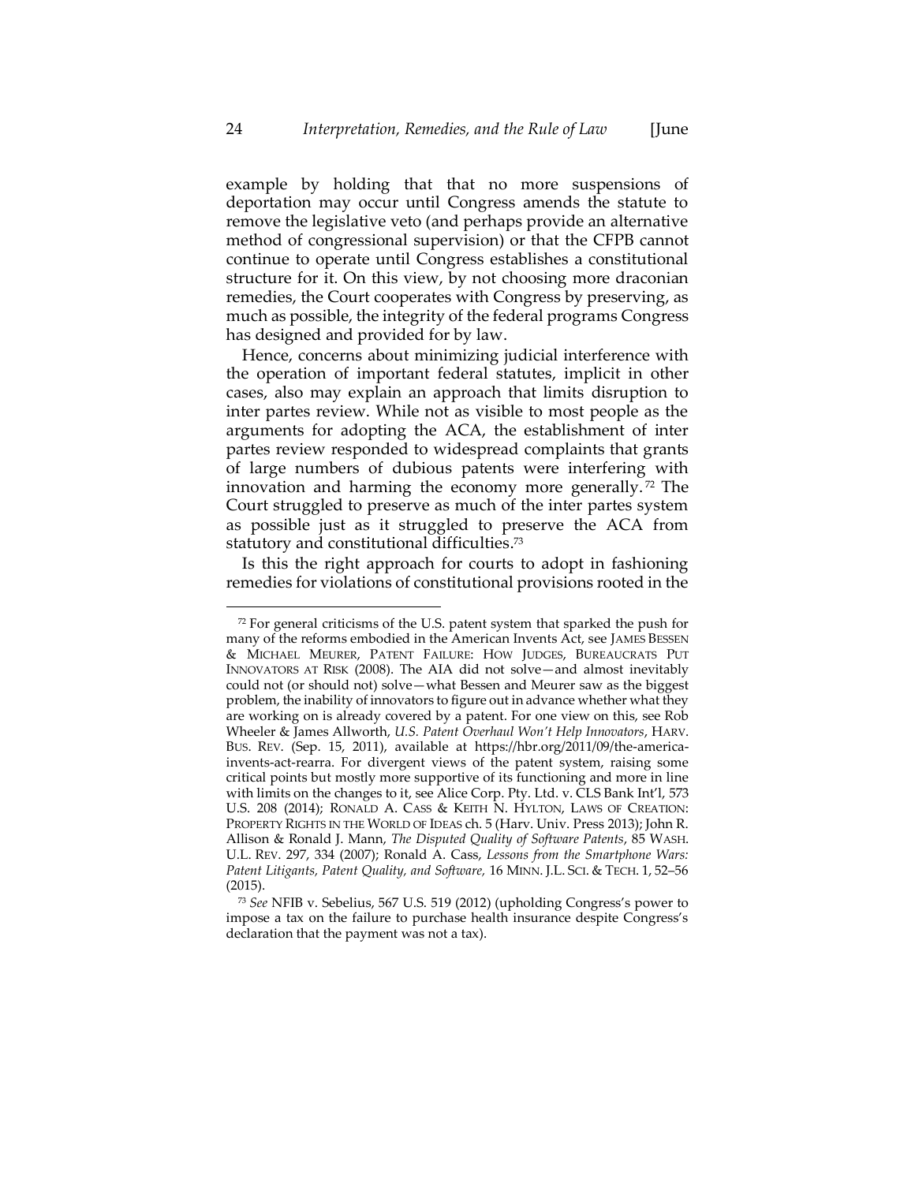example by holding that that no more suspensions of deportation may occur until Congress amends the statute to remove the legislative veto (and perhaps provide an alternative method of congressional supervision) or that the CFPB cannot continue to operate until Congress establishes a constitutional structure for it. On this view, by not choosing more draconian remedies, the Court cooperates with Congress by preserving, as much as possible, the integrity of the federal programs Congress has designed and provided for by law.

Hence, concerns about minimizing judicial interference with the operation of important federal statutes, implicit in other cases, also may explain an approach that limits disruption to inter partes review. While not as visible to most people as the arguments for adopting the ACA, the establishment of inter partes review responded to widespread complaints that grants of large numbers of dubious patents were interfering with innovation and harming the economy more generally.[72] The Court struggled to preserve as much of the inter partes system as possible just as it struggled to preserve the ACA from statutory and constitutional difficulties.[73]

Is this the right approach for courts to adopt in fashioning remedies for violations of constitutional provisions rooted in the

---

[72] For general criticisms of the U.S. patent system that sparked the push for many of the reforms embodied in the American Invents Act, see JAMES BESSEN & MICHAEL MEURER, PATENT FAILURE: HOW JUDGES, BUREAUCRATS PUT INNOVATORS AT RISK (2008). The AIA did not solve—and almost inevitably could not (or should not) solve—what Bessen and Meurer saw as the biggest problem, the inability of innovators to figure out in advance whether what they are working on is already covered by a patent. For one view on this, see Rob Wheeler & James Allworth, *U.S. Patent Overhaul Won't Help Innovators*, HARV. BUS. REV. (Sep. 15, 2011), available at https://hbr.org/2011/09/the-america-invents-act-rearra. For divergent views of the patent system, raising some critical points but mostly more supportive of its functioning and more in line with limits on the changes to it, see Alice Corp. Pty. Ltd. v. CLS Bank Int'l, 573 U.S. 208 (2014); RONALD A. CASS & KEITH N. HYLTON, LAWS OF CREATION: PROPERTY RIGHTS IN THE WORLD OF IDEAS ch. 5 (Harv. Univ. Press 2013); John R. Allison & Ronald J. Mann, *The Disputed Quality of Software Patents*, 85 WASH. U.L. REV. 297, 334 (2007); Ronald A. Cass, *Lessons from the Smartphone Wars: Patent Litigants, Patent Quality, and Software,* 16 MINN. J.L. SCI. & TECH. 1, 52–56 (2015).

[73] *See* NFIB v. Sebelius, 567 U.S. 519 (2012) (upholding Congress's power to impose a tax on the failure to purchase health insurance despite Congress's declaration that the payment was not a tax).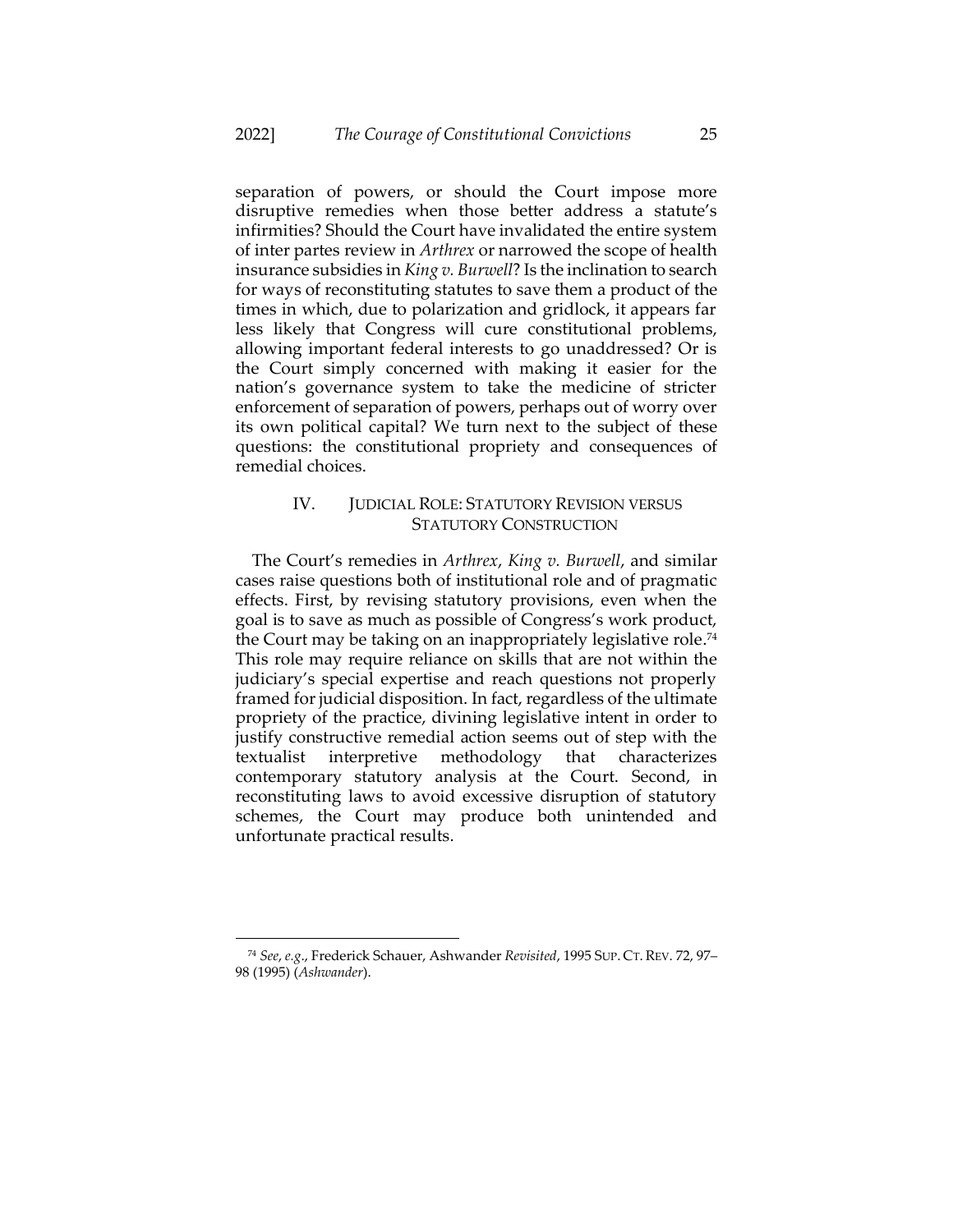separation of powers, or should the Court impose more disruptive remedies when those better address a statute's infirmities? Should the Court have invalidated the entire system of inter partes review in *Arthrex* or narrowed the scope of health insurance subsidies in *King v. Burwell*? Is the inclination to search for ways of reconstituting statutes to save them a product of the times in which, due to polarization and gridlock, it appears far less likely that Congress will cure constitutional problems, allowing important federal interests to go unaddressed? Or is the Court simply concerned with making it easier for the nation's governance system to take the medicine of stricter enforcement of separation of powers, perhaps out of worry over its own political capital? We turn next to the subject of these questions: the constitutional propriety and consequences of remedial choices.

## IV. JUDICIAL ROLE: STATUTORY REVISION VERSUS STATUTORY CONSTRUCTION

The Court's remedies in *Arthrex*, *King v. Burwell*, and similar cases raise questions both of institutional role and of pragmatic effects. First, by revising statutory provisions, even when the goal is to save as much as possible of Congress's work product, the Court may be taking on an inappropriately legislative role.[74] This role may require reliance on skills that are not within the judiciary's special expertise and reach questions not properly framed for judicial disposition. In fact, regardless of the ultimate propriety of the practice, divining legislative intent in order to justify constructive remedial action seems out of step with the textualist interpretive methodology that characterizes contemporary statutory analysis at the Court. Second, in reconstituting laws to avoid excessive disruption of statutory schemes, the Court may produce both unintended and unfortunate practical results.

---

[74] *See*, *e.g.*, Frederick Schauer, Ashwander *Revisited*, 1995 SUP. CT. REV. 72, 97–98 (1995) (*Ashwander*).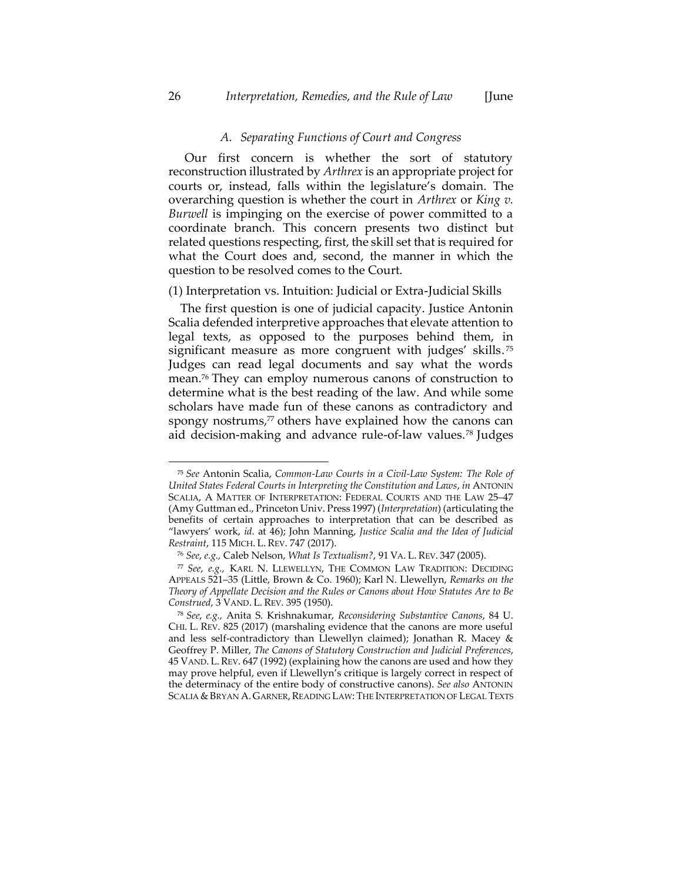### A. Separating Functions of Court and Congress

Our first concern is whether the sort of statutory reconstruction illustrated by *Arthrex* is an appropriate project for courts or, instead, falls within the legislature's domain. The overarching question is whether the court in *Arthrex* or *King v. Burwell* is impinging on the exercise of power committed to a coordinate branch. This concern presents two distinct but related questions respecting, first, the skill set that is required for what the Court does and, second, the manner in which the question to be resolved comes to the Court.

(1) Interpretation vs. Intuition: Judicial or Extra-Judicial Skills

The first question is one of judicial capacity. Justice Antonin Scalia defended interpretive approaches that elevate attention to legal texts, as opposed to the purposes behind them, in significant measure as more congruent with judges' skills.[75] Judges can read legal documents and say what the words mean.[76] They can employ numerous canons of construction to determine what is the best reading of the law. And while some scholars have made fun of these canons as contradictory and spongy nostrums,[77] others have explained how the canons can aid decision-making and advance rule-of-law values.[78] Judges

---

[75] *See* Antonin Scalia, *Common-Law Courts in a Civil-Law System: The Role of United States Federal Courts in Interpreting the Constitution and Laws*, *in* ANTONIN SCALIA, A MATTER OF INTERPRETATION: FEDERAL COURTS AND THE LAW 25–47 (Amy Guttman ed., Princeton Univ. Press 1997) (*Interpretation*) (articulating the benefits of certain approaches to interpretation that can be described as "lawyers' work, *id.* at 46); John Manning, *Justice Scalia and the Idea of Judicial Restraint*, 115 MICH. L. REV. 747 (2017).

[76] *See, e.g.,* Caleb Nelson, *What Is Textualism?*, 91 VA. L. REV. 347 (2005).

[77] *See, e.g.,* KARL N. LLEWELLYN, THE COMMON LAW TRADITION: DECIDING APPEALS 521–35 (Little, Brown & Co. 1960); Karl N. Llewellyn, *Remarks on the Theory of Appellate Decision and the Rules or Canons about How Statutes Are to Be Construed*, 3 VAND. L. REV. 395 (1950).

[78] *See, e.g.,* Anita S. Krishnakumar, *Reconsidering Substantive Canons*, 84 U. CHI. L. REV. 825 (2017) (marshaling evidence that the canons are more useful and less self-contradictory than Llewellyn claimed); Jonathan R. Macey & Geoffrey P. Miller, *The Canons of Statutory Construction and Judicial Preferences*, 45 VAND. L. REV. 647 (1992) (explaining how the canons are used and how they may prove helpful, even if Llewellyn's critique is largely correct in respect of the determinacy of the entire body of constructive canons). *See also* ANTONIN SCALIA & BRYAN A. GARNER, READING LAW: THE INTERPRETATION OF LEGAL TEXTS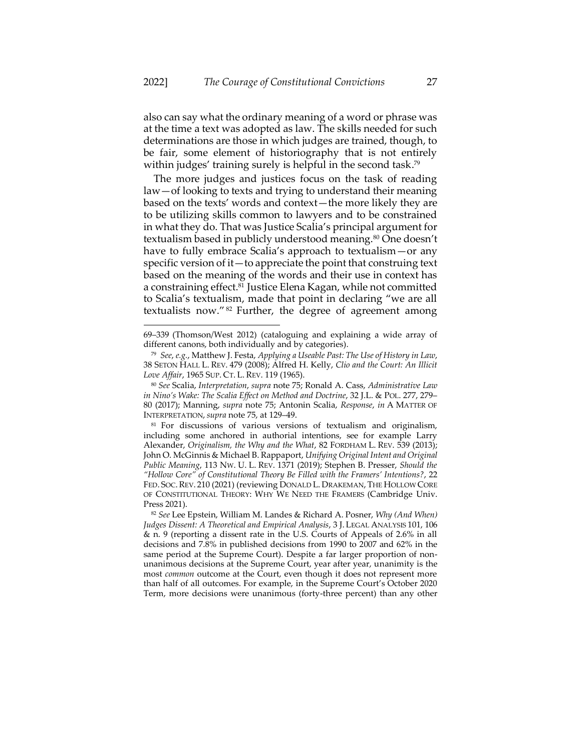also can say what the ordinary meaning of a word or phrase was at the time a text was adopted as law. The skills needed for such determinations are those in which judges are trained, though, to be fair, some element of historiography that is not entirely within judges' training surely is helpful in the second task.[79]

The more judges and justices focus on the task of reading law—of looking to texts and trying to understand their meaning based on the texts' words and context—the more likely they are to be utilizing skills common to lawyers and to be constrained in what they do. That was Justice Scalia's principal argument for textualism based in publicly understood meaning.[80] One doesn't have to fully embrace Scalia's approach to textualism—or any specific version of it—to appreciate the point that construing text based on the meaning of the words and their use in context has a constraining effect.[81] Justice Elena Kagan, while not committed to Scalia's textualism, made that point in declaring "we are all textualists now."[82] Further, the degree of agreement among

---

69–339 (Thomson/West 2012) (cataloguing and explaining a wide array of different canons, both individually and by categories).

[79] *See, e.g.*, Matthew J. Festa, *Applying a Useable Past: The Use of History in Law*, 38 SETON HALL L. REV. 479 (2008); Alfred H. Kelly, *Clio and the Court: An Illicit Love Affair*, 1965 SUP. CT. L. REV. 119 (1965).

[80] *See* Scalia, *Interpretation*, *supra* note 75; Ronald A. Cass, *Administrative Law in Nino's Wake: The Scalia Effect on Method and Doctrine*, 32 J.L. & POL. 277, 279–80 (2017); Manning, *supra* note 75; Antonin Scalia, *Response*, *in* A MATTER OF INTERPRETATION, *supra* note 75, at 129–49.

[81] For discussions of various versions of textualism and originalism, including some anchored in authorial intentions, see for example Larry Alexander, *Originalism, the Why and the What*, 82 FORDHAM L. REV. 539 (2013); John O. McGinnis & Michael B. Rappaport, *Unifying Original Intent and Original Public Meaning*, 113 NW. U. L. REV. 1371 (2019); Stephen B. Presser, *Should the "Hollow Core" of Constitutional Theory Be Filled with the Framers' Intentions?*, 22 FED. SOC. REV. 210 (2021) (reviewing DONALD L. DRAKEMAN, THE HOLLOW CORE OF CONSTITUTIONAL THEORY: WHY WE NEED THE FRAMERS (Cambridge Univ. Press 2021).

[82] *See* Lee Epstein, William M. Landes & Richard A. Posner, *Why (And When) Judges Dissent: A Theoretical and Empirical Analysis*, 3 J. LEGAL ANALYSIS 101, 106 & n. 9 (reporting a dissent rate in the U.S. Courts of Appeals of 2.6% in all decisions and 7.8% in published decisions from 1990 to 2007 and 62% in the same period at the Supreme Court). Despite a far larger proportion of non-unanimous decisions at the Supreme Court, year after year, unanimity is the most *common* outcome at the Court, even though it does not represent more than half of all outcomes. For example, in the Supreme Court's October 2020 Term, more decisions were unanimous (forty-three percent) than any other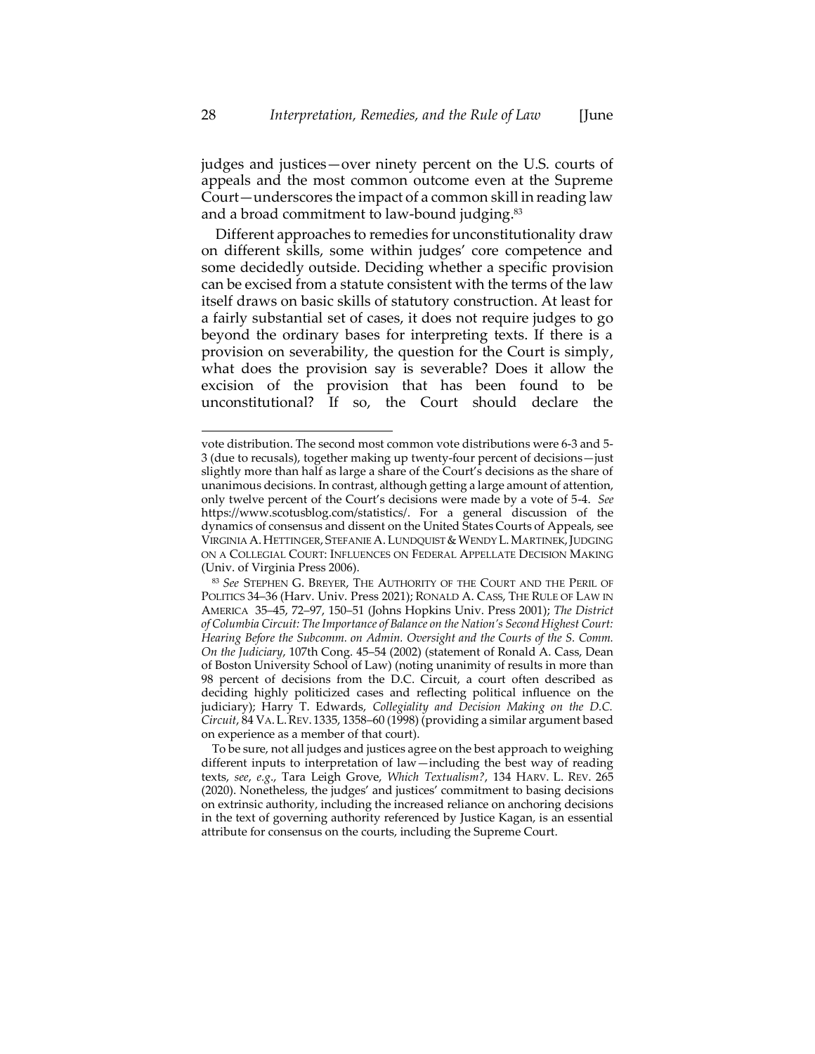judges and justices—over ninety percent on the U.S. courts of appeals and the most common outcome even at the Supreme Court—underscores the impact of a common skill in reading law and a broad commitment to law-bound judging.[83]

Different approaches to remedies for unconstitutionality draw on different skills, some within judges' core competence and some decidedly outside. Deciding whether a specific provision can be excised from a statute consistent with the terms of the law itself draws on basic skills of statutory construction. At least for a fairly substantial set of cases, it does not require judges to go beyond the ordinary bases for interpreting texts. If there is a provision on severability, the question for the Court is simply, what does the provision say is severable? Does it allow the excision of the provision that has been found to be unconstitutional? If so, the Court should declare the

---

vote distribution. The second most common vote distributions were 6-3 and 5-3 (due to recusals), together making up twenty-four percent of decisions—just slightly more than half as large a share of the Court's decisions as the share of unanimous decisions. In contrast, although getting a large amount of attention, only twelve percent of the Court's decisions were made by a vote of 5-4. *See* https://www.scotusblog.com/statistics/. For a general discussion of the dynamics of consensus and dissent on the United States Courts of Appeals, see VIRGINIA A. HETTINGER, STEFANIE A. LUNDQUIST & WENDY L. MARTINEK, JUDGING ON A COLLEGIAL COURT: INFLUENCES ON FEDERAL APPELLATE DECISION MAKING (Univ. of Virginia Press 2006).

[83] *See* STEPHEN G. BREYER, THE AUTHORITY OF THE COURT AND THE PERIL OF POLITICS 34–36 (Harv. Univ. Press 2021); RONALD A. CASS, THE RULE OF LAW IN AMERICA 35–45, 72–97, 150–51 (Johns Hopkins Univ. Press 2001); *The District of Columbia Circuit: The Importance of Balance on the Nation's Second Highest Court: Hearing Before the Subcomm. on Admin. Oversight and the Courts of the S. Comm. On the Judiciary*, 107th Cong. 45–54 (2002) (statement of Ronald A. Cass, Dean of Boston University School of Law) (noting unanimity of results in more than 98 percent of decisions from the D.C. Circuit, a court often described as deciding highly politicized cases and reflecting political influence on the judiciary); Harry T. Edwards, *Collegiality and Decision Making on the D.C. Circuit*, 84 VA. L. REV. 1335, 1358–60 (1998) (providing a similar argument based on experience as a member of that court).

To be sure, not all judges and justices agree on the best approach to weighing different inputs to interpretation of law—including the best way of reading texts, *see*, *e.g.*, Tara Leigh Grove, *Which Textualism?*, 134 HARV. L. REV. 265 (2020). Nonetheless, the judges' and justices' commitment to basing decisions on extrinsic authority, including the increased reliance on anchoring decisions in the text of governing authority referenced by Justice Kagan, is an essential attribute for consensus on the courts, including the Supreme Court.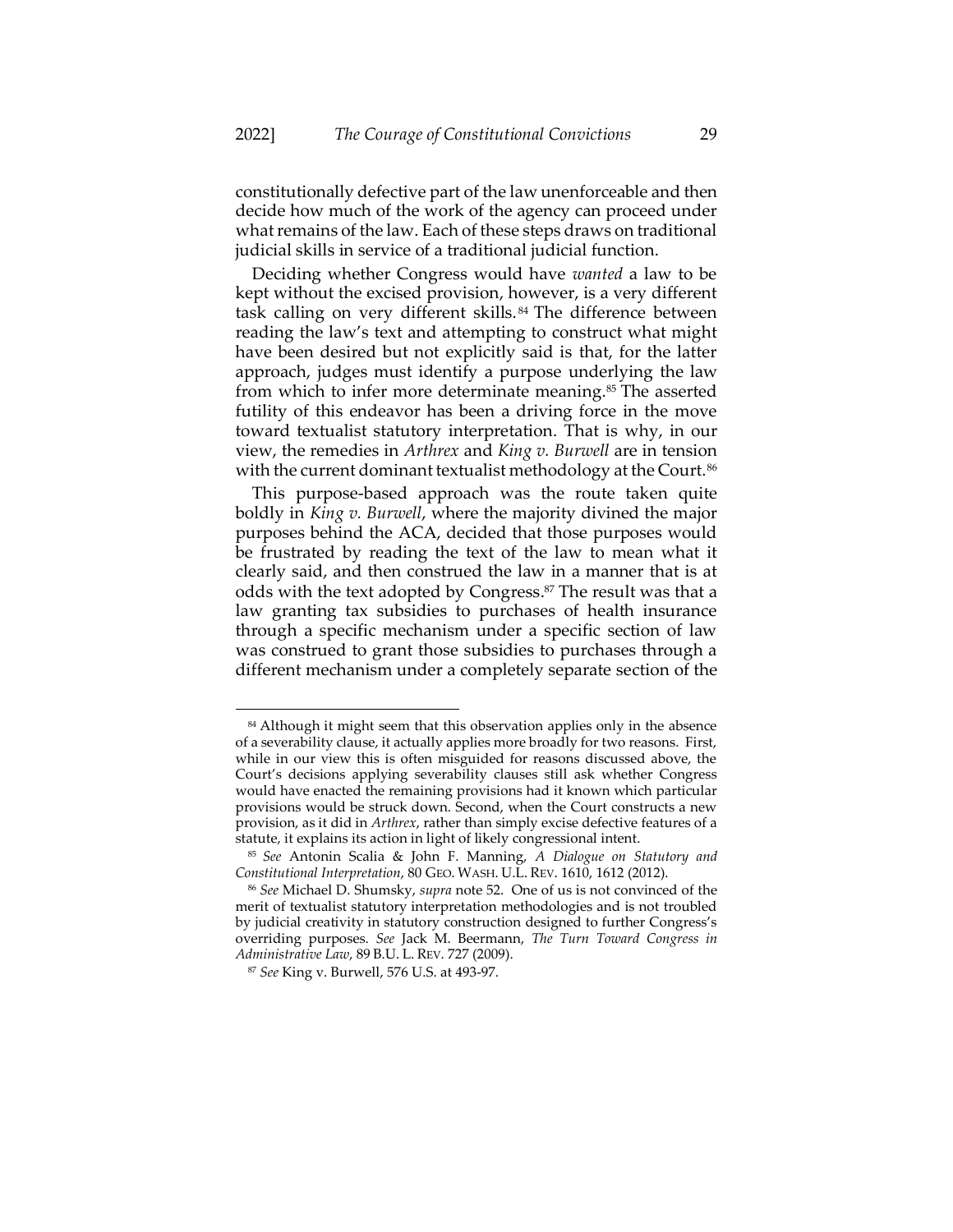constitutionally defective part of the law unenforceable and then decide how much of the work of the agency can proceed under what remains of the law. Each of these steps draws on traditional judicial skills in service of a traditional judicial function.

Deciding whether Congress would have *wanted* a law to be kept without the excised provision, however, is a very different task calling on very different skills.[84] The difference between reading the law's text and attempting to construct what might have been desired but not explicitly said is that, for the latter approach, judges must identify a purpose underlying the law from which to infer more determinate meaning.[85] The asserted futility of this endeavor has been a driving force in the move toward textualist statutory interpretation. That is why, in our view, the remedies in *Arthrex* and *King v. Burwell* are in tension with the current dominant textualist methodology at the Court.[86]

This purpose-based approach was the route taken quite boldly in *King v. Burwell*, where the majority divined the major purposes behind the ACA, decided that those purposes would be frustrated by reading the text of the law to mean what it clearly said, and then construed the law in a manner that is at odds with the text adopted by Congress.[87] The result was that a law granting tax subsidies to purchases of health insurance through a specific mechanism under a specific section of law was construed to grant those subsidies to purchases through a different mechanism under a completely separate section of the

---

[84] Although it might seem that this observation applies only in the absence of a severability clause, it actually applies more broadly for two reasons. First, while in our view this is often misguided for reasons discussed above, the Court's decisions applying severability clauses still ask whether Congress would have enacted the remaining provisions had it known which particular provisions would be struck down. Second, when the Court constructs a new provision, as it did in *Arthrex*, rather than simply excise defective features of a statute, it explains its action in light of likely congressional intent.

[85] *See* Antonin Scalia & John F. Manning, *A Dialogue on Statutory and Constitutional Interpretation*, 80 GEO. WASH. U.L. REV. 1610, 1612 (2012).

[86] *See* Michael D. Shumsky, *supra* note 52. One of us is not convinced of the merit of textualist statutory interpretation methodologies and is not troubled by judicial creativity in statutory construction designed to further Congress's overriding purposes. *See* Jack M. Beermann, *The Turn Toward Congress in Administrative Law*, 89 B.U. L. REV. 727 (2009).

[87] *See* King v. Burwell, 576 U.S. at 493-97.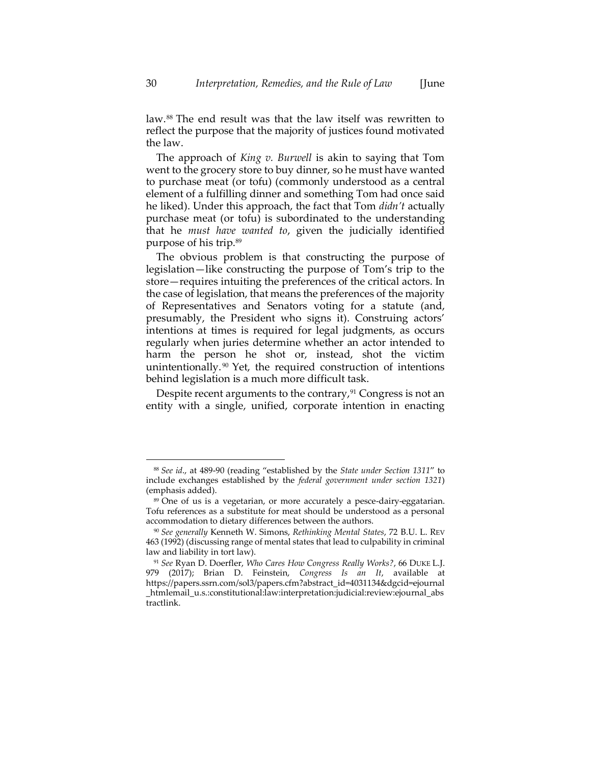law.[88] The end result was that the law itself was rewritten to reflect the purpose that the majority of justices found motivated the law.

The approach of *King v. Burwell* is akin to saying that Tom went to the grocery store to buy dinner, so he must have wanted to purchase meat (or tofu) (commonly understood as a central element of a fulfilling dinner and something Tom had once said he liked). Under this approach, the fact that Tom *didn't* actually purchase meat (or tofu) is subordinated to the understanding that he *must have wanted to*, given the judicially identified purpose of his trip.[89]

The obvious problem is that constructing the purpose of legislation—like constructing the purpose of Tom's trip to the store—requires intuiting the preferences of the critical actors. In the case of legislation, that means the preferences of the majority of Representatives and Senators voting for a statute (and, presumably, the President who signs it). Construing actors' intentions at times is required for legal judgments, as occurs regularly when juries determine whether an actor intended to harm the person he shot or, instead, shot the victim unintentionally.[90] Yet, the required construction of intentions behind legislation is a much more difficult task.

Despite recent arguments to the contrary,[91] Congress is not an entity with a single, unified, corporate intention in enacting

---

[88] *See id*., at 489-90 (reading "established by the *State under Section 1311*" to include exchanges established by the *federal government under section 1321*) (emphasis added).

[89] One of us is a vegetarian, or more accurately a pesce-dairy-eggatarian. Tofu references as a substitute for meat should be understood as a personal accommodation to dietary differences between the authors.

[90] *See generally* Kenneth W. Simons, *Rethinking Mental States*, 72 B.U. L. REV 463 (1992) (discussing range of mental states that lead to culpability in criminal law and liability in tort law).

[91] *See* Ryan D. Doerfler, *Who Cares How Congress Really Works?*, 66 DUKE L.J. 979 (2017); Brian D. Feinstein, *Congress Is an It*, available at https://papers.ssrn.com/sol3/papers.cfm?abstract_id=4031134&dgcid=ejournal_htmlemail_u.s.:constitutional:law:interpretation:judicial:review:ejournal_abstractlink.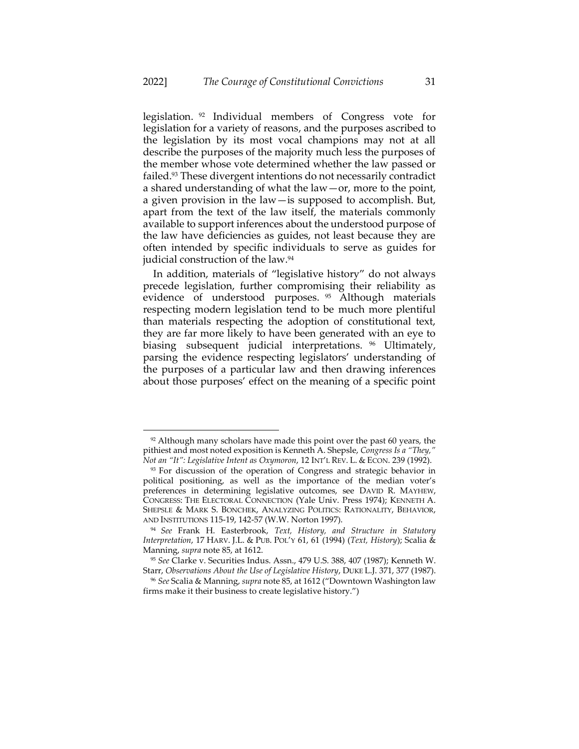legislation.[92] Individual members of Congress vote for legislation for a variety of reasons, and the purposes ascribed to the legislation by its most vocal champions may not at all describe the purposes of the majority much less the purposes of the member whose vote determined whether the law passed or failed.[93] These divergent intentions do not necessarily contradict a shared understanding of what the law—or, more to the point, a given provision in the law—is supposed to accomplish. But, apart from the text of the law itself, the materials commonly available to support inferences about the understood purpose of the law have deficiencies as guides, not least because they are often intended by specific individuals to serve as guides for judicial construction of the law.[94]

In addition, materials of "legislative history" do not always precede legislation, further compromising their reliability as evidence of understood purposes.[95] Although materials respecting modern legislation tend to be much more plentiful than materials respecting the adoption of constitutional text, they are far more likely to have been generated with an eye to biasing subsequent judicial interpretations.[96] Ultimately, parsing the evidence respecting legislators' understanding of the purposes of a particular law and then drawing inferences about those purposes' effect on the meaning of a specific point

---

[92] Although many scholars have made this point over the past 60 years, the pithiest and most noted exposition is Kenneth A. Shepsle, *Congress Is a "They," Not an "It": Legislative Intent as Oxymoron*, 12 INT'L REV. L. & ECON. 239 (1992).

[93] For discussion of the operation of Congress and strategic behavior in political positioning, as well as the importance of the median voter's preferences in determining legislative outcomes, see DAVID R. MAYHEW, CONGRESS: THE ELECTORAL CONNECTION (Yale Univ. Press 1974); KENNETH A. SHEPSLE & MARK S. BONCHEK, ANALYZING POLITICS: RATIONALITY, BEHAVIOR, AND INSTITUTIONS 115-19, 142-57 (W.W. Norton 1997).

[94] *See* Frank H. Easterbrook, *Text, History, and Structure in Statutory Interpretation*, 17 HARV. J.L. & PUB. POL'Y 61, 61 (1994) (*Text, History*); Scalia & Manning, *supra* note 85, at 1612.

[95] *See* Clarke v. Securities Indus. Assn., 479 U.S. 388, 407 (1987); Kenneth W. Starr, *Observations About the Use of Legislative History*, DUKE L.J. 371, 377 (1987).

[96] *See* Scalia & Manning, *supra* note 85, at 1612 ("Downtown Washington law firms make it their business to create legislative history.")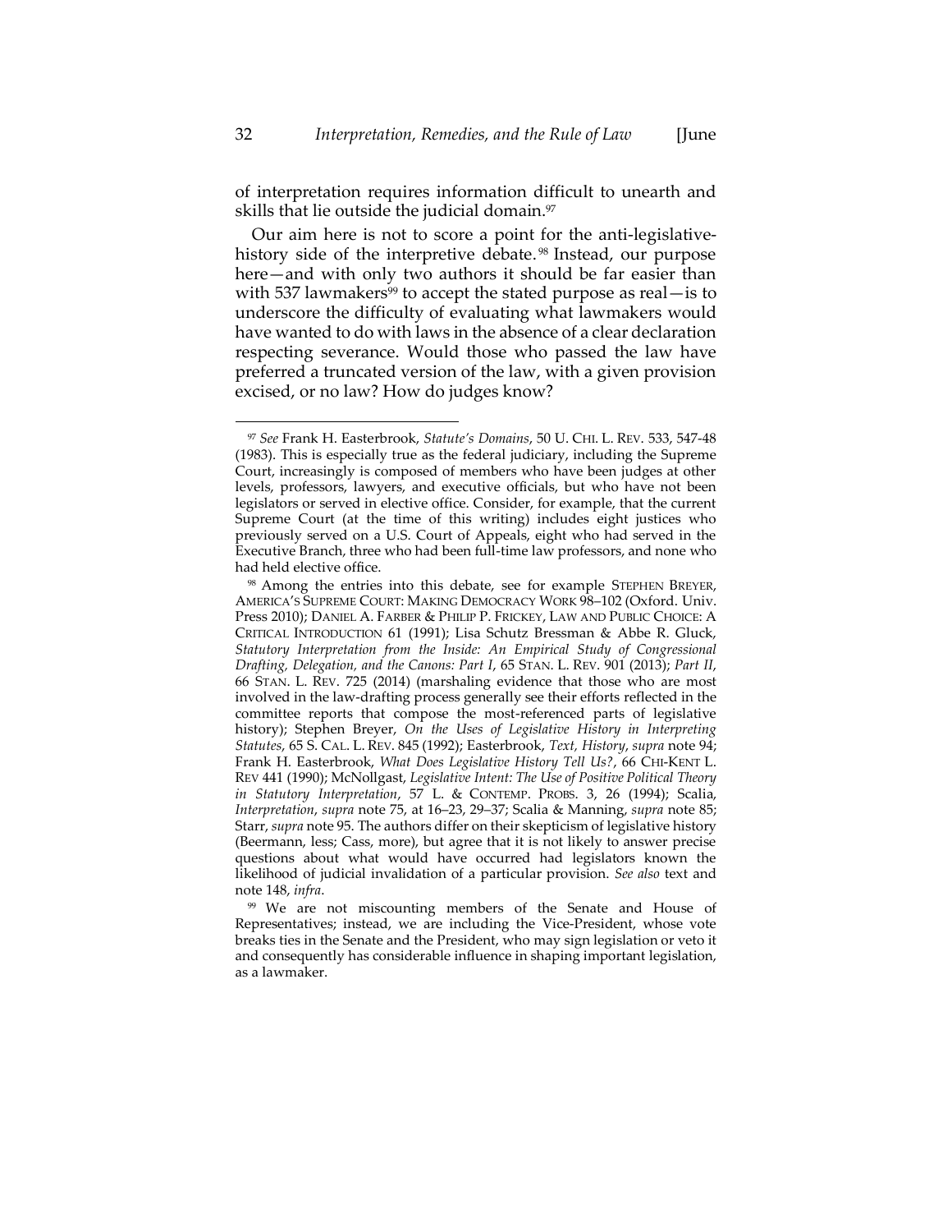of interpretation requires information difficult to unearth and skills that lie outside the judicial domain.[97]

Our aim here is not to score a point for the anti-legislative-history side of the interpretive debate.[98] Instead, our purpose here—and with only two authors it should be far easier than with 537 lawmakers[99] to accept the stated purpose as real—is to underscore the difficulty of evaluating what lawmakers would have wanted to do with laws in the absence of a clear declaration respecting severance. Would those who passed the law have preferred a truncated version of the law, with a given provision excised, or no law? How do judges know?

---

[97] *See* Frank H. Easterbrook, *Statute's Domains*, 50 U. CHI. L. REV. 533, 547-48 (1983). This is especially true as the federal judiciary, including the Supreme Court, increasingly is composed of members who have been judges at other levels, professors, lawyers, and executive officials, but who have not been legislators or served in elective office. Consider, for example, that the current Supreme Court (at the time of this writing) includes eight justices who previously served on a U.S. Court of Appeals, eight who had served in the Executive Branch, three who had been full-time law professors, and none who had held elective office.

[98] Among the entries into this debate, see for example STEPHEN BREYER, AMERICA'S SUPREME COURT: MAKING DEMOCRACY WORK 98–102 (Oxford. Univ. Press 2010); DANIEL A. FARBER & PHILIP P. FRICKEY, LAW AND PUBLIC CHOICE: A CRITICAL INTRODUCTION 61 (1991); Lisa Schutz Bressman & Abbe R. Gluck, *Statutory Interpretation from the Inside: An Empirical Study of Congressional Drafting, Delegation, and the Canons: Part I*, 65 STAN. L. REV. 901 (2013); *Part II*, 66 STAN. L. REV. 725 (2014) (marshaling evidence that those who are most involved in the law-drafting process generally see their efforts reflected in the committee reports that compose the most-referenced parts of legislative history); Stephen Breyer, *On the Uses of Legislative History in Interpreting Statutes*, 65 S. CAL. L. REV. 845 (1992); Easterbrook, *Text, History*, *supra* note 94; Frank H. Easterbrook, *What Does Legislative History Tell Us?*, 66 CHI-KENT L. REV 441 (1990); McNollgast, *Legislative Intent: The Use of Positive Political Theory in Statutory Interpretation*, 57 L. & CONTEMP. PROBS. 3, 26 (1994); Scalia, *Interpretation*, *supra* note 75, at 16–23, 29–37; Scalia & Manning, *supra* note 85; Starr, *supra* note 95. The authors differ on their skepticism of legislative history (Beermann, less; Cass, more), but agree that it is not likely to answer precise questions about what would have occurred had legislators known the likelihood of judicial invalidation of a particular provision. *See also* text and note 148, *infra*.

[99] We are not miscounting members of the Senate and House of Representatives; instead, we are including the Vice-President, whose vote breaks ties in the Senate and the President, who may sign legislation or veto it and consequently has considerable influence in shaping important legislation, as a lawmaker.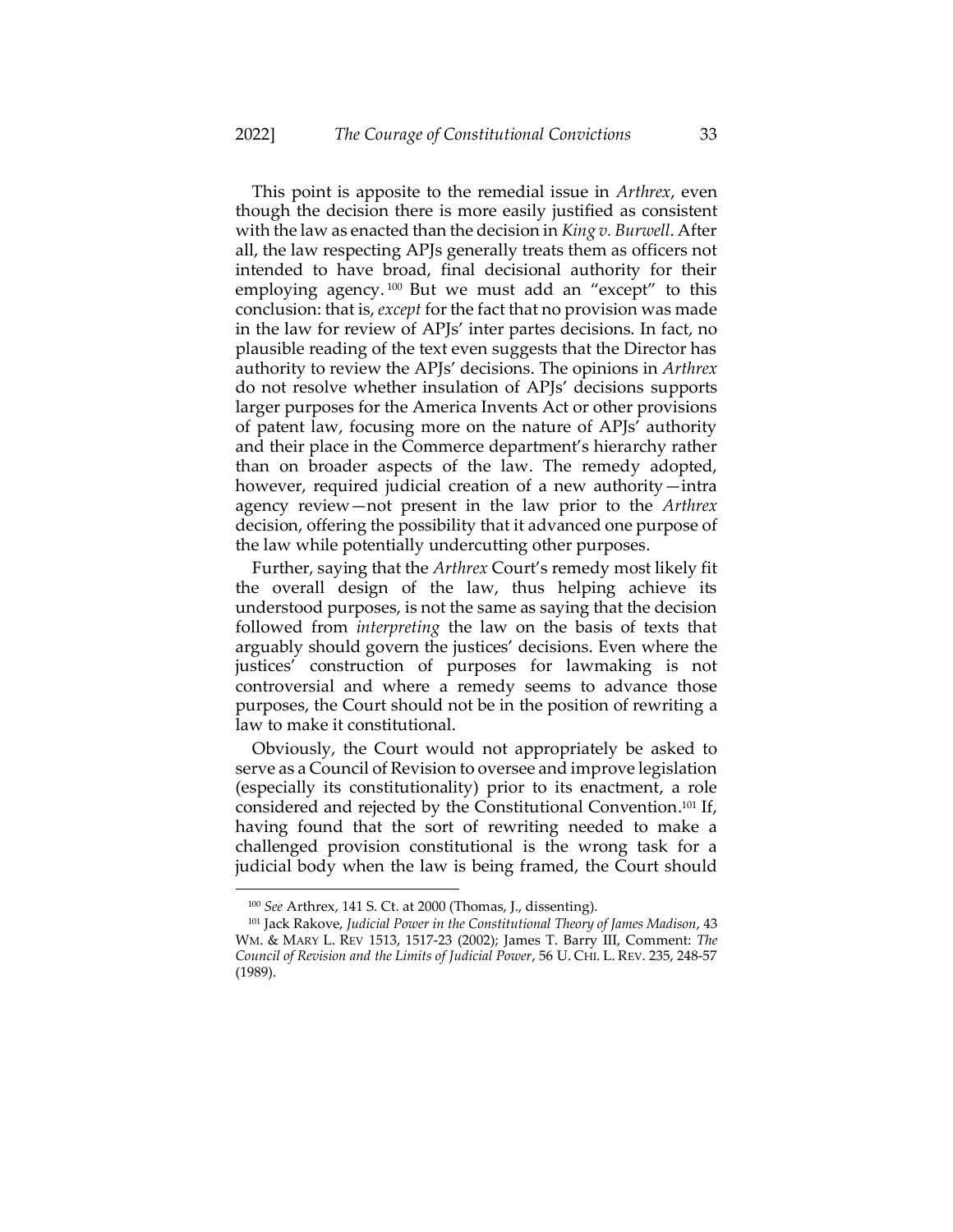This point is apposite to the remedial issue in *Arthrex*, even though the decision there is more easily justified as consistent with the law as enacted than the decision in *King v. Burwell*. After all, the law respecting APJs generally treats them as officers not intended to have broad, final decisional authority for their employing agency.[100] But we must add an "except" to this conclusion: that is, *except* for the fact that no provision was made in the law for review of APJs' inter partes decisions. In fact, no plausible reading of the text even suggests that the Director has authority to review the APJs' decisions. The opinions in *Arthrex* do not resolve whether insulation of APJs' decisions supports larger purposes for the America Invents Act or other provisions of patent law, focusing more on the nature of APJs' authority and their place in the Commerce department's hierarchy rather than on broader aspects of the law. The remedy adopted, however, required judicial creation of a new authority—intra agency review—not present in the law prior to the *Arthrex* decision, offering the possibility that it advanced one purpose of the law while potentially undercutting other purposes.

Further, saying that the *Arthrex* Court's remedy most likely fit the overall design of the law, thus helping achieve its understood purposes, is not the same as saying that the decision followed from *interpreting* the law on the basis of texts that arguably should govern the justices' decisions. Even where the justices' construction of purposes for lawmaking is not controversial and where a remedy seems to advance those purposes, the Court should not be in the position of rewriting a law to make it constitutional.

Obviously, the Court would not appropriately be asked to serve as a Council of Revision to oversee and improve legislation (especially its constitutionality) prior to its enactment, a role considered and rejected by the Constitutional Convention.[101] If, having found that the sort of rewriting needed to make a challenged provision constitutional is the wrong task for a judicial body when the law is being framed, the Court should

---

[100] *See* Arthrex, 141 S. Ct. at 2000 (Thomas, J., dissenting).

[101] Jack Rakove, *Judicial Power in the Constitutional Theory of James Madison*, 43 WM. & MARY L. REV 1513, 1517-23 (2002); James T. Barry III, Comment: *The Council of Revision and the Limits of Judicial Power*, 56 U. CHI. L. REV. 235, 248-57 (1989).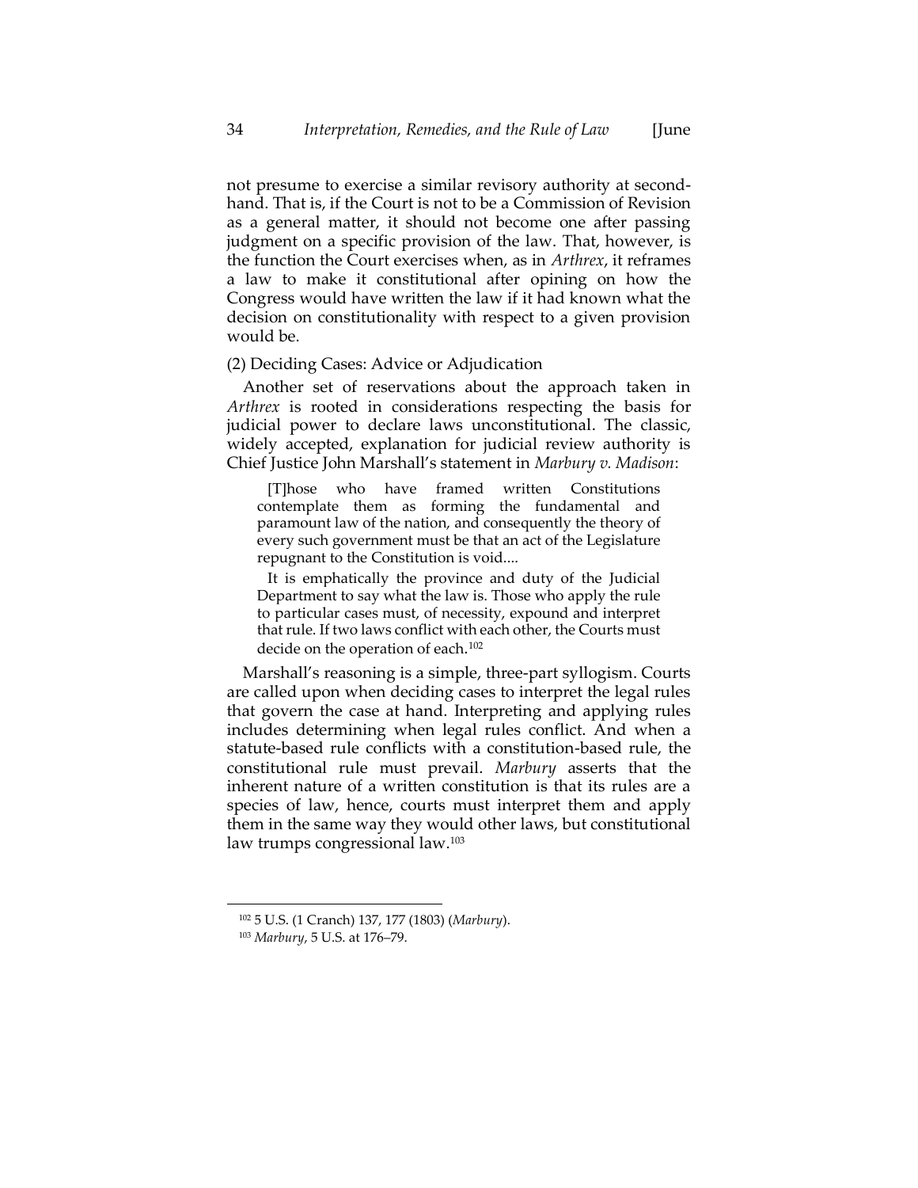not presume to exercise a similar revisory authority at second-hand. That is, if the Court is not to be a Commission of Revision as a general matter, it should not become one after passing judgment on a specific provision of the law. That, however, is the function the Court exercises when, as in *Arthrex*, it reframes a law to make it constitutional after opining on how the Congress would have written the law if it had known what the decision on constitutionality with respect to a given provision would be.

(2) Deciding Cases: Advice or Adjudication

Another set of reservations about the approach taken in *Arthrex* is rooted in considerations respecting the basis for judicial power to declare laws unconstitutional. The classic, widely accepted, explanation for judicial review authority is Chief Justice John Marshall's statement in *Marbury v. Madison*:

> [T]hose who have framed written Constitutions contemplate them as forming the fundamental and paramount law of the nation, and consequently the theory of every such government must be that an act of the Legislature repugnant to the Constitution is void....
>
> It is emphatically the province and duty of the Judicial Department to say what the law is. Those who apply the rule to particular cases must, of necessity, expound and interpret that rule. If two laws conflict with each other, the Courts must decide on the operation of each.[102]

Marshall's reasoning is a simple, three-part syllogism. Courts are called upon when deciding cases to interpret the legal rules that govern the case at hand. Interpreting and applying rules includes determining when legal rules conflict. And when a statute-based rule conflicts with a constitution-based rule, the constitutional rule must prevail. *Marbury* asserts that the inherent nature of a written constitution is that its rules are a species of law, hence, courts must interpret them and apply them in the same way they would other laws, but constitutional law trumps congressional law.[103]

---

[102] 5 U.S. (1 Cranch) 137, 177 (1803) (*Marbury*).

[103] *Marbury*, 5 U.S. at 176–79.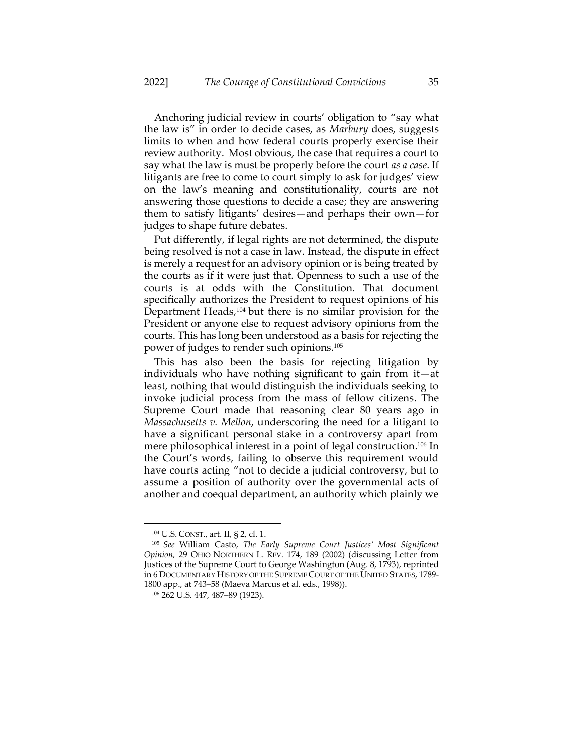Anchoring judicial review in courts' obligation to "say what the law is" in order to decide cases, as *Marbury* does, suggests limits to when and how federal courts properly exercise their review authority. Most obvious, the case that requires a court to say what the law is must be properly before the court *as a case*. If litigants are free to come to court simply to ask for judges' view on the law's meaning and constitutionality, courts are not answering those questions to decide a case; they are answering them to satisfy litigants' desires—and perhaps their own—for judges to shape future debates.

Put differently, if legal rights are not determined, the dispute being resolved is not a case in law. Instead, the dispute in effect is merely a request for an advisory opinion or is being treated by the courts as if it were just that. Openness to such a use of the courts is at odds with the Constitution. That document specifically authorizes the President to request opinions of his Department Heads,[104] but there is no similar provision for the President or anyone else to request advisory opinions from the courts. This has long been understood as a basis for rejecting the power of judges to render such opinions.[105]

This has also been the basis for rejecting litigation by individuals who have nothing significant to gain from it—at least, nothing that would distinguish the individuals seeking to invoke judicial process from the mass of fellow citizens. The Supreme Court made that reasoning clear 80 years ago in *Massachusetts v. Mellon*, underscoring the need for a litigant to have a significant personal stake in a controversy apart from mere philosophical interest in a point of legal construction.[106] In the Court's words, failing to observe this requirement would have courts acting "not to decide a judicial controversy, but to assume a position of authority over the governmental acts of another and coequal department, an authority which plainly we

---

[104] U.S. CONST., art. II, § 2, cl. 1.

[105] *See* William Casto, *The Early Supreme Court Justices' Most Significant Opinion,* 29 OHIO NORTHERN L. REV. 174, 189 (2002) (discussing Letter from Justices of the Supreme Court to George Washington (Aug. 8, 1793), reprinted in 6 DOCUMENTARY HISTORY OF THE SUPREME COURT OF THE UNITED STATES, 1789-1800 app., at 743–58 (Maeva Marcus et al. eds., 1998)).

[106] 262 U.S. 447, 487–89 (1923).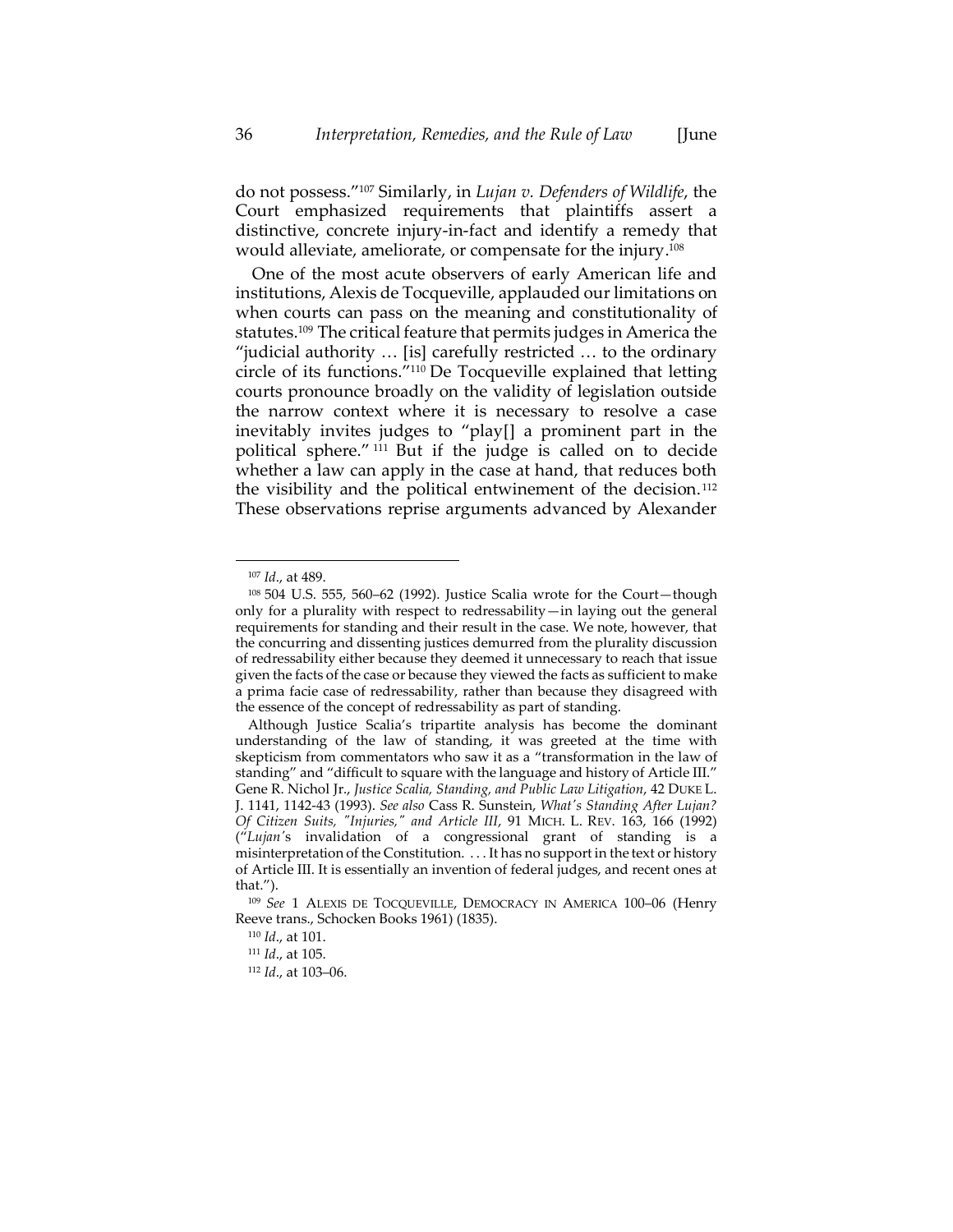do not possess."[107] Similarly, in *Lujan v. Defenders of Wildlife*, the Court emphasized requirements that plaintiffs assert a distinctive, concrete injury-in-fact and identify a remedy that would alleviate, ameliorate, or compensate for the injury.[108]

One of the most acute observers of early American life and institutions, Alexis de Tocqueville, applauded our limitations on when courts can pass on the meaning and constitutionality of statutes.[109] The critical feature that permits judges in America the "judicial authority … [is] carefully restricted … to the ordinary circle of its functions."[110] De Tocqueville explained that letting courts pronounce broadly on the validity of legislation outside the narrow context where it is necessary to resolve a case inevitably invites judges to "play[] a prominent part in the political sphere."[111] But if the judge is called on to decide whether a law can apply in the case at hand, that reduces both the visibility and the political entwinement of the decision.[112] These observations reprise arguments advanced by Alexander

---

[107] *Id*., at 489.

[108] 504 U.S. 555, 560–62 (1992). Justice Scalia wrote for the Court—though only for a plurality with respect to redressability—in laying out the general requirements for standing and their result in the case. We note, however, that the concurring and dissenting justices demurred from the plurality discussion of redressability either because they deemed it unnecessary to reach that issue given the facts of the case or because they viewed the facts as sufficient to make a prima facie case of redressability, rather than because they disagreed with the essence of the concept of redressability as part of standing.

Although Justice Scalia's tripartite analysis has become the dominant understanding of the law of standing, it was greeted at the time with skepticism from commentators who saw it as a "transformation in the law of standing" and "difficult to square with the language and history of Article III." Gene R. Nichol Jr., *Justice Scalia, Standing, and Public Law Litigation*, 42 DUKE L. J. 1141, 1142-43 (1993). *See also* Cass R. Sunstein, *What's Standing After Lujan? Of Citizen Suits, "Injuries," and Article III*, 91 MICH. L. REV. 163, 166 (1992) ("*Lujan*'s invalidation of a congressional grant of standing is a misinterpretation of the Constitution. . . . It has no support in the text or history of Article III. It is essentially an invention of federal judges, and recent ones at that.").

[109] *See* 1 ALEXIS DE TOCQUEVILLE, DEMOCRACY IN AMERICA 100–06 (Henry Reeve trans., Schocken Books 1961) (1835).

[110] *Id*., at 101.

[111] *Id*., at 105.

[112] *Id*., at 103–06.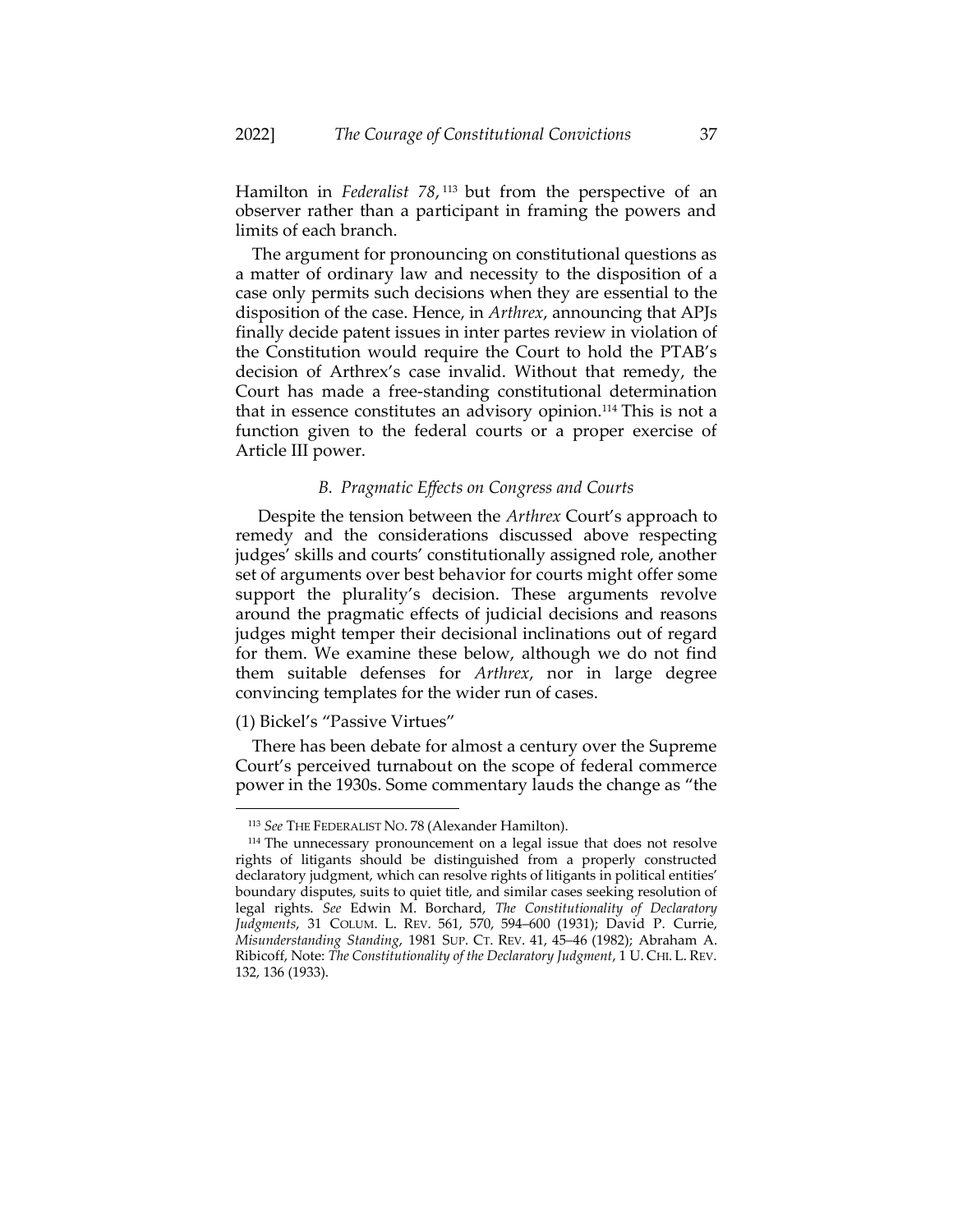Hamilton in *Federalist 78*,[113] but from the perspective of an observer rather than a participant in framing the powers and limits of each branch.

The argument for pronouncing on constitutional questions as a matter of ordinary law and necessity to the disposition of a case only permits such decisions when they are essential to the disposition of the case. Hence, in *Arthrex*, announcing that APJs finally decide patent issues in inter partes review in violation of the Constitution would require the Court to hold the PTAB's decision of Arthrex's case invalid. Without that remedy, the Court has made a free-standing constitutional determination that in essence constitutes an advisory opinion.[114] This is not a function given to the federal courts or a proper exercise of Article III power.

### *B. Pragmatic Effects on Congress and Courts*

Despite the tension between the *Arthrex* Court's approach to remedy and the considerations discussed above respecting judges' skills and courts' constitutionally assigned role, another set of arguments over best behavior for courts might offer some support the plurality's decision. These arguments revolve around the pragmatic effects of judicial decisions and reasons judges might temper their decisional inclinations out of regard for them. We examine these below, although we do not find them suitable defenses for *Arthrex*, nor in large degree convincing templates for the wider run of cases.

(1) Bickel's "Passive Virtues"

There has been debate for almost a century over the Supreme Court's perceived turnabout on the scope of federal commerce power in the 1930s. Some commentary lauds the change as "the

---

[113] *See* THE FEDERALIST NO. 78 (Alexander Hamilton).

[114] The unnecessary pronouncement on a legal issue that does not resolve rights of litigants should be distinguished from a properly constructed declaratory judgment, which can resolve rights of litigants in political entities' boundary disputes, suits to quiet title, and similar cases seeking resolution of legal rights. *See* Edwin M. Borchard, *The Constitutionality of Declaratory Judgments*, 31 COLUM. L. REV. 561, 570, 594–600 (1931); David P. Currie, *Misunderstanding Standing*, 1981 SUP. CT. REV. 41, 45–46 (1982); Abraham A. Ribicoff, Note: *The Constitutionality of the Declaratory Judgment*, 1 U. CHI. L. REV. 132, 136 (1933).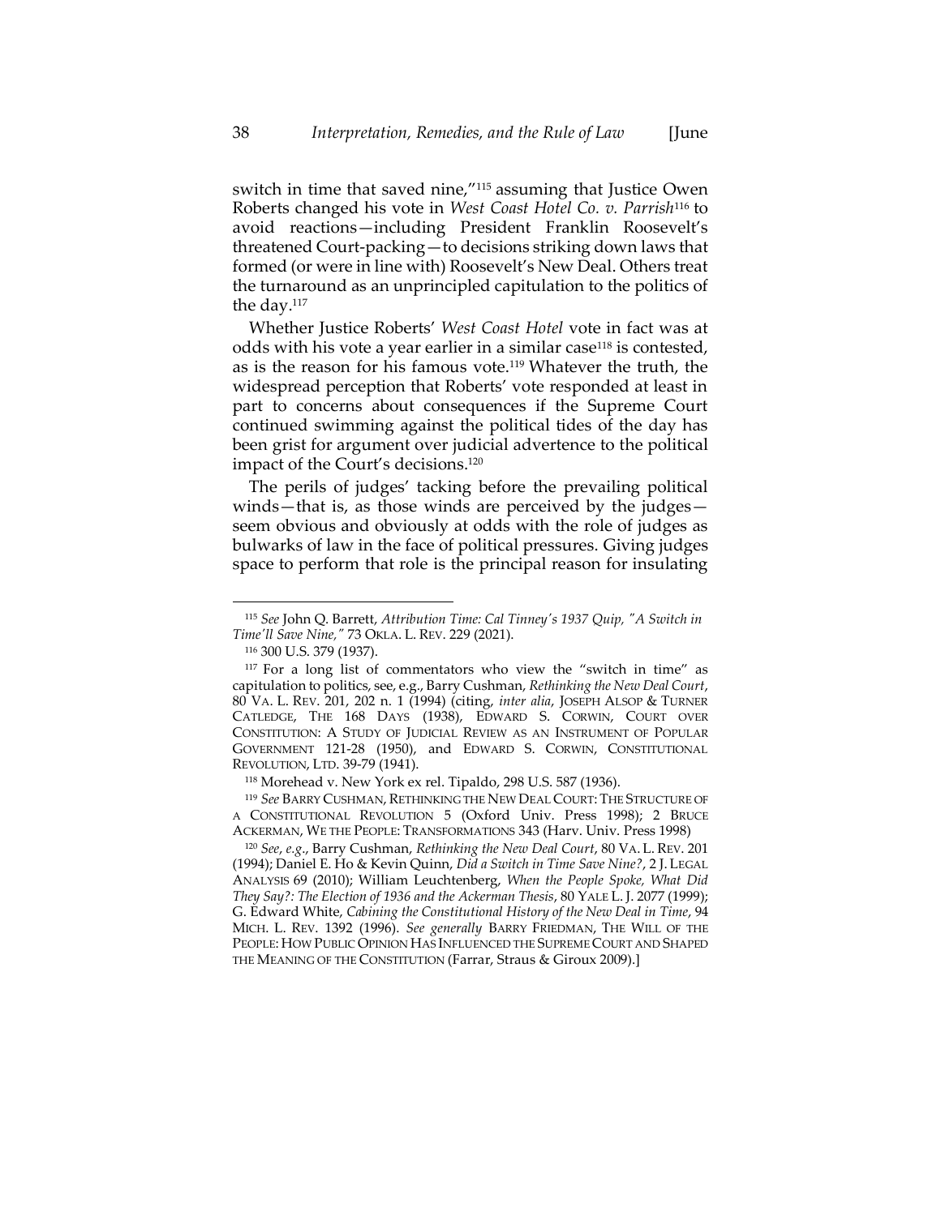switch in time that saved nine,"[115] assuming that Justice Owen Roberts changed his vote in *West Coast Hotel Co. v. Parrish*[116] to avoid reactions—including President Franklin Roosevelt's threatened Court-packing—to decisions striking down laws that formed (or were in line with) Roosevelt's New Deal. Others treat the turnaround as an unprincipled capitulation to the politics of the day.[117]

Whether Justice Roberts' *West Coast Hotel* vote in fact was at odds with his vote a year earlier in a similar case[118] is contested, as is the reason for his famous vote.[119] Whatever the truth, the widespread perception that Roberts' vote responded at least in part to concerns about consequences if the Supreme Court continued swimming against the political tides of the day has been grist for argument over judicial advertence to the political impact of the Court's decisions.[120]

The perils of judges' tacking before the prevailing political winds—that is, as those winds are perceived by the judges—seem obvious and obviously at odds with the role of judges as bulwarks of law in the face of political pressures. Giving judges space to perform that role is the principal reason for insulating

---

[115] *See* John Q. Barrett, *Attribution Time: Cal Tinney's 1937 Quip, "A Switch in Time'll Save Nine,"* 73 OKLA. L. REV. 229 (2021).

[116] 300 U.S. 379 (1937).

[117] For a long list of commentators who view the "switch in time" as capitulation to politics, see, e.g., Barry Cushman, *Rethinking the New Deal Court*, 80 VA. L. REV. 201, 202 n. 1 (1994) (citing, *inter alia*, JOSEPH ALSOP & TURNER CATLEDGE, THE 168 DAYS (1938), EDWARD S. CORWIN, COURT OVER CONSTITUTION: A STUDY OF JUDICIAL REVIEW AS AN INSTRUMENT OF POPULAR GOVERNMENT 121-28 (1950), and EDWARD S. CORWIN, CONSTITUTIONAL REVOLUTION, LTD. 39-79 (1941).

[118] Morehead v. New York ex rel. Tipaldo, 298 U.S. 587 (1936).

[119] *See* BARRY CUSHMAN, RETHINKING THE NEW DEAL COURT: THE STRUCTURE OF A CONSTITUTIONAL REVOLUTION 5 (Oxford Univ. Press 1998); 2 BRUCE ACKERMAN, WE THE PEOPLE: TRANSFORMATIONS 343 (Harv. Univ. Press 1998)

[120] *See, e.g.*, Barry Cushman, *Rethinking the New Deal Court*, 80 VA. L. REV. 201 (1994); Daniel E. Ho & Kevin Quinn, *Did a Switch in Time Save Nine?*, 2 J. LEGAL ANALYSIS 69 (2010); William Leuchtenberg, *When the People Spoke, What Did They Say?: The Election of 1936 and the Ackerman Thesis*, 80 YALE L. J. 2077 (1999); G. Edward White, *Cabining the Constitutional History of the New Deal in Time*, 94 MICH. L. REV. 1392 (1996). *See generally* BARRY FRIEDMAN, THE WILL OF THE PEOPLE: HOW PUBLIC OPINION HAS INFLUENCED THE SUPREME COURT AND SHAPED THE MEANING OF THE CONSTITUTION (Farrar, Straus & Giroux 2009).]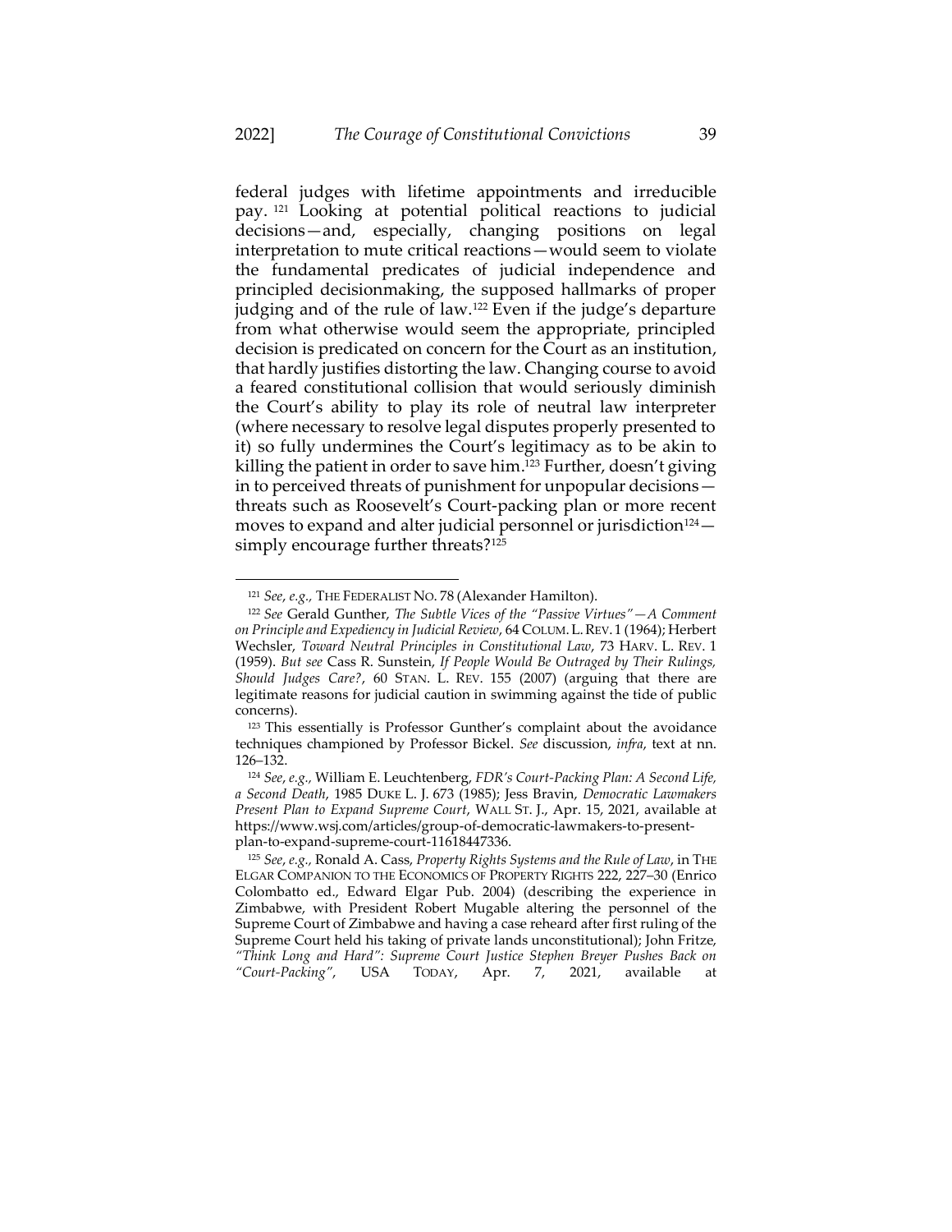federal judges with lifetime appointments and irreducible pay.[121] Looking at potential political reactions to judicial decisions—and, especially, changing positions on legal interpretation to mute critical reactions—would seem to violate the fundamental predicates of judicial independence and principled decisionmaking, the supposed hallmarks of proper judging and of the rule of law.[122] Even if the judge's departure from what otherwise would seem the appropriate, principled decision is predicated on concern for the Court as an institution, that hardly justifies distorting the law. Changing course to avoid a feared constitutional collision that would seriously diminish the Court's ability to play its role of neutral law interpreter (where necessary to resolve legal disputes properly presented to it) so fully undermines the Court's legitimacy as to be akin to killing the patient in order to save him.[123] Further, doesn't giving in to perceived threats of punishment for unpopular decisions—threats such as Roosevelt's Court-packing plan or more recent moves to expand and alter judicial personnel or jurisdiction[124]—simply encourage further threats?[125]

---

[121] *See, e.g.,* THE FEDERALIST NO. 78 (Alexander Hamilton).

[122] *See* Gerald Gunther, *The Subtle Vices of the "Passive Virtues"—A Comment on Principle and Expediency in Judicial Review*, 64 COLUM. L. REV. 1 (1964); Herbert Wechsler, *Toward Neutral Principles in Constitutional Law*, 73 HARV. L. REV. 1 (1959). *But see* Cass R. Sunstein, *If People Would Be Outraged by Their Rulings, Should Judges Care?*, 60 STAN. L. REV. 155 (2007) (arguing that there are legitimate reasons for judicial caution in swimming against the tide of public concerns).

[123] This essentially is Professor Gunther's complaint about the avoidance techniques championed by Professor Bickel. *See* discussion, *infra*, text at nn. 126–132.

[124] *See, e.g.,* William E. Leuchtenberg, *FDR's Court-Packing Plan: A Second Life, a Second Death*, 1985 DUKE L. J. 673 (1985); Jess Bravin, *Democratic Lawmakers Present Plan to Expand Supreme Court*, WALL ST. J., Apr. 15, 2021, available at https://www.wsj.com/articles/group-of-democratic-lawmakers-to-present-plan-to-expand-supreme-court-11618447336.

[125] *See, e.g.,* Ronald A. Cass, *Property Rights Systems and the Rule of Law*, in THE ELGAR COMPANION TO THE ECONOMICS OF PROPERTY RIGHTS 222, 227–30 (Enrico Colombatto ed., Edward Elgar Pub. 2004) (describing the experience in Zimbabwe, with President Robert Mugable altering the personnel of the Supreme Court of Zimbabwe and having a case reheard after first ruling of the Supreme Court held his taking of private lands unconstitutional); John Fritze, *"Think Long and Hard": Supreme Court Justice Stephen Breyer Pushes Back on "Court-Packing"*, USA TODAY, Apr. 7, 2021, available at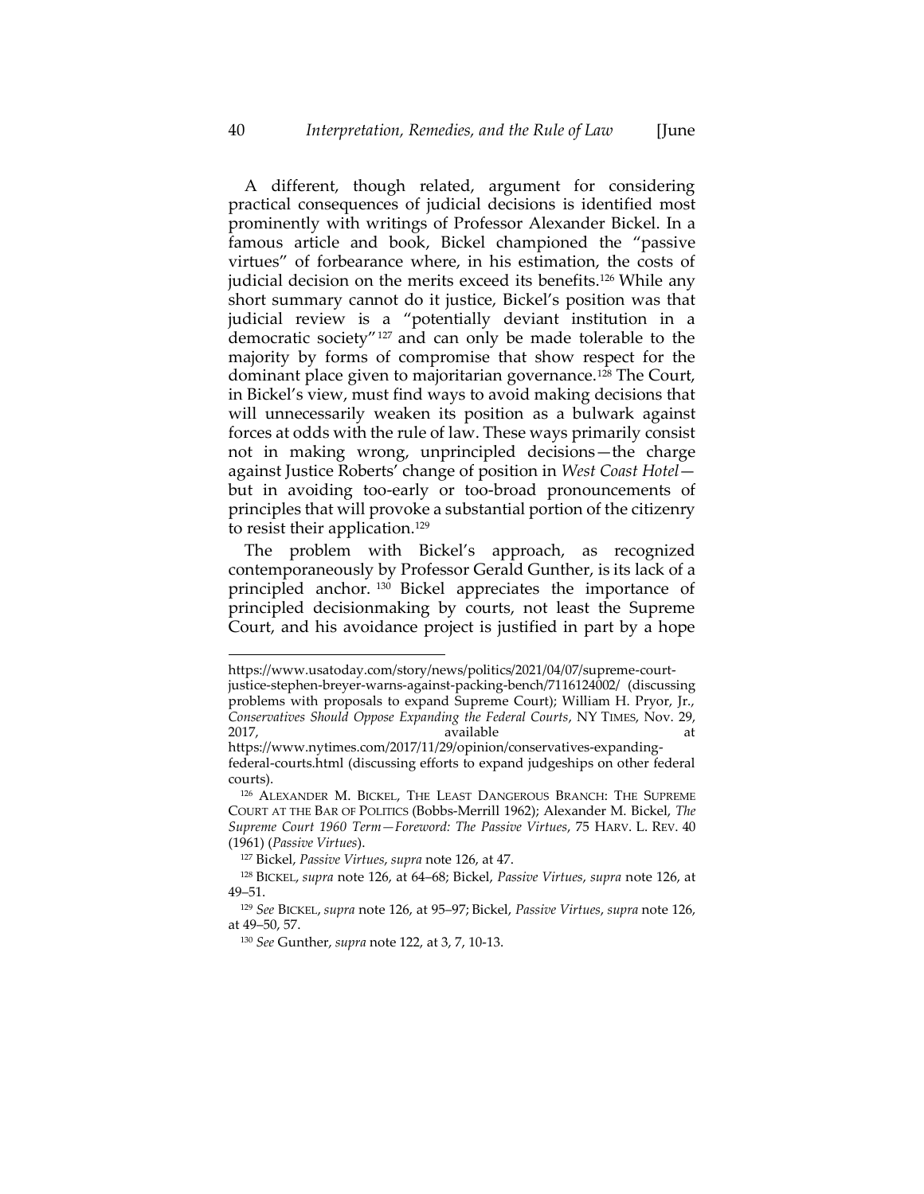A different, though related, argument for considering practical consequences of judicial decisions is identified most prominently with writings of Professor Alexander Bickel. In a famous article and book, Bickel championed the "passive virtues" of forbearance where, in his estimation, the costs of judicial decision on the merits exceed its benefits.[126] While any short summary cannot do it justice, Bickel's position was that judicial review is a "potentially deviant institution in a democratic society"[127] and can only be made tolerable to the majority by forms of compromise that show respect for the dominant place given to majoritarian governance.[128] The Court, in Bickel's view, must find ways to avoid making decisions that will unnecessarily weaken its position as a bulwark against forces at odds with the rule of law. These ways primarily consist not in making wrong, unprincipled decisions—the charge against Justice Roberts' change of position in *West Coast Hotel*—but in avoiding too-early or too-broad pronouncements of principles that will provoke a substantial portion of the citizenry to resist their application.[129]

The problem with Bickel's approach, as recognized contemporaneously by Professor Gerald Gunther, is its lack of a principled anchor.[130] Bickel appreciates the importance of principled decisionmaking by courts, not least the Supreme Court, and his avoidance project is justified in part by a hope

---

https://www.usatoday.com/story/news/politics/2021/04/07/supreme-court-justice-stephen-breyer-warns-against-packing-bench/7116124002/ (discussing problems with proposals to expand Supreme Court); William H. Pryor, Jr., *Conservatives Should Oppose Expanding the Federal Courts*, NY TIMES, Nov. 29, 2017, available at https://www.nytimes.com/2017/11/29/opinion/conservatives-expanding-federal-courts.html (discussing efforts to expand judgeships on other federal courts).

[126] ALEXANDER M. BICKEL, THE LEAST DANGEROUS BRANCH: THE SUPREME COURT AT THE BAR OF POLITICS (Bobbs-Merrill 1962); Alexander M. Bickel, *The Supreme Court 1960 Term—Foreword: The Passive Virtues*, 75 HARV. L. REV. 40 (1961) (*Passive Virtues*).

[127] Bickel, *Passive Virtues*, *supra* note 126, at 47.

[128] BICKEL, *supra* note 126, at 64–68; Bickel, *Passive Virtues*, *supra* note 126, at 49–51.

[129] *See* BICKEL, *supra* note 126, at 95–97; Bickel, *Passive Virtues*, *supra* note 126, at 49–50, 57.

[130] *See* Gunther, *supra* note 122, at 3, 7, 10-13.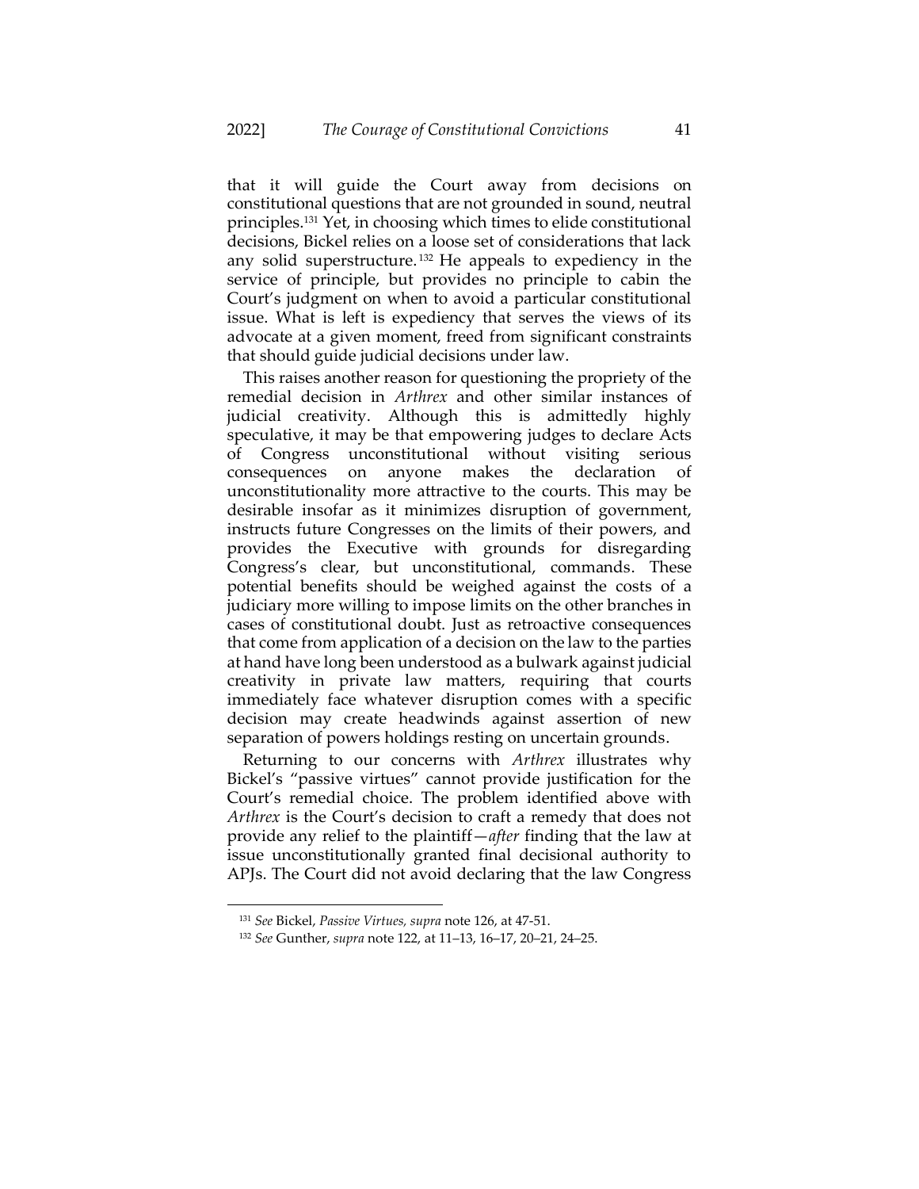that it will guide the Court away from decisions on constitutional questions that are not grounded in sound, neutral principles.[131] Yet, in choosing which times to elide constitutional decisions, Bickel relies on a loose set of considerations that lack any solid superstructure.[132] He appeals to expediency in the service of principle, but provides no principle to cabin the Court's judgment on when to avoid a particular constitutional issue. What is left is expediency that serves the views of its advocate at a given moment, freed from significant constraints that should guide judicial decisions under law.

This raises another reason for questioning the propriety of the remedial decision in *Arthrex* and other similar instances of judicial creativity. Although this is admittedly highly speculative, it may be that empowering judges to declare Acts of Congress unconstitutional without visiting serious consequences on anyone makes the declaration of unconstitutionality more attractive to the courts. This may be desirable insofar as it minimizes disruption of government, instructs future Congresses on the limits of their powers, and provides the Executive with grounds for disregarding Congress's clear, but unconstitutional, commands. These potential benefits should be weighed against the costs of a judiciary more willing to impose limits on the other branches in cases of constitutional doubt. Just as retroactive consequences that come from application of a decision on the law to the parties at hand have long been understood as a bulwark against judicial creativity in private law matters, requiring that courts immediately face whatever disruption comes with a specific decision may create headwinds against assertion of new separation of powers holdings resting on uncertain grounds.

Returning to our concerns with *Arthrex* illustrates why Bickel's "passive virtues" cannot provide justification for the Court's remedial choice. The problem identified above with *Arthrex* is the Court's decision to craft a remedy that does not provide any relief to the plaintiff—*after* finding that the law at issue unconstitutionally granted final decisional authority to APJs. The Court did not avoid declaring that the law Congress

---

[131] *See* Bickel, *Passive Virtues, supra* note 126, at 47-51.

[132] *See* Gunther, *supra* note 122, at 11–13, 16–17, 20–21, 24–25.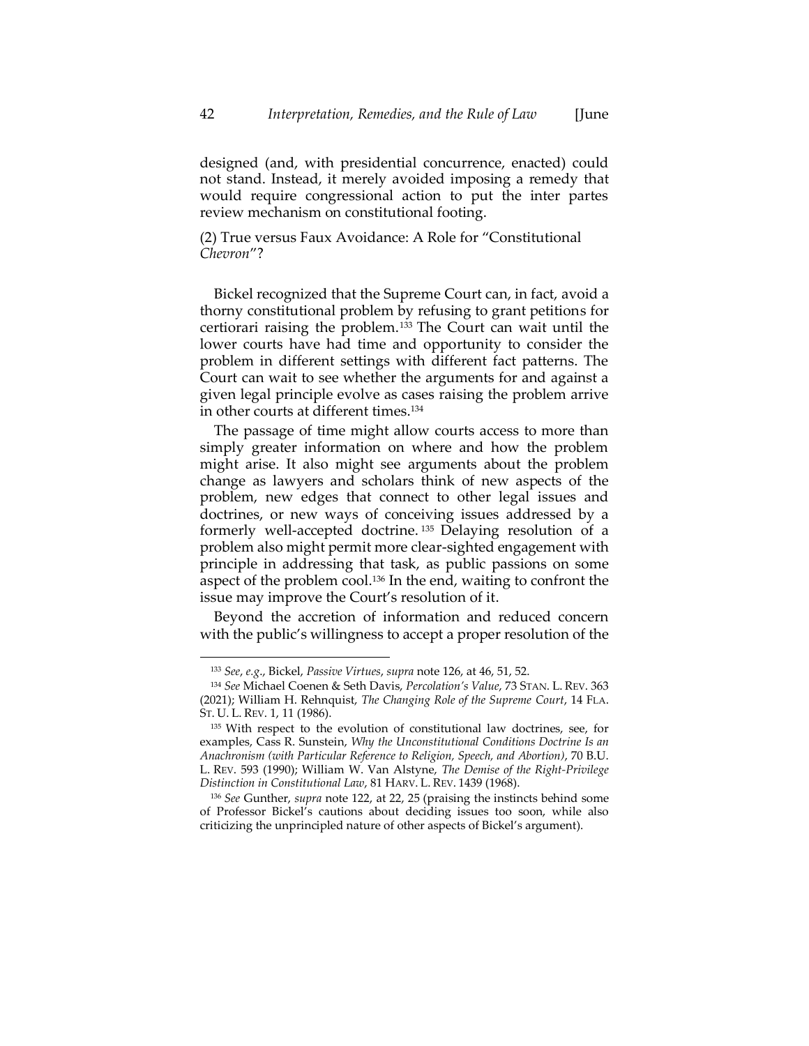designed (and, with presidential concurrence, enacted) could not stand. Instead, it merely avoided imposing a remedy that would require congressional action to put the inter partes review mechanism on constitutional footing.

(2) True versus Faux Avoidance: A Role for "Constitutional *Chevron*"?

Bickel recognized that the Supreme Court can, in fact, avoid a thorny constitutional problem by refusing to grant petitions for certiorari raising the problem.[133] The Court can wait until the lower courts have had time and opportunity to consider the problem in different settings with different fact patterns. The Court can wait to see whether the arguments for and against a given legal principle evolve as cases raising the problem arrive in other courts at different times.[134]

The passage of time might allow courts access to more than simply greater information on where and how the problem might arise. It also might see arguments about the problem change as lawyers and scholars think of new aspects of the problem, new edges that connect to other legal issues and doctrines, or new ways of conceiving issues addressed by a formerly well-accepted doctrine.[135] Delaying resolution of a problem also might permit more clear-sighted engagement with principle in addressing that task, as public passions on some aspect of the problem cool.[136] In the end, waiting to confront the issue may improve the Court's resolution of it.

Beyond the accretion of information and reduced concern with the public's willingness to accept a proper resolution of the

---

[133] *See, e.g.*, Bickel, *Passive Virtues*, *supra* note 126, at 46, 51, 52.

[134] *See* Michael Coenen & Seth Davis, *Percolation's Value*, 73 STAN. L. REV. 363 (2021); William H. Rehnquist, *The Changing Role of the Supreme Court*, 14 FLA. ST. U. L. REV. 1, 11 (1986).

[135] With respect to the evolution of constitutional law doctrines, see, for examples, Cass R. Sunstein, *Why the Unconstitutional Conditions Doctrine Is an Anachronism (with Particular Reference to Religion, Speech, and Abortion)*, 70 B.U. L. REV. 593 (1990); William W. Van Alstyne, *The Demise of the Right-Privilege Distinction in Constitutional Law*, 81 HARV. L. REV. 1439 (1968).

[136] *See* Gunther, *supra* note 122, at 22, 25 (praising the instincts behind some of Professor Bickel's cautions about deciding issues too soon, while also criticizing the unprincipled nature of other aspects of Bickel's argument).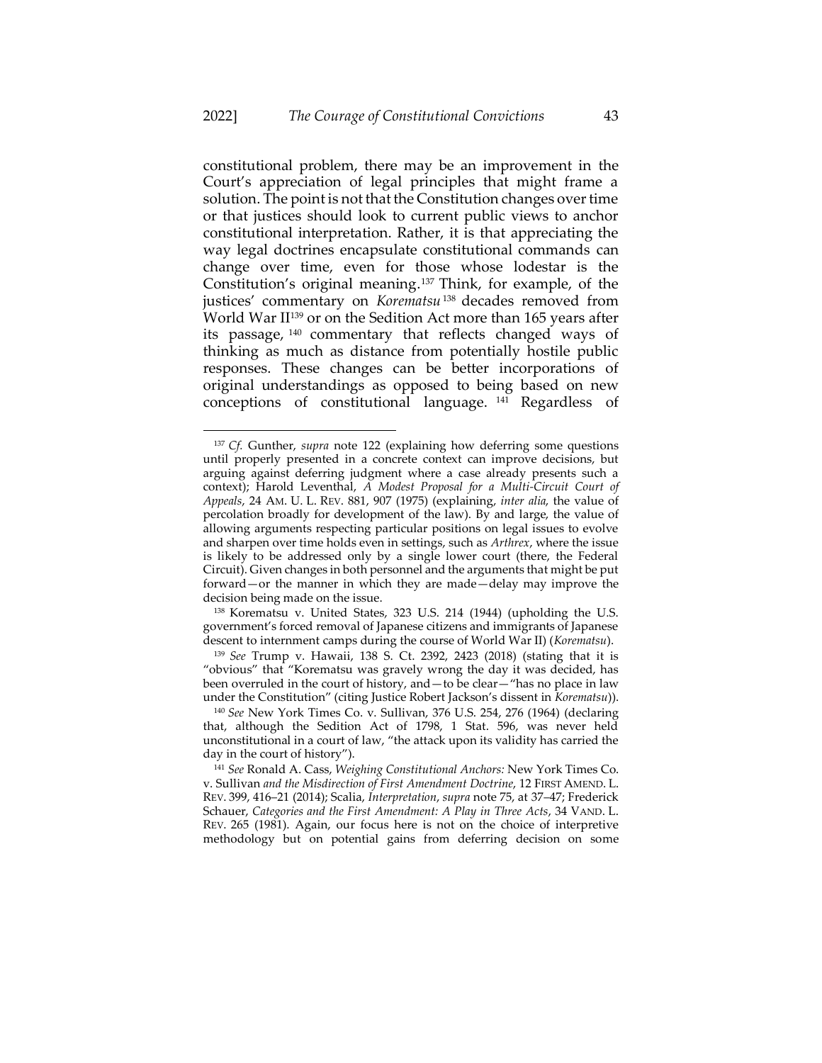constitutional problem, there may be an improvement in the Court's appreciation of legal principles that might frame a solution. The point is not that the Constitution changes over time or that justices should look to current public views to anchor constitutional interpretation. Rather, it is that appreciating the way legal doctrines encapsulate constitutional commands can change over time, even for those whose lodestar is the Constitution's original meaning.[137] Think, for example, of the justices' commentary on *Korematsu*[138] decades removed from World War II[139] or on the Sedition Act more than 165 years after its passage,[140] commentary that reflects changed ways of thinking as much as distance from potentially hostile public responses. These changes can be better incorporations of original understandings as opposed to being based on new conceptions of constitutional language.[141] Regardless of

---

[137] *Cf.* Gunther, *supra* note 122 (explaining how deferring some questions until properly presented in a concrete context can improve decisions, but arguing against deferring judgment where a case already presents such a context); Harold Leventhal, *A Modest Proposal for a Multi-Circuit Court of Appeals*, 24 AM. U. L. REV. 881, 907 (1975) (explaining, *inter alia*, the value of percolation broadly for development of the law). By and large, the value of allowing arguments respecting particular positions on legal issues to evolve and sharpen over time holds even in settings, such as *Arthrex*, where the issue is likely to be addressed only by a single lower court (there, the Federal Circuit). Given changes in both personnel and the arguments that might be put forward—or the manner in which they are made—delay may improve the decision being made on the issue.

[138] Korematsu v. United States, 323 U.S. 214 (1944) (upholding the U.S. government's forced removal of Japanese citizens and immigrants of Japanese descent to internment camps during the course of World War II) (*Korematsu*).

[139] *See* Trump v. Hawaii, 138 S. Ct. 2392, 2423 (2018) (stating that it is "obvious" that "Korematsu was gravely wrong the day it was decided, has been overruled in the court of history, and—to be clear—"has no place in law under the Constitution" (citing Justice Robert Jackson's dissent in *Korematsu*)).

[140] *See* New York Times Co. v. Sullivan, 376 U.S. 254, 276 (1964) (declaring that, although the Sedition Act of 1798, 1 Stat. 596, was never held unconstitutional in a court of law, "the attack upon its validity has carried the day in the court of history").

[141] *See* Ronald A. Cass, *Weighing Constitutional Anchors:* New York Times Co. v. Sullivan *and the Misdirection of First Amendment Doctrine*, 12 FIRST AMEND. L. REV. 399, 416–21 (2014); Scalia, *Interpretation*, *supra* note 75, at 37–47; Frederick Schauer, *Categories and the First Amendment: A Play in Three Acts*, 34 VAND. L. REV. 265 (1981). Again, our focus here is not on the choice of interpretive methodology but on potential gains from deferring decision on some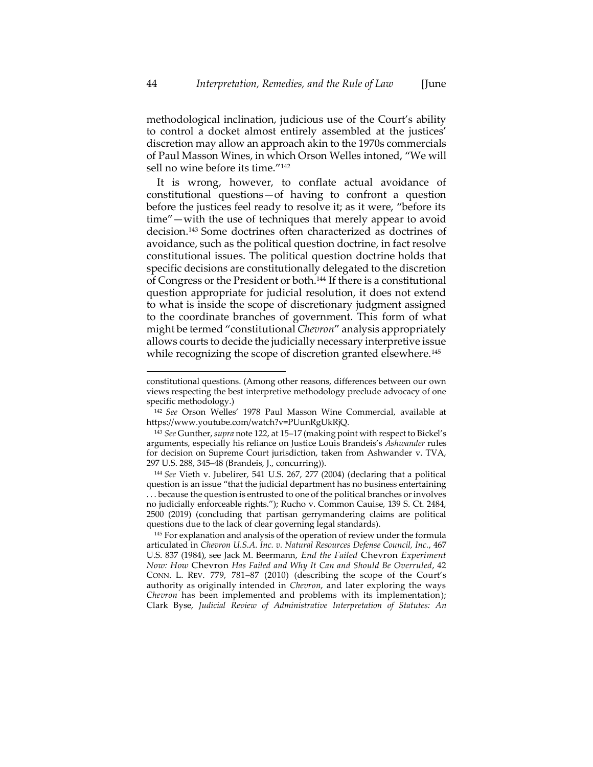methodological inclination, judicious use of the Court's ability to control a docket almost entirely assembled at the justices' discretion may allow an approach akin to the 1970s commercials of Paul Masson Wines, in which Orson Welles intoned, "We will sell no wine before its time."[142]

It is wrong, however, to conflate actual avoidance of constitutional questions—of having to confront a question before the justices feel ready to resolve it; as it were, "before its time"—with the use of techniques that merely appear to avoid decision.[143] Some doctrines often characterized as doctrines of avoidance, such as the political question doctrine, in fact resolve constitutional issues. The political question doctrine holds that specific decisions are constitutionally delegated to the discretion of Congress or the President or both.[144] If there is a constitutional question appropriate for judicial resolution, it does not extend to what is inside the scope of discretionary judgment assigned to the coordinate branches of government. This form of what might be termed "constitutional *Chevron*" analysis appropriately allows courts to decide the judicially necessary interpretive issue while recognizing the scope of discretion granted elsewhere.[145]

---

constitutional questions. (Among other reasons, differences between our own views respecting the best interpretive methodology preclude advocacy of one specific methodology.)

[142] *See* Orson Welles' 1978 Paul Masson Wine Commercial, available at https://www.youtube.com/watch?v=PUunRgUkRjQ.

[143] *See* Gunther, *supra* note 122, at 15–17 (making point with respect to Bickel's arguments, especially his reliance on Justice Louis Brandeis's *Ashwander* rules for decision on Supreme Court jurisdiction, taken from Ashwander v. TVA, 297 U.S. 288, 345–48 (Brandeis, J., concurring)).

[144] *See* Vieth v. Jubelirer, 541 U.S. 267, 277 (2004) (declaring that a political question is an issue "that the judicial department has no business entertaining . . . because the question is entrusted to one of the political branches or involves no judicially enforceable rights."); Rucho v. Common Cauise, 139 S. Ct. 2484, 2500 (2019) (concluding that partisan gerrymandering claims are political questions due to the lack of clear governing legal standards).

[145] For explanation and analysis of the operation of review under the formula articulated in *Chevron U.S.A. Inc. v. Natural Resources Defense Council, Inc.*, 467 U.S. 837 (1984), see Jack M. Beermann, *End the Failed* Chevron *Experiment Now: How* Chevron *Has Failed and Why It Can and Should Be Overruled*, 42 CONN. L. REV. 779, 781–87 (2010) (describing the scope of the Court's authority as originally intended in *Chevron*, and later exploring the ways *Chevron* has been implemented and problems with its implementation); Clark Byse, *Judicial Review of Administrative Interpretation of Statutes: An*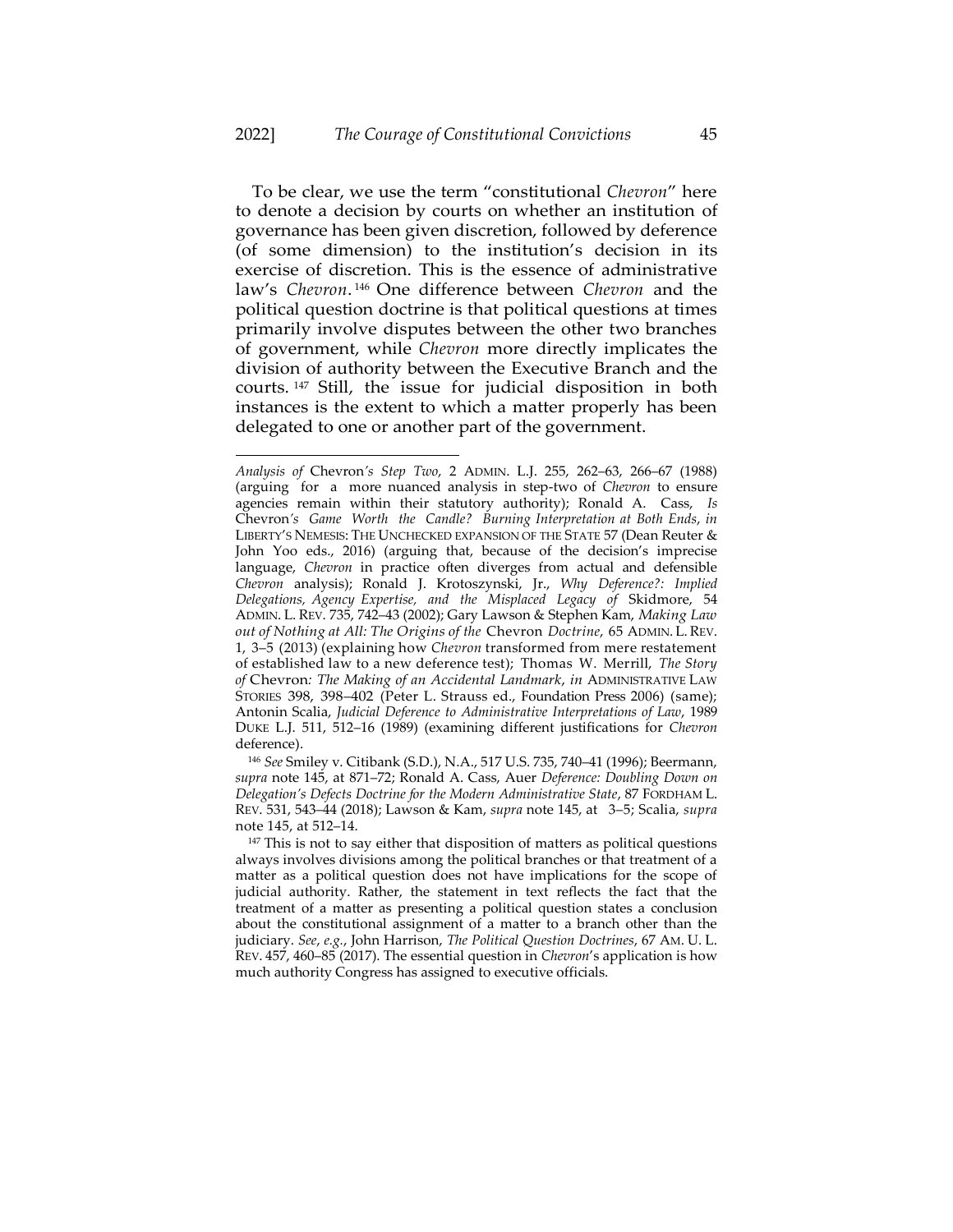To be clear, we use the term "constitutional *Chevron*" here to denote a decision by courts on whether an institution of governance has been given discretion, followed by deference (of some dimension) to the institution's decision in its exercise of discretion. This is the essence of administrative law's *Chevron*.[146] One difference between *Chevron* and the political question doctrine is that political questions at times primarily involve disputes between the other two branches of government, while *Chevron* more directly implicates the division of authority between the Executive Branch and the courts.[147] Still, the issue for judicial disposition in both instances is the extent to which a matter properly has been delegated to one or another part of the government.

---

*Analysis of* Chevron*'s Step Two*, 2 ADMIN. L.J. 255, 262–63, 266–67 (1988) (arguing for a more nuanced analysis in step-two of *Chevron* to ensure agencies remain within their statutory authority); Ronald A. Cass, *Is* Chevron*'s Game Worth the Candle? Burning Interpretation at Both Ends*, *in* LIBERTY'S NEMESIS: THE UNCHECKED EXPANSION OF THE STATE 57 (Dean Reuter & John Yoo eds., 2016) (arguing that, because of the decision's imprecise language, *Chevron* in practice often diverges from actual and defensible *Chevron* analysis); Ronald J. Krotoszynski, Jr., *Why Deference?: Implied Delegations, Agency Expertise, and the Misplaced Legacy of* Skidmore, 54 ADMIN. L. REV. 735, 742–43 (2002); Gary Lawson & Stephen Kam, *Making Law out of Nothing at All: The Origins of the* Chevron *Doctrine*, 65 ADMIN. L. REV. 1, 3–5 (2013) (explaining how *Chevron* transformed from mere restatement of established law to a new deference test); Thomas W. Merrill, *The Story of* Chevron*: The Making of an Accidental Landmark*, *in* ADMINISTRATIVE LAW STORIES 398, 398–402 (Peter L. Strauss ed., Foundation Press 2006) (same); Antonin Scalia, *Judicial Deference to Administrative Interpretations of Law*, 1989 DUKE L.J. 511, 512–16 (1989) (examining different justifications for *Chevron* deference).

[146] *See* Smiley v. Citibank (S.D.), N.A., 517 U.S. 735, 740–41 (1996); Beermann, *supra* note 145, at 871–72; Ronald A. Cass, Auer *Deference: Doubling Down on Delegation's Defects Doctrine for the Modern Administrative State*, 87 FORDHAM L. REV. 531, 543–44 (2018); Lawson & Kam, *supra* note 145, at 3–5; Scalia, *supra* note 145, at 512–14.

[147] This is not to say either that disposition of matters as political questions always involves divisions among the political branches or that treatment of a matter as a political question does not have implications for the scope of judicial authority. Rather, the statement in text reflects the fact that the treatment of a matter as presenting a political question states a conclusion about the constitutional assignment of a matter to a branch other than the judiciary. *See, e.g.*, John Harrison, *The Political Question Doctrines*, 67 AM. U. L. REV. 457, 460–85 (2017). The essential question in *Chevron*'s application is how much authority Congress has assigned to executive officials.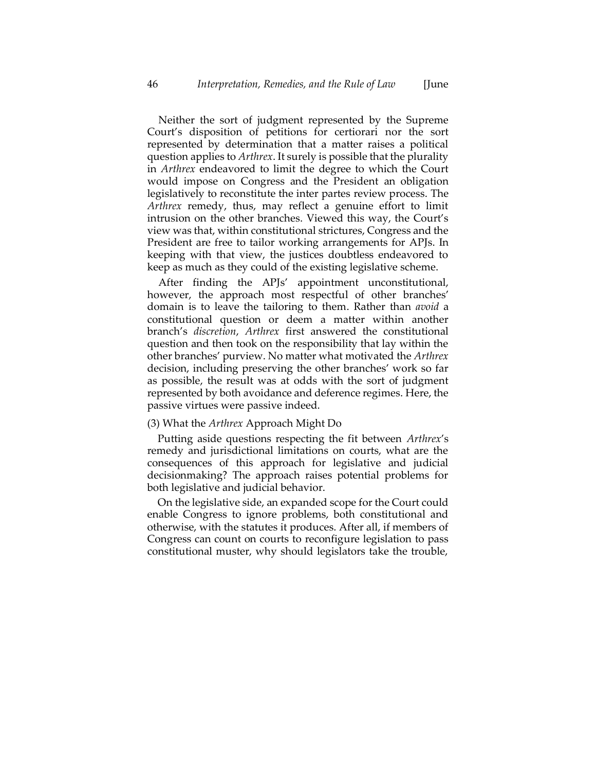Neither the sort of judgment represented by the Supreme Court's disposition of petitions for certiorari nor the sort represented by determination that a matter raises a political question applies to *Arthrex*. It surely is possible that the plurality in *Arthrex* endeavored to limit the degree to which the Court would impose on Congress and the President an obligation legislatively to reconstitute the inter partes review process. The *Arthrex* remedy, thus, may reflect a genuine effort to limit intrusion on the other branches. Viewed this way, the Court's view was that, within constitutional strictures, Congress and the President are free to tailor working arrangements for APJs. In keeping with that view, the justices doubtless endeavored to keep as much as they could of the existing legislative scheme.

After finding the APJs' appointment unconstitutional, however, the approach most respectful of other branches' domain is to leave the tailoring to them. Rather than *avoid* a constitutional question or deem a matter within another branch's *discretion*, *Arthrex* first answered the constitutional question and then took on the responsibility that lay within the other branches' purview. No matter what motivated the *Arthrex* decision, including preserving the other branches' work so far as possible, the result was at odds with the sort of judgment represented by both avoidance and deference regimes. Here, the passive virtues were passive indeed.

(3) What the *Arthrex* Approach Might Do

Putting aside questions respecting the fit between *Arthrex*'s remedy and jurisdictional limitations on courts, what are the consequences of this approach for legislative and judicial decisionmaking? The approach raises potential problems for both legislative and judicial behavior.

On the legislative side, an expanded scope for the Court could enable Congress to ignore problems, both constitutional and otherwise, with the statutes it produces. After all, if members of Congress can count on courts to reconfigure legislation to pass constitutional muster, why should legislators take the trouble,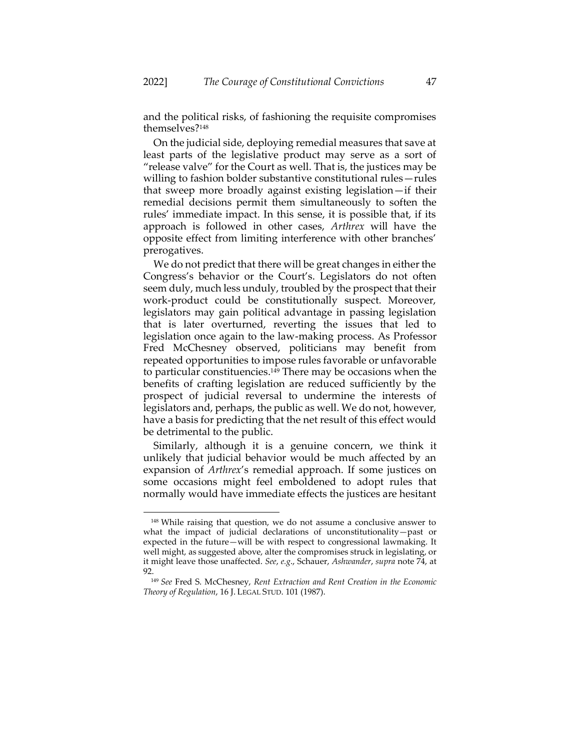and the political risks, of fashioning the requisite compromises themselves?[148]

On the judicial side, deploying remedial measures that save at least parts of the legislative product may serve as a sort of "release valve" for the Court as well. That is, the justices may be willing to fashion bolder substantive constitutional rules—rules that sweep more broadly against existing legislation—if their remedial decisions permit them simultaneously to soften the rules' immediate impact. In this sense, it is possible that, if its approach is followed in other cases, *Arthrex* will have the opposite effect from limiting interference with other branches' prerogatives.

We do not predict that there will be great changes in either the Congress's behavior or the Court's. Legislators do not often seem duly, much less unduly, troubled by the prospect that their work-product could be constitutionally suspect. Moreover, legislators may gain political advantage in passing legislation that is later overturned, reverting the issues that led to legislation once again to the law-making process. As Professor Fred McChesney observed, politicians may benefit from repeated opportunities to impose rules favorable or unfavorable to particular constituencies.[149] There may be occasions when the benefits of crafting legislation are reduced sufficiently by the prospect of judicial reversal to undermine the interests of legislators and, perhaps, the public as well. We do not, however, have a basis for predicting that the net result of this effect would be detrimental to the public.

Similarly, although it is a genuine concern, we think it unlikely that judicial behavior would be much affected by an expansion of *Arthrex*'s remedial approach. If some justices on some occasions might feel emboldened to adopt rules that normally would have immediate effects the justices are hesitant

---

[148] While raising that question, we do not assume a conclusive answer to what the impact of judicial declarations of unconstitutionality—past or expected in the future—will be with respect to congressional lawmaking. It well might, as suggested above, alter the compromises struck in legislating, or it might leave those unaffected. *See, e.g.*, Schauer, *Ashwander*, *supra* note 74, at 92.

[149] *See* Fred S. McChesney, *Rent Extraction and Rent Creation in the Economic Theory of Regulation*, 16 J. LEGAL STUD. 101 (1987).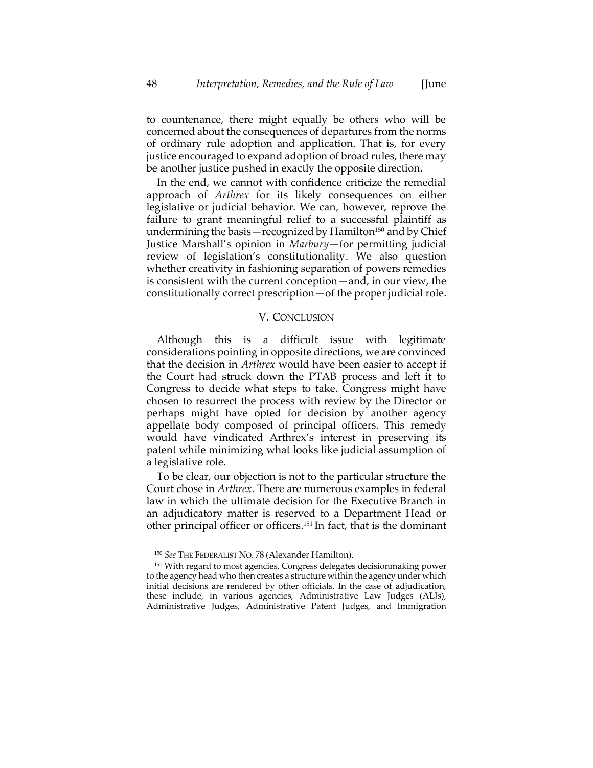to countenance, there might equally be others who will be concerned about the consequences of departures from the norms of ordinary rule adoption and application. That is, for every justice encouraged to expand adoption of broad rules, there may be another justice pushed in exactly the opposite direction.

In the end, we cannot with confidence criticize the remedial approach of *Arthrex* for its likely consequences on either legislative or judicial behavior. We can, however, reprove the failure to grant meaningful relief to a successful plaintiff as undermining the basis—recognized by Hamilton[150] and by Chief Justice Marshall's opinion in *Marbury*—for permitting judicial review of legislation's constitutionality. We also question whether creativity in fashioning separation of powers remedies is consistent with the current conception—and, in our view, the constitutionally correct prescription—of the proper judicial role.

## V. CONCLUSION

Although this is a difficult issue with legitimate considerations pointing in opposite directions, we are convinced that the decision in *Arthrex* would have been easier to accept if the Court had struck down the PTAB process and left it to Congress to decide what steps to take. Congress might have chosen to resurrect the process with review by the Director or perhaps might have opted for decision by another agency appellate body composed of principal officers. This remedy would have vindicated Arthrex's interest in preserving its patent while minimizing what looks like judicial assumption of a legislative role.

To be clear, our objection is not to the particular structure the Court chose in *Arthrex*. There are numerous examples in federal law in which the ultimate decision for the Executive Branch in an adjudicatory matter is reserved to a Department Head or other principal officer or officers.[151] In fact, that is the dominant

---

[150] *See* THE FEDERALIST NO. 78 (Alexander Hamilton).

[151] With regard to most agencies, Congress delegates decisionmaking power to the agency head who then creates a structure within the agency under which initial decisions are rendered by other officials. In the case of adjudication, these include, in various agencies, Administrative Law Judges (ALJs), Administrative Judges, Administrative Patent Judges, and Immigration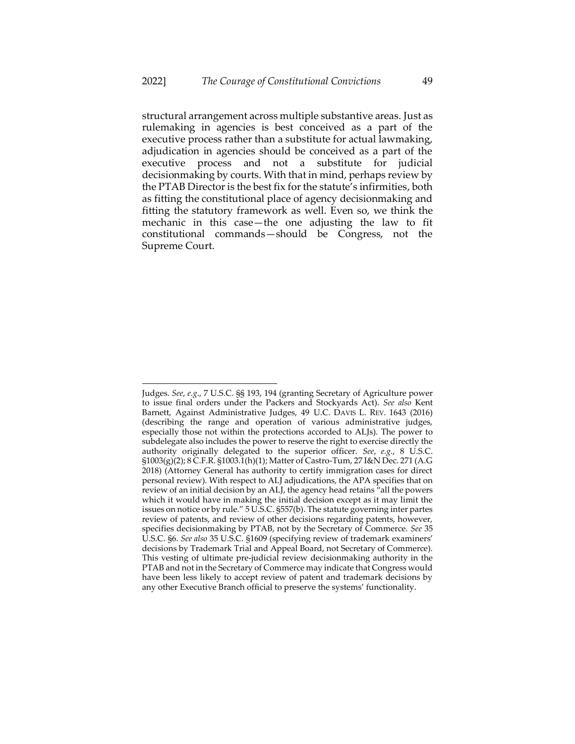structural arrangement across multiple substantive areas. Just as rulemaking in agencies is best conceived as a part of the executive process rather than a substitute for actual lawmaking, adjudication in agencies should be conceived as a part of the executive process and not a substitute for judicial decisionmaking by courts. With that in mind, perhaps review by the PTAB Director is the best fix for the statute's infirmities, both as fitting the constitutional place of agency decisionmaking and fitting the statutory framework as well. Even so, we think the mechanic in this case—the one adjusting the law to fit constitutional commands—should be Congress, not the Supreme Court.

---

Judges. *See*, *e.g.*, 7 U.S.C. §§ 193, 194 (granting Secretary of Agriculture power to issue final orders under the Packers and Stockyards Act). *See also* Kent Barnett, Against Administrative Judges, 49 U.C. DAVIS L. REV. 1643 (2016) (describing the range and operation of various administrative judges, especially those not within the protections accorded to ALJs). The power to subdelegate also includes the power to reserve the right to exercise directly the authority originally delegated to the superior officer. *See*, *e.g.*, 8 U.S.C. §1003(g)(2); 8 C.F.R. §1003.1(h)(1); Matter of Castro-Tum, 27 I&N Dec. 271 (A.G 2018) (Attorney General has authority to certify immigration cases for direct personal review). With respect to ALJ adjudications, the APA specifies that on review of an initial decision by an ALJ, the agency head retains "all the powers which it would have in making the initial decision except as it may limit the issues on notice or by rule." 5 U.S.C. §557(b). The statute governing inter partes review of patents, and review of other decisions regarding patents, however, specifies decisionmaking by PTAB, not by the Secretary of Commerce. *See* 35 U.S.C. §6. *See also* 35 U.S.C. §1609 (specifying review of trademark examiners' decisions by Trademark Trial and Appeal Board, not Secretary of Commerce). This vesting of ultimate pre-judicial review decisionmaking authority in the PTAB and not in the Secretary of Commerce may indicate that Congress would have been less likely to accept review of patent and trademark decisions by any other Executive Branch official to preserve the systems' functionality.